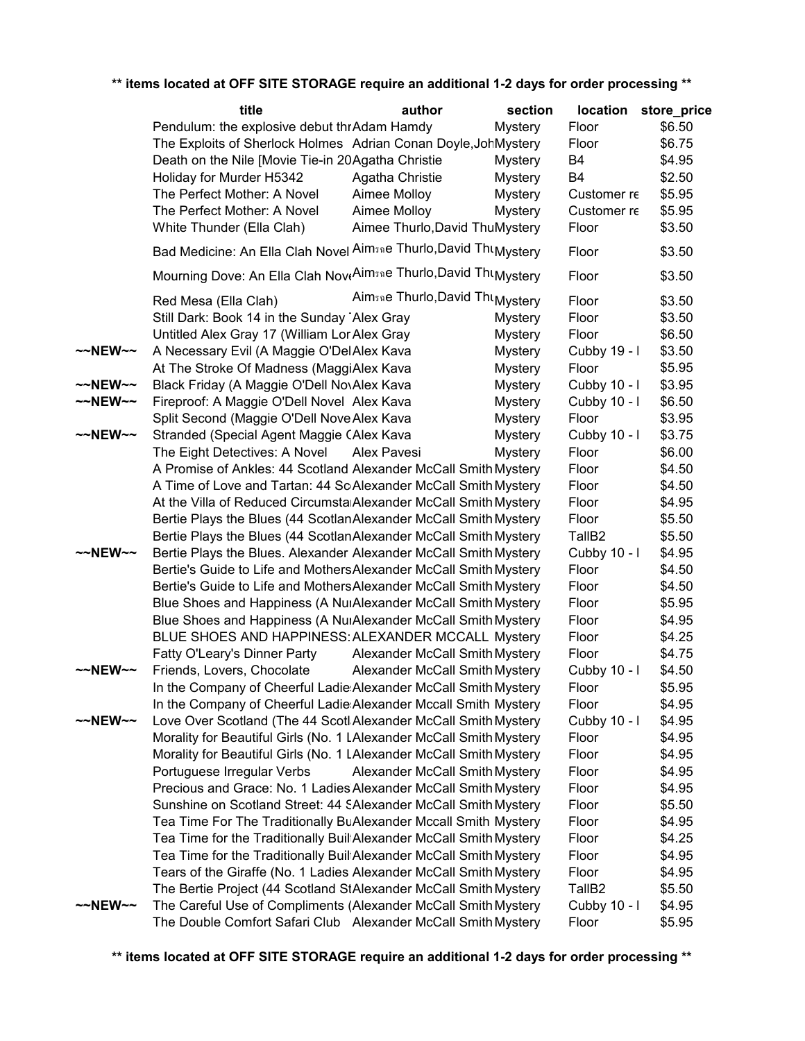**\*\* items located at OFF SITE STORAGE require an additional 1-2 days for order processing \*\***

| | title | author | section | location | store_price |
|---|---|---|---|---|---|
| | Pendulum: the explosive debut thr | Adam Hamdy | Mystery | Floor | $6.50 |
| | The Exploits of Sherlock Holmes | Adrian Conan Doyle,Joh | Mystery | Floor | $6.75 |
| | Death on the Nile [Movie Tie-in 20 | Agatha Christie | Mystery | B4 | $4.95 |
| | Holiday for Murder H5342 | Agatha Christie | Mystery | B4 | $2.50 |
| | The Perfect Mother: A Novel | Aimee Molloy | Mystery | Customer re | $5.95 |
| | The Perfect Mother: A Novel | Aimee Molloy | Mystery | Customer re | $5.95 |
| | White Thunder (Ella Clah) | Aimee Thurlo,David Thu | Mystery | Floor | $3.50 |
| | Bad Medicine: An Ella Clah Novel | Aimï¿½e Thurlo,David Thu | Mystery | Floor | $3.50 |
| | Mourning Dove: An Ella Clah Nov | Aimï¿½e Thurlo,David Thu | Mystery | Floor | $3.50 |
| | Red Mesa (Ella Clah) | Aimï¿½e Thurlo,David Thu | Mystery | Floor | $3.50 |
| | Still Dark: Book 14 in the Sunday | Alex Gray | Mystery | Floor | $3.50 |
| | Untitled Alex Gray 17 (William Lor | Alex Gray | Mystery | Floor | $6.50 |
| ~~NEW~~ | A Necessary Evil (A Maggie O'Del | Alex Kava | Mystery | Cubby 19 - I | $3.50 |
| | At The Stroke Of Madness (Maggi | Alex Kava | Mystery | Floor | $5.95 |
| ~~NEW~~ | Black Friday (A Maggie O'Dell Nov | Alex Kava | Mystery | Cubby 10 - I | $3.95 |
| ~~NEW~~ | Fireproof: A Maggie O'Dell Novel | Alex Kava | Mystery | Cubby 10 - I | $6.50 |
| | Split Second (Maggie O'Dell Nove | Alex Kava | Mystery | Floor | $3.95 |
| ~~NEW~~ | Stranded (Special Agent Maggie ( | Alex Kava | Mystery | Cubby 10 - I | $3.75 |
| | The Eight Detectives: A Novel | Alex Pavesi | Mystery | Floor | $6.00 |
| | A Promise of Ankles: 44 Scotland | Alexander McCall Smith | Mystery | Floor | $4.50 |
| | A Time of Love and Tartan: 44 Sc | Alexander McCall Smith | Mystery | Floor | $4.50 |
| | At the Villa of Reduced Circumsta | Alexander McCall Smith | Mystery | Floor | $4.95 |
| | Bertie Plays the Blues (44 Scotlan | Alexander McCall Smith | Mystery | Floor | $5.50 |
| | Bertie Plays the Blues (44 Scotlan | Alexander McCall Smith | Mystery | TallB2 | $5.50 |
| ~~NEW~~ | Bertie Plays the Blues. Alexander | Alexander McCall Smith | Mystery | Cubby 10 - I | $4.95 |
| | Bertie's Guide to Life and Mothers | Alexander McCall Smith | Mystery | Floor | $4.50 |
| | Bertie's Guide to Life and Mothers | Alexander McCall Smith | Mystery | Floor | $4.50 |
| | Blue Shoes and Happiness (A Nu | Alexander McCall Smith | Mystery | Floor | $5.95 |
| | Blue Shoes and Happiness (A Nu | Alexander McCall Smith | Mystery | Floor | $4.95 |
| | BLUE SHOES AND HAPPINESS: | ALEXANDER MCCALL | Mystery | Floor | $4.25 |
| | Fatty O'Leary's Dinner Party | Alexander McCall Smith | Mystery | Floor | $4.75 |
| ~~NEW~~ | Friends, Lovers, Chocolate | Alexander McCall Smith | Mystery | Cubby 10 - I | $4.50 |
| | In the Company of Cheerful Ladie | Alexander McCall Smith | Mystery | Floor | $5.95 |
| | In the Company of Cheerful Ladie | Alexander Mccall Smith | Mystery | Floor | $4.95 |
| ~~NEW~~ | Love Over Scotland (The 44 Scotl | Alexander McCall Smith | Mystery | Cubby 10 - I | $4.95 |
| | Morality for Beautiful Girls (No. 1 L | Alexander McCall Smith | Mystery | Floor | $4.95 |
| | Morality for Beautiful Girls (No. 1 L | Alexander McCall Smith | Mystery | Floor | $4.95 |
| | Portuguese Irregular Verbs | Alexander McCall Smith | Mystery | Floor | $4.95 |
| | Precious and Grace: No. 1 Ladies | Alexander McCall Smith | Mystery | Floor | $4.95 |
| | Sunshine on Scotland Street: 44 S | Alexander McCall Smith | Mystery | Floor | $5.50 |
| | Tea Time For The Traditionally Bu | Alexander Mccall Smith | Mystery | Floor | $4.95 |
| | Tea Time for the Traditionally Buil | Alexander McCall Smith | Mystery | Floor | $4.25 |
| | Tea Time for the Traditionally Buil | Alexander McCall Smith | Mystery | Floor | $4.95 |
| | Tears of the Giraffe (No. 1 Ladies | Alexander McCall Smith | Mystery | Floor | $4.95 |
| | The Bertie Project (44 Scotland St | Alexander McCall Smith | Mystery | TallB2 | $5.50 |
| ~~NEW~~ | The Careful Use of Compliments ( | Alexander McCall Smith | Mystery | Cubby 10 - I | $4.95 |
| | The Double Comfort Safari Club | Alexander McCall Smith | Mystery | Floor | $5.95 |

**\*\* items located at OFF SITE STORAGE require an additional 1-2 days for order processing \*\***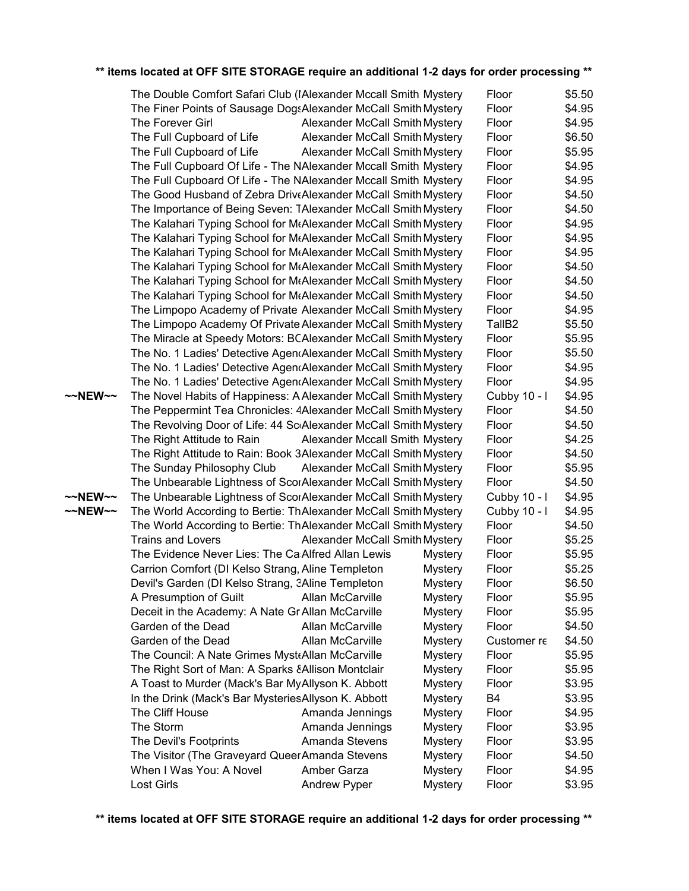** items located at OFF SITE STORAGE require an additional 1-2 days for order processing **

| | Title | Author | Genre | Location | Price |
|---|---|---|---|---|---|
| | The Double Comfort Safari Club (I | Alexander Mccall Smith | Mystery | Floor | $5.50 |
| | The Finer Points of Sausage Dogs | Alexander McCall Smith | Mystery | Floor | $4.95 |
| | The Forever Girl | Alexander McCall Smith | Mystery | Floor | $4.95 |
| | The Full Cupboard of Life | Alexander McCall Smith | Mystery | Floor | $6.50 |
| | The Full Cupboard of Life | Alexander McCall Smith | Mystery | Floor | $5.95 |
| | The Full Cupboard Of Life - The N | Alexander Mccall Smith | Mystery | Floor | $4.95 |
| | The Full Cupboard Of Life - The N | Alexander Mccall Smith | Mystery | Floor | $4.95 |
| | The Good Husband of Zebra Drive | Alexander McCall Smith | Mystery | Floor | $4.50 |
| | The Importance of Being Seven: T | Alexander McCall Smith | Mystery | Floor | $4.50 |
| | The Kalahari Typing School for M | Alexander McCall Smith | Mystery | Floor | $4.95 |
| | The Kalahari Typing School for M | Alexander McCall Smith | Mystery | Floor | $4.95 |
| | The Kalahari Typing School for M | Alexander McCall Smith | Mystery | Floor | $4.95 |
| | The Kalahari Typing School for M | Alexander McCall Smith | Mystery | Floor | $4.50 |
| | The Kalahari Typing School for M | Alexander McCall Smith | Mystery | Floor | $4.50 |
| | The Kalahari Typing School for M | Alexander McCall Smith | Mystery | Floor | $4.50 |
| | The Limpopo Academy of Private | Alexander McCall Smith | Mystery | Floor | $4.95 |
| | The Limpopo Academy Of Private | Alexander McCall Smith | Mystery | TallB2 | $5.50 |
| | The Miracle at Speedy Motors: BC | Alexander McCall Smith | Mystery | Floor | $5.95 |
| | The No. 1 Ladies' Detective Agen | Alexander McCall Smith | Mystery | Floor | $5.50 |
| | The No. 1 Ladies' Detective Agen | Alexander McCall Smith | Mystery | Floor | $4.95 |
| | The No. 1 Ladies' Detective Agen | Alexander McCall Smith | Mystery | Floor | $4.95 |
| ~~NEW~~ | The Novel Habits of Happiness: A | Alexander McCall Smith | Mystery | Cubby 10 - I | $4.95 |
| | The Peppermint Tea Chronicles: 4 | Alexander McCall Smith | Mystery | Floor | $4.50 |
| | The Revolving Door of Life: 44 Sc | Alexander McCall Smith | Mystery | Floor | $4.50 |
| | The Right Attitude to Rain | Alexander Mccall Smith | Mystery | Floor | $4.25 |
| | The Right Attitude to Rain: Book 3 | Alexander McCall Smith | Mystery | Floor | $4.50 |
| | The Sunday Philosophy Club | Alexander McCall Smith | Mystery | Floor | $5.95 |
| | The Unbearable Lightness of Scor | Alexander McCall Smith | Mystery | Floor | $4.50 |
| ~~NEW~~ | The Unbearable Lightness of Scor | Alexander McCall Smith | Mystery | Cubby 10 - I | $4.95 |
| ~~NEW~~ | The World According to Bertie: Th | Alexander McCall Smith | Mystery | Cubby 10 - I | $4.95 |
| | The World According to Bertie: Th | Alexander McCall Smith | Mystery | Floor | $4.50 |
| | Trains and Lovers | Alexander McCall Smith | Mystery | Floor | $5.25 |
| | The Evidence Never Lies: The Ca | Alfred Allan Lewis | Mystery | Floor | $5.95 |
| | Carrion Comfort (DI Kelso Strang, | Aline Templeton | Mystery | Floor | $5.25 |
| | Devil's Garden (DI Kelso Strang, 3 | Aline Templeton | Mystery | Floor | $6.50 |
| | A Presumption of Guilt | Allan McCarville | Mystery | Floor | $5.95 |
| | Deceit in the Academy: A Nate Gr | Allan McCarville | Mystery | Floor | $5.95 |
| | Garden of the Dead | Allan McCarville | Mystery | Floor | $4.50 |
| | Garden of the Dead | Allan McCarville | Mystery | Customer re | $4.50 |
| | The Council: A Nate Grimes Myste | Allan McCarville | Mystery | Floor | $5.95 |
| | The Right Sort of Man: A Sparks & | Allison Montclair | Mystery | Floor | $5.95 |
| | A Toast to Murder (Mack's Bar My | Allyson K. Abbott | Mystery | Floor | $3.95 |
| | In the Drink (Mack's Bar Mysteries | Allyson K. Abbott | Mystery | B4 | $3.95 |
| | The Cliff House | Amanda Jennings | Mystery | Floor | $4.95 |
| | The Storm | Amanda Jennings | Mystery | Floor | $3.95 |
| | The Devil's Footprints | Amanda Stevens | Mystery | Floor | $3.95 |
| | The Visitor (The Graveyard Queen | Amanda Stevens | Mystery | Floor | $4.50 |
| | When I Was You: A Novel | Amber Garza | Mystery | Floor | $4.95 |
| | Lost Girls | Andrew Pyper | Mystery | Floor | $3.95 |

** items located at OFF SITE STORAGE require an additional 1-2 days for order processing **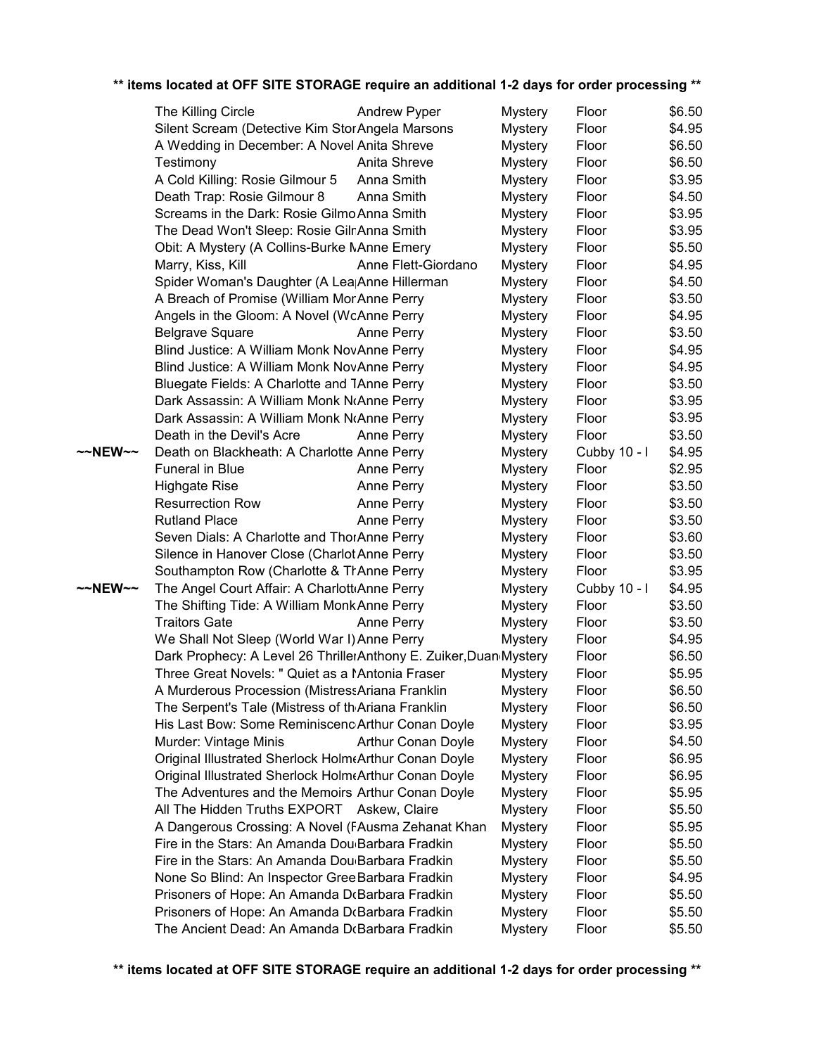**\*\* items located at OFF SITE STORAGE require an additional 1-2 days for order processing \*\***

| | Title | Author | Category | Location | Price |
|---|---|---|---|---|---|
| | The Killing Circle | Andrew Pyper | Mystery | Floor | $6.50 |
| | Silent Scream (Detective Kim Stor | Angela Marsons | Mystery | Floor | $4.95 |
| | A Wedding in December: A Novel | Anita Shreve | Mystery | Floor | $6.50 |
| | Testimony | Anita Shreve | Mystery | Floor | $6.50 |
| | A Cold Killing: Rosie Gilmour 5 | Anna Smith | Mystery | Floor | $3.95 |
| | Death Trap: Rosie Gilmour 8 | Anna Smith | Mystery | Floor | $4.50 |
| | Screams in the Dark: Rosie Gilmo | Anna Smith | Mystery | Floor | $3.95 |
| | The Dead Won't Sleep: Rosie Gilr | Anna Smith | Mystery | Floor | $3.95 |
| | Obit: A Mystery (A Collins-Burke M | Anne Emery | Mystery | Floor | $5.50 |
| | Marry, Kiss, Kill | Anne Flett-Giordano | Mystery | Floor | $4.95 |
| | Spider Woman's Daughter (A Lea | Anne Hillerman | Mystery | Floor | $4.50 |
| | A Breach of Promise (William Mor | Anne Perry | Mystery | Floor | $3.50 |
| | Angels in the Gloom: A Novel (Wo | Anne Perry | Mystery | Floor | $4.95 |
| | Belgrave Square | Anne Perry | Mystery | Floor | $3.50 |
| | Blind Justice: A William Monk Nov | Anne Perry | Mystery | Floor | $4.95 |
| | Blind Justice: A William Monk Nov | Anne Perry | Mystery | Floor | $4.95 |
| | Bluegate Fields: A Charlotte and T | Anne Perry | Mystery | Floor | $3.50 |
| | Dark Assassin: A William Monk N | Anne Perry | Mystery | Floor | $3.95 |
| | Dark Assassin: A William Monk N | Anne Perry | Mystery | Floor | $3.95 |
| | Death in the Devil's Acre | Anne Perry | Mystery | Floor | $3.50 |
| ~~NEW~~ | Death on Blackheath: A Charlotte | Anne Perry | Mystery | Cubby 10 - I | $4.95 |
| | Funeral in Blue | Anne Perry | Mystery | Floor | $2.95 |
| | Highgate Rise | Anne Perry | Mystery | Floor | $3.50 |
| | Resurrection Row | Anne Perry | Mystery | Floor | $3.50 |
| | Rutland Place | Anne Perry | Mystery | Floor | $3.50 |
| | Seven Dials: A Charlotte and Thor | Anne Perry | Mystery | Floor | $3.60 |
| | Silence in Hanover Close (Charlot | Anne Perry | Mystery | Floor | $3.50 |
| | Southampton Row (Charlotte & Th | Anne Perry | Mystery | Floor | $3.95 |
| ~~NEW~~ | The Angel Court Affair: A Charlott | Anne Perry | Mystery | Cubby 10 - I | $4.95 |
| | The Shifting Tide: A William Monk | Anne Perry | Mystery | Floor | $3.50 |
| | Traitors Gate | Anne Perry | Mystery | Floor | $3.50 |
| | We Shall Not Sleep (World War I) | Anne Perry | Mystery | Floor | $4.95 |
| | Dark Prophecy: A Level 26 Thriller | Anthony E. Zuiker,Duan | Mystery | Floor | $6.50 |
| | Three Great Novels: " Quiet as a N | Antonia Fraser | Mystery | Floor | $5.95 |
| | A Murderous Procession (Mistress | Ariana Franklin | Mystery | Floor | $6.50 |
| | The Serpent's Tale (Mistress of th | Ariana Franklin | Mystery | Floor | $6.50 |
| | His Last Bow: Some Reminiscenc | Arthur Conan Doyle | Mystery | Floor | $3.95 |
| | Murder: Vintage Minis | Arthur Conan Doyle | Mystery | Floor | $4.50 |
| | Original Illustrated Sherlock Holm | Arthur Conan Doyle | Mystery | Floor | $6.95 |
| | Original Illustrated Sherlock Holm | Arthur Conan Doyle | Mystery | Floor | $6.95 |
| | The Adventures and the Memoirs | Arthur Conan Doyle | Mystery | Floor | $5.95 |
| | All The Hidden Truths EXPORT | Askew, Claire | Mystery | Floor | $5.50 |
| | A Dangerous Crossing: A Novel (F | Ausma Zehanat Khan | Mystery | Floor | $5.95 |
| | Fire in the Stars: An Amanda Dou | Barbara Fradkin | Mystery | Floor | $5.50 |
| | Fire in the Stars: An Amanda Dou | Barbara Fradkin | Mystery | Floor | $5.50 |
| | None So Blind: An Inspector Gree | Barbara Fradkin | Mystery | Floor | $4.95 |
| | Prisoners of Hope: An Amanda Do | Barbara Fradkin | Mystery | Floor | $5.50 |
| | Prisoners of Hope: An Amanda Do | Barbara Fradkin | Mystery | Floor | $5.50 |
| | The Ancient Dead: An Amanda Do | Barbara Fradkin | Mystery | Floor | $5.50 |

**\*\* items located at OFF SITE STORAGE require an additional 1-2 days for order processing \*\***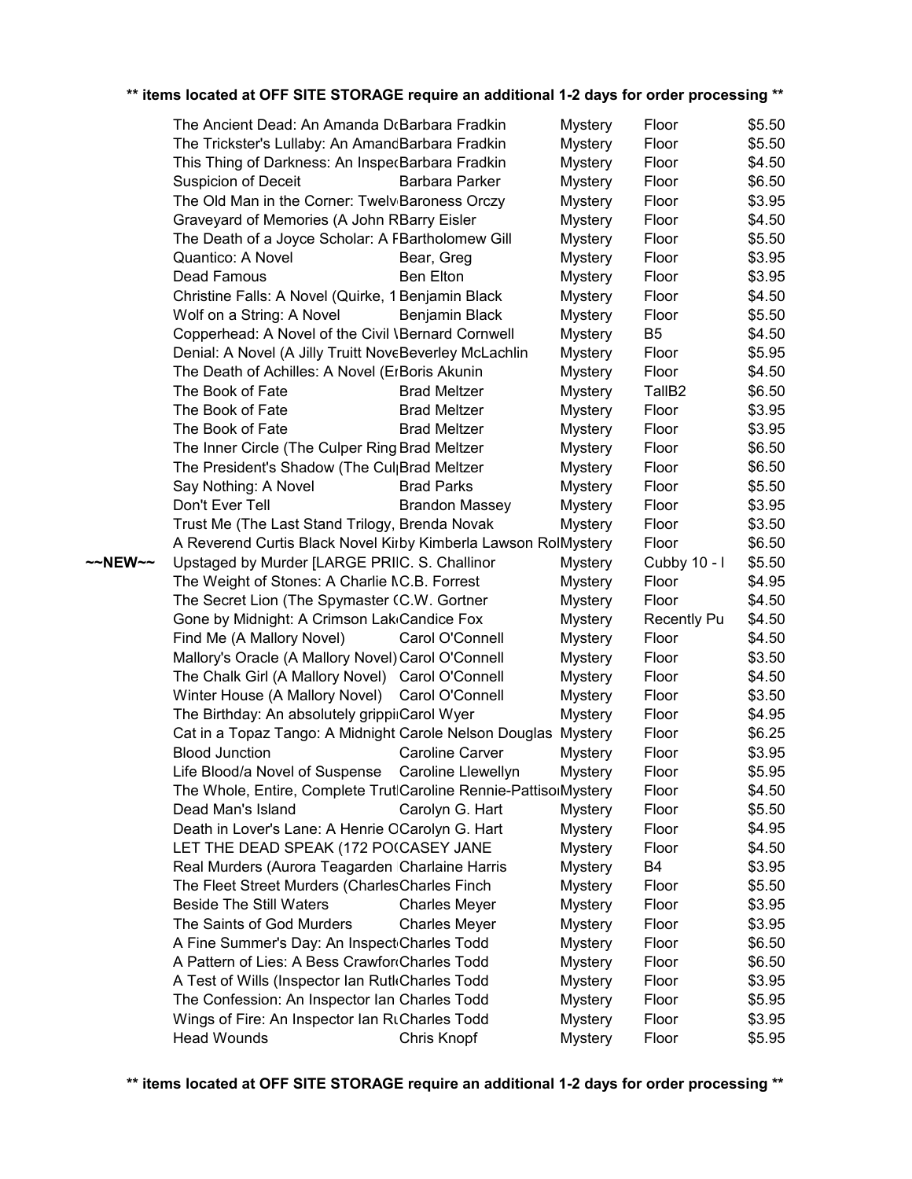** items located at OFF SITE STORAGE require an additional 1-2 days for order processing **

| | | | | | |
|---|---|---|---|---|---|
| | The Ancient Dead: An Amanda D( | Barbara Fradkin | Mystery | Floor | $5.50 |
| | The Trickster's Lullaby: An Amand | Barbara Fradkin | Mystery | Floor | $5.50 |
| | This Thing of Darkness: An Inspe( | Barbara Fradkin | Mystery | Floor | $4.50 |
| | Suspicion of Deceit | Barbara Parker | Mystery | Floor | $6.50 |
| | The Old Man in the Corner: Twelv | Baroness Orczy | Mystery | Floor | $3.95 |
| | Graveyard of Memories (A John R | Barry Eisler | Mystery | Floor | $4.50 |
| | The Death of a Joyce Scholar: A F | Bartholomew Gill | Mystery | Floor | $5.50 |
| | Quantico: A Novel | Bear, Greg | Mystery | Floor | $3.95 |
| | Dead Famous | Ben Elton | Mystery | Floor | $3.95 |
| | Christine Falls: A Novel (Quirke, 1 | Benjamin Black | Mystery | Floor | $4.50 |
| | Wolf on a String: A Novel | Benjamin Black | Mystery | Floor | $5.50 |
| | Copperhead: A Novel of the Civil \ | Bernard Cornwell | Mystery | B5 | $4.50 |
| | Denial: A Novel (A Jilly Truitt Nove | Beverley McLachlin | Mystery | Floor | $5.95 |
| | The Death of Achilles: A Novel (E | Boris Akunin | Mystery | Floor | $4.50 |
| | The Book of Fate | Brad Meltzer | Mystery | TallB2 | $6.50 |
| | The Book of Fate | Brad Meltzer | Mystery | Floor | $3.95 |
| | The Book of Fate | Brad Meltzer | Mystery | Floor | $3.95 |
| | The Inner Circle (The Culper Ring | Brad Meltzer | Mystery | Floor | $6.50 |
| | The President's Shadow (The Cul | Brad Meltzer | Mystery | Floor | $6.50 |
| | Say Nothing: A Novel | Brad Parks | Mystery | Floor | $5.50 |
| | Don't Ever Tell | Brandon Massey | Mystery | Floor | $3.95 |
| | Trust Me (The Last Stand Trilogy, | Brenda Novak | Mystery | Floor | $3.50 |
| | A Reverend Curtis Black Novel Ki | by Kimberla Lawson Rol | Mystery | Floor | $6.50 |
| ~~NEW~~ | Upstaged by Murder [LARGE PRI | C. S. Challinor | Mystery | Cubby 10 - I | $5.50 |
| | The Weight of Stones: A Charlie M | C.B. Forrest | Mystery | Floor | $4.95 |
| | The Secret Lion (The Spymaster ( | C.W. Gortner | Mystery | Floor | $4.50 |
| | Gone by Midnight: A Crimson Lak | Candice Fox | Mystery | Recently Pu | $4.50 |
| | Find Me (A Mallory Novel) | Carol O'Connell | Mystery | Floor | $4.50 |
| | Mallory's Oracle (A Mallory Novel) | Carol O'Connell | Mystery | Floor | $3.50 |
| | The Chalk Girl (A Mallory Novel) | Carol O'Connell | Mystery | Floor | $4.50 |
| | Winter House (A Mallory Novel) | Carol O'Connell | Mystery | Floor | $3.50 |
| | The Birthday: An absolutely grippi | Carol Wyer | Mystery | Floor | $4.95 |
| | Cat in a Topaz Tango: A Midnight | Carole Nelson Douglas | Mystery | Floor | $6.25 |
| | Blood Junction | Caroline Carver | Mystery | Floor | $3.95 |
| | Life Blood/a Novel of Suspense | Caroline Llewellyn | Mystery | Floor | $5.95 |
| | The Whole, Entire, Complete Trut | Caroline Rennie-Pattiso | Mystery | Floor | $4.50 |
| | Dead Man's Island | Carolyn G. Hart | Mystery | Floor | $5.50 |
| | Death in Lover's Lane: A Henrie O | Carolyn G. Hart | Mystery | Floor | $4.95 |
| | LET THE DEAD SPEAK (172 PO( | CASEY JANE | Mystery | Floor | $4.50 |
| | Real Murders (Aurora Teagarden | Charlaine Harris | Mystery | B4 | $3.95 |
| | The Fleet Street Murders (Charles | Charles Finch | Mystery | Floor | $5.50 |
| | Beside The Still Waters | Charles Meyer | Mystery | Floor | $3.95 |
| | The Saints of God Murders | Charles Meyer | Mystery | Floor | $3.95 |
| | A Fine Summer's Day: An Inspect | Charles Todd | Mystery | Floor | $6.50 |
| | A Pattern of Lies: A Bess Crawfor | Charles Todd | Mystery | Floor | $6.50 |
| | A Test of Wills (Inspector Ian Rutl | Charles Todd | Mystery | Floor | $3.95 |
| | The Confession: An Inspector Ian | Charles Todd | Mystery | Floor | $5.95 |
| | Wings of Fire: An Inspector Ian R | Charles Todd | Mystery | Floor | $3.95 |
| | Head Wounds | Chris Knopf | Mystery | Floor | $5.95 |

** items located at OFF SITE STORAGE require an additional 1-2 days for order processing **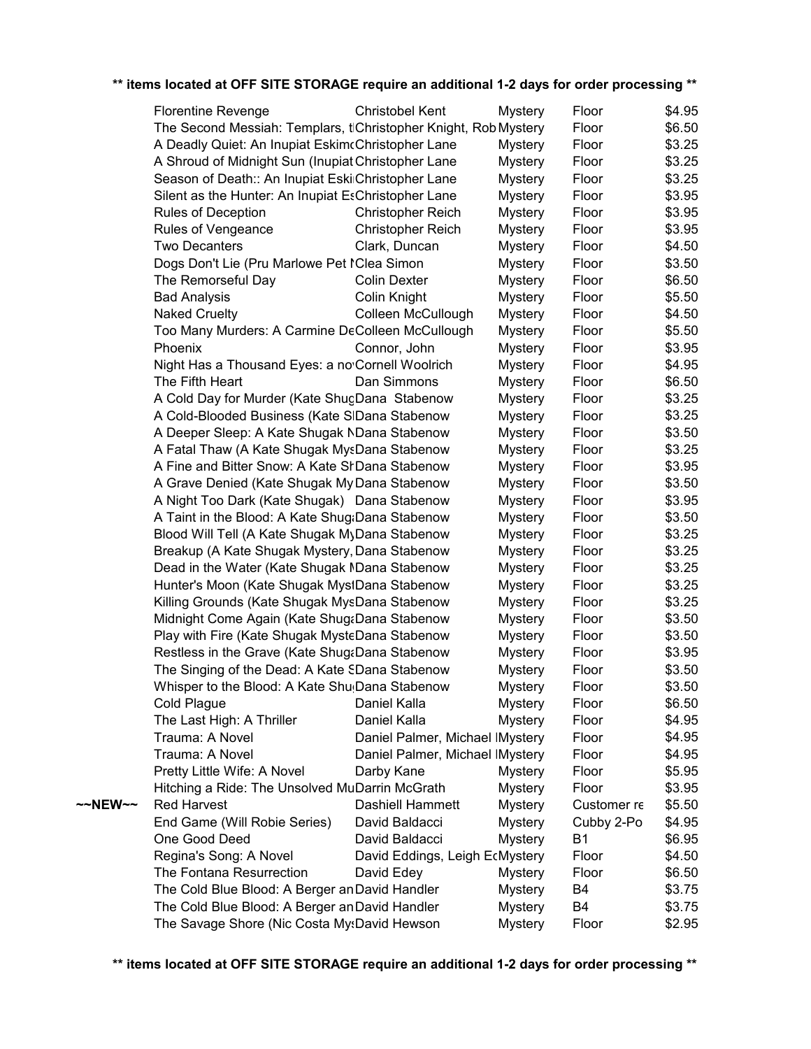**\*\* items located at OFF SITE STORAGE require an additional 1-2 days for order processing \*\***

| | | | | | |
|---|---|---|---|---|---|
| | Florentine Revenge | Christobel Kent | Mystery | Floor | $4.95 |
| | The Second Messiah: Templars, t | Christopher Knight, Rob | Mystery | Floor | $6.50 |
| | A Deadly Quiet: An Inupiat Eskimo | Christopher Lane | Mystery | Floor | $3.25 |
| | A Shroud of Midnight Sun (Inupiat | Christopher Lane | Mystery | Floor | $3.25 |
| | Season of Death:: An Inupiat Eski | Christopher Lane | Mystery | Floor | $3.25 |
| | Silent as the Hunter: An Inupiat Es | Christopher Lane | Mystery | Floor | $3.95 |
| | Rules of Deception | Christopher Reich | Mystery | Floor | $3.95 |
| | Rules of Vengeance | Christopher Reich | Mystery | Floor | $3.95 |
| | Two Decanters | Clark, Duncan | Mystery | Floor | $4.50 |
| | Dogs Don't Lie (Pru Marlowe Pet N | Clea Simon | Mystery | Floor | $3.50 |
| | The Remorseful Day | Colin Dexter | Mystery | Floor | $6.50 |
| | Bad Analysis | Colin Knight | Mystery | Floor | $5.50 |
| | Naked Cruelty | Colleen McCullough | Mystery | Floor | $4.50 |
| | Too Many Murders: A Carmine De | Colleen McCullough | Mystery | Floor | $5.50 |
| | Phoenix | Connor, John | Mystery | Floor | $3.95 |
| | Night Has a Thousand Eyes: a no | Cornell Woolrich | Mystery | Floor | $4.95 |
| | The Fifth Heart | Dan Simmons | Mystery | Floor | $6.50 |
| | A Cold Day for Murder (Kate Shug | Dana Stabenow | Mystery | Floor | $3.25 |
| | A Cold-Blooded Business (Kate Sl | Dana Stabenow | Mystery | Floor | $3.25 |
| | A Deeper Sleep: A Kate Shugak M | Dana Stabenow | Mystery | Floor | $3.50 |
| | A Fatal Thaw (A Kate Shugak Mys | Dana Stabenow | Mystery | Floor | $3.25 |
| | A Fine and Bitter Snow: A Kate Sh | Dana Stabenow | Mystery | Floor | $3.95 |
| | A Grave Denied (Kate Shugak My | Dana Stabenow | Mystery | Floor | $3.50 |
| | A Night Too Dark (Kate Shugak) | Dana Stabenow | Mystery | Floor | $3.95 |
| | A Taint in the Blood: A Kate Shug | Dana Stabenow | Mystery | Floor | $3.50 |
| | Blood Will Tell (A Kate Shugak My | Dana Stabenow | Mystery | Floor | $3.25 |
| | Breakup (A Kate Shugak Mystery, | Dana Stabenow | Mystery | Floor | $3.25 |
| | Dead in the Water (Kate Shugak M | Dana Stabenow | Mystery | Floor | $3.25 |
| | Hunter's Moon (Kate Shugak Myst | Dana Stabenow | Mystery | Floor | $3.25 |
| | Killing Grounds (Kate Shugak Mys | Dana Stabenow | Mystery | Floor | $3.25 |
| | Midnight Come Again (Kate Shuga | Dana Stabenow | Mystery | Floor | $3.50 |
| | Play with Fire (Kate Shugak Myste | Dana Stabenow | Mystery | Floor | $3.50 |
| | Restless in the Grave (Kate Shuga | Dana Stabenow | Mystery | Floor | $3.95 |
| | The Singing of the Dead: A Kate S | Dana Stabenow | Mystery | Floor | $3.50 |
| | Whisper to the Blood: A Kate Shu | Dana Stabenow | Mystery | Floor | $3.50 |
| | Cold Plague | Daniel Kalla | Mystery | Floor | $6.50 |
| | The Last High: A Thriller | Daniel Kalla | Mystery | Floor | $4.95 |
| | Trauma: A Novel | Daniel Palmer, Michael I | Mystery | Floor | $4.95 |
| | Trauma: A Novel | Daniel Palmer, Michael I | Mystery | Floor | $4.95 |
| | Pretty Little Wife: A Novel | Darby Kane | Mystery | Floor | $5.95 |
| | Hitching a Ride: The Unsolved Mu | Darrin McGrath | Mystery | Floor | $3.95 |
| ~~NEW~~ | Red Harvest | Dashiell Hammett | Mystery | Customer re | $5.50 |
| | End Game (Will Robie Series) | David Baldacci | Mystery | Cubby 2-Po | $4.95 |
| | One Good Deed | David Baldacci | Mystery | B1 | $6.95 |
| | Regina's Song: A Novel | David Eddings, Leigh Ed | Mystery | Floor | $4.50 |
| | The Fontana Resurrection | David Edey | Mystery | Floor | $6.50 |
| | The Cold Blue Blood: A Berger an | David Handler | Mystery | B4 | $3.75 |
| | The Cold Blue Blood: A Berger an | David Handler | Mystery | B4 | $3.75 |
| | The Savage Shore (Nic Costa Mys | David Hewson | Mystery | Floor | $2.95 |

**\*\* items located at OFF SITE STORAGE require an additional 1-2 days for order processing \*\***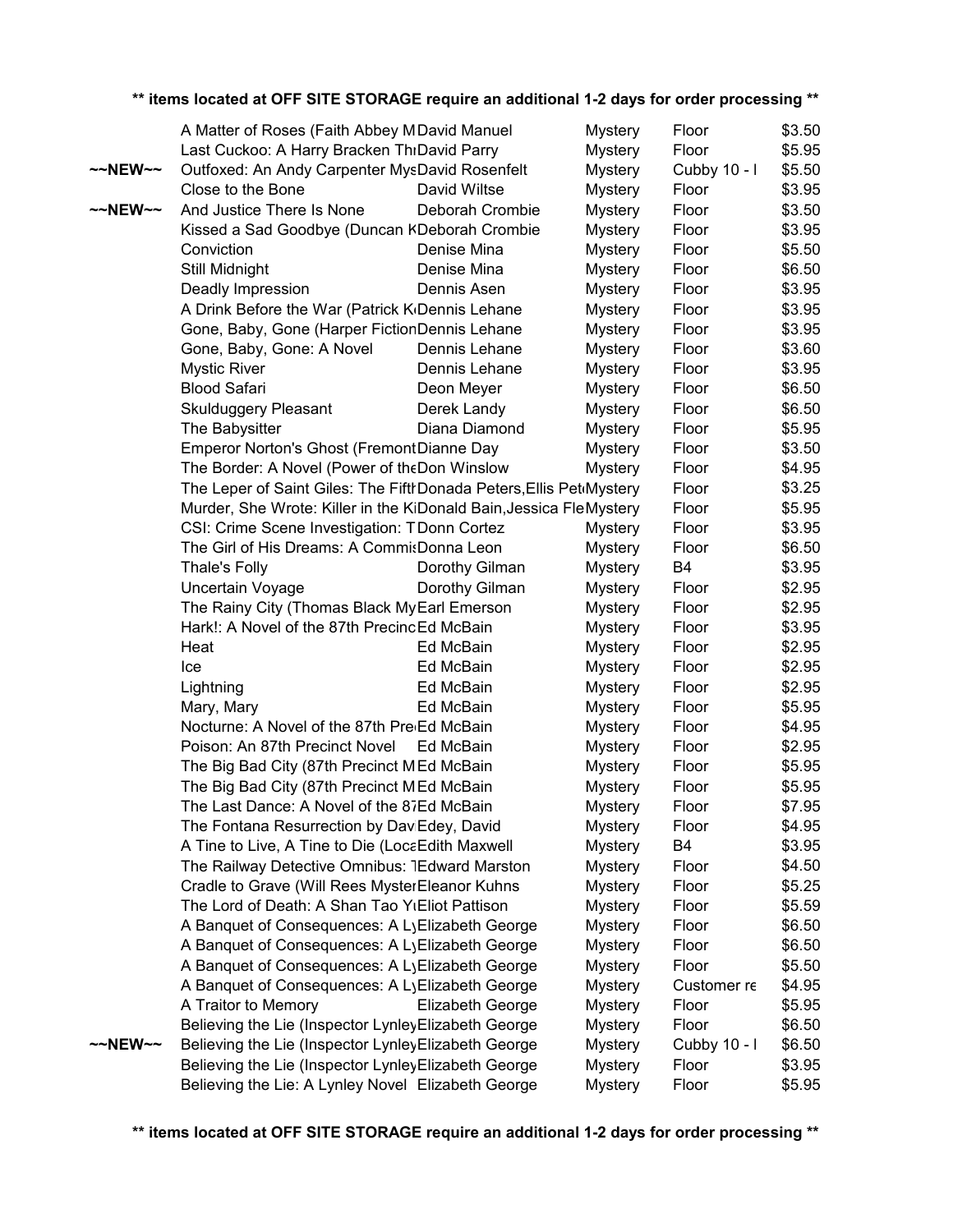** items located at OFF SITE STORAGE require an additional 1-2 days for order processing **

| | Title | Author | Genre | Location | Price |
|---|---|---|---|---|---|
| | A Matter of Roses (Faith Abbey M | David Manuel | Mystery | Floor | $3.50 |
| | Last Cuckoo: A Harry Bracken Thr | David Parry | Mystery | Floor | $5.95 |
| ~~NEW~~ | Outfoxed: An Andy Carpenter Mys | David Rosenfelt | Mystery | Cubby 10 - I | $5.50 |
| | Close to the Bone | David Wiltse | Mystery | Floor | $3.95 |
| ~~NEW~~ | And Justice There Is None | Deborah Crombie | Mystery | Floor | $3.50 |
| | Kissed a Sad Goodbye (Duncan K | Deborah Crombie | Mystery | Floor | $3.95 |
| | Conviction | Denise Mina | Mystery | Floor | $5.50 |
| | Still Midnight | Denise Mina | Mystery | Floor | $6.50 |
| | Deadly Impression | Dennis Asen | Mystery | Floor | $3.95 |
| | A Drink Before the War (Patrick K | Dennis Lehane | Mystery | Floor | $3.95 |
| | Gone, Baby, Gone (Harper Fiction | Dennis Lehane | Mystery | Floor | $3.95 |
| | Gone, Baby, Gone: A Novel | Dennis Lehane | Mystery | Floor | $3.60 |
| | Mystic River | Dennis Lehane | Mystery | Floor | $3.95 |
| | Blood Safari | Deon Meyer | Mystery | Floor | $6.50 |
| | Skulduggery Pleasant | Derek Landy | Mystery | Floor | $6.50 |
| | The Babysitter | Diana Diamond | Mystery | Floor | $5.95 |
| | Emperor Norton's Ghost (Fremont | Dianne Day | Mystery | Floor | $3.50 |
| | The Border: A Novel (Power of the | Don Winslow | Mystery | Floor | $4.95 |
| | The Leper of Saint Giles: The Fifth | Donada Peters,Ellis Pet | Mystery | Floor | $3.25 |
| | Murder, She Wrote: Killer in the Ki | Donald Bain,Jessica Fle | Mystery | Floor | $5.95 |
| | CSI: Crime Scene Investigation: T | Donn Cortez | Mystery | Floor | $3.95 |
| | The Girl of His Dreams: A Commis | Donna Leon | Mystery | Floor | $6.50 |
| | Thale's Folly | Dorothy Gilman | Mystery | B4 | $3.95 |
| | Uncertain Voyage | Dorothy Gilman | Mystery | Floor | $2.95 |
| | The Rainy City (Thomas Black My | Earl Emerson | Mystery | Floor | $2.95 |
| | Hark!: A Novel of the 87th Precinc | Ed McBain | Mystery | Floor | $3.95 |
| | Heat | Ed McBain | Mystery | Floor | $2.95 |
| | Ice | Ed McBain | Mystery | Floor | $2.95 |
| | Lightning | Ed McBain | Mystery | Floor | $2.95 |
| | Mary, Mary | Ed McBain | Mystery | Floor | $5.95 |
| | Nocturne: A Novel of the 87th Pre | Ed McBain | Mystery | Floor | $4.95 |
| | Poison: An 87th Precinct Novel | Ed McBain | Mystery | Floor | $2.95 |
| | The Big Bad City (87th Precinct M | Ed McBain | Mystery | Floor | $5.95 |
| | The Big Bad City (87th Precinct M | Ed McBain | Mystery | Floor | $5.95 |
| | The Last Dance: A Novel of the 87 | Ed McBain | Mystery | Floor | $7.95 |
| | The Fontana Resurrection by Dav | Edey, David | Mystery | Floor | $4.95 |
| | A Tine to Live, A Tine to Die (Loca | Edith Maxwell | Mystery | B4 | $3.95 |
| | The Railway Detective Omnibus: T | Edward Marston | Mystery | Floor | $4.50 |
| | Cradle to Grave (Will Rees Myster | Eleanor Kuhns | Mystery | Floor | $5.25 |
| | The Lord of Death: A Shan Tao Y | Eliot Pattison | Mystery | Floor | $5.59 |
| | A Banquet of Consequences: A Ly | Elizabeth George | Mystery | Floor | $6.50 |
| | A Banquet of Consequences: A Ly | Elizabeth George | Mystery | Floor | $6.50 |
| | A Banquet of Consequences: A Ly | Elizabeth George | Mystery | Floor | $5.50 |
| | A Banquet of Consequences: A Ly | Elizabeth George | Mystery | Customer re | $4.95 |
| | A Traitor to Memory | Elizabeth George | Mystery | Floor | $5.95 |
| | Believing the Lie (Inspector Lynley | Elizabeth George | Mystery | Floor | $6.50 |
| ~~NEW~~ | Believing the Lie (Inspector Lynley | Elizabeth George | Mystery | Cubby 10 - I | $6.50 |
| | Believing the Lie (Inspector Lynley | Elizabeth George | Mystery | Floor | $3.95 |
| | Believing the Lie: A Lynley Novel | Elizabeth George | Mystery | Floor | $5.95 |

** items located at OFF SITE STORAGE require an additional 1-2 days for order processing **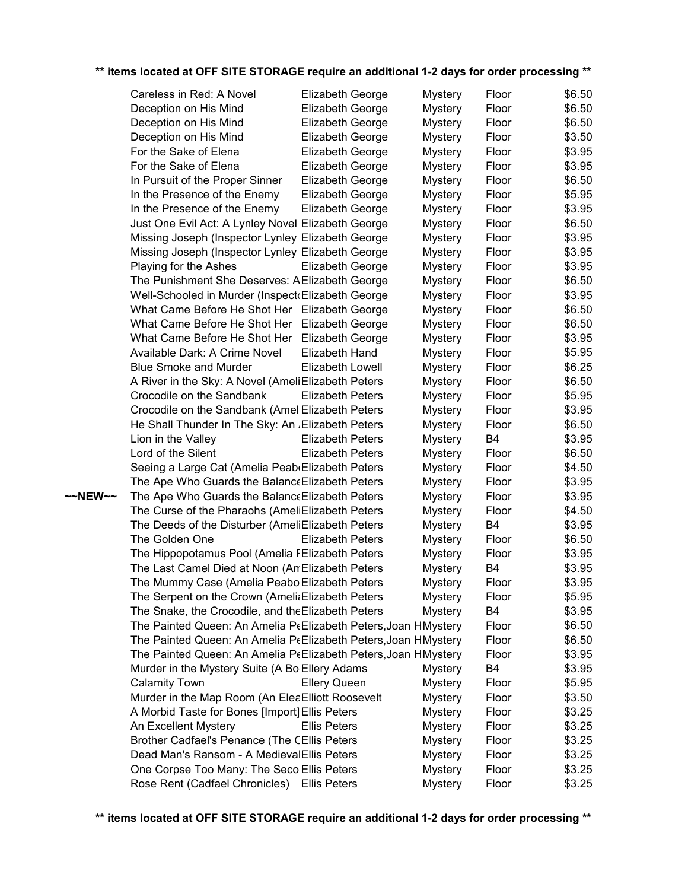** items located at OFF SITE STORAGE require an additional 1-2 days for order processing **

| | Title | Author | Genre | Location | Price |
|---|---|---|---|---|---|
| | Careless in Red: A Novel | Elizabeth George | Mystery | Floor | $6.50 |
| | Deception on His Mind | Elizabeth George | Mystery | Floor | $6.50 |
| | Deception on His Mind | Elizabeth George | Mystery | Floor | $6.50 |
| | Deception on His Mind | Elizabeth George | Mystery | Floor | $3.50 |
| | For the Sake of Elena | Elizabeth George | Mystery | Floor | $3.95 |
| | For the Sake of Elena | Elizabeth George | Mystery | Floor | $3.95 |
| | In Pursuit of the Proper Sinner | Elizabeth George | Mystery | Floor | $6.50 |
| | In the Presence of the Enemy | Elizabeth George | Mystery | Floor | $5.95 |
| | In the Presence of the Enemy | Elizabeth George | Mystery | Floor | $3.95 |
| | Just One Evil Act: A Lynley Novel | Elizabeth George | Mystery | Floor | $6.50 |
| | Missing Joseph (Inspector Lynley | Elizabeth George | Mystery | Floor | $3.95 |
| | Missing Joseph (Inspector Lynley | Elizabeth George | Mystery | Floor | $3.95 |
| | Playing for the Ashes | Elizabeth George | Mystery | Floor | $3.95 |
| | The Punishment She Deserves: A | Elizabeth George | Mystery | Floor | $6.50 |
| | Well-Schooled in Murder (Inspect | Elizabeth George | Mystery | Floor | $3.95 |
| | What Came Before He Shot Her | Elizabeth George | Mystery | Floor | $6.50 |
| | What Came Before He Shot Her | Elizabeth George | Mystery | Floor | $6.50 |
| | What Came Before He Shot Her | Elizabeth George | Mystery | Floor | $3.95 |
| | Available Dark: A Crime Novel | Elizabeth Hand | Mystery | Floor | $5.95 |
| | Blue Smoke and Murder | Elizabeth Lowell | Mystery | Floor | $6.25 |
| | A River in the Sky: A Novel (Ameli | Elizabeth Peters | Mystery | Floor | $6.50 |
| | Crocodile on the Sandbank | Elizabeth Peters | Mystery | Floor | $5.95 |
| | Crocodile on the Sandbank (Ameli | Elizabeth Peters | Mystery | Floor | $3.95 |
| | He Shall Thunder In The Sky: An A | Elizabeth Peters | Mystery | Floor | $6.50 |
| | Lion in the Valley | Elizabeth Peters | Mystery | B4 | $3.95 |
| | Lord of the Silent | Elizabeth Peters | Mystery | Floor | $6.50 |
| | Seeing a Large Cat (Amelia Peab | Elizabeth Peters | Mystery | Floor | $4.50 |
| | The Ape Who Guards the Balance | Elizabeth Peters | Mystery | Floor | $3.95 |
| ~~NEW~~ | The Ape Who Guards the Balance | Elizabeth Peters | Mystery | Floor | $3.95 |
| | The Curse of the Pharaohs (Ameli | Elizabeth Peters | Mystery | Floor | $4.50 |
| | The Deeds of the Disturber (Ameli | Elizabeth Peters | Mystery | B4 | $3.95 |
| | The Golden One | Elizabeth Peters | Mystery | Floor | $6.50 |
| | The Hippopotamus Pool (Amelia P | Elizabeth Peters | Mystery | Floor | $3.95 |
| | The Last Camel Died at Noon (Am | Elizabeth Peters | Mystery | B4 | $3.95 |
| | The Mummy Case (Amelia Peabo | Elizabeth Peters | Mystery | Floor | $3.95 |
| | The Serpent on the Crown (Amelia | Elizabeth Peters | Mystery | Floor | $5.95 |
| | The Snake, the Crocodile, and the | Elizabeth Peters | Mystery | B4 | $3.95 |
| | The Painted Queen: An Amelia Pe | Elizabeth Peters,Joan H | Mystery | Floor | $6.50 |
| | The Painted Queen: An Amelia Pe | Elizabeth Peters,Joan H | Mystery | Floor | $6.50 |
| | The Painted Queen: An Amelia Pe | Elizabeth Peters,Joan H | Mystery | Floor | $3.95 |
| | Murder in the Mystery Suite (A Bo | Ellery Adams | Mystery | B4 | $3.95 |
| | Calamity Town | Ellery Queen | Mystery | Floor | $5.95 |
| | Murder in the Map Room (An Elea | Elliott Roosevelt | Mystery | Floor | $3.50 |
| | A Morbid Taste for Bones [Import] | Ellis Peters | Mystery | Floor | $3.25 |
| | An Excellent Mystery | Ellis Peters | Mystery | Floor | $3.25 |
| | Brother Cadfael's Penance (The C | Ellis Peters | Mystery | Floor | $3.25 |
| | Dead Man's Ransom - A Medieval | Ellis Peters | Mystery | Floor | $3.25 |
| | One Corpse Too Many: The Seco | Ellis Peters | Mystery | Floor | $3.25 |
| | Rose Rent (Cadfael Chronicles) | Ellis Peters | Mystery | Floor | $3.25 |

** items located at OFF SITE STORAGE require an additional 1-2 days for order processing **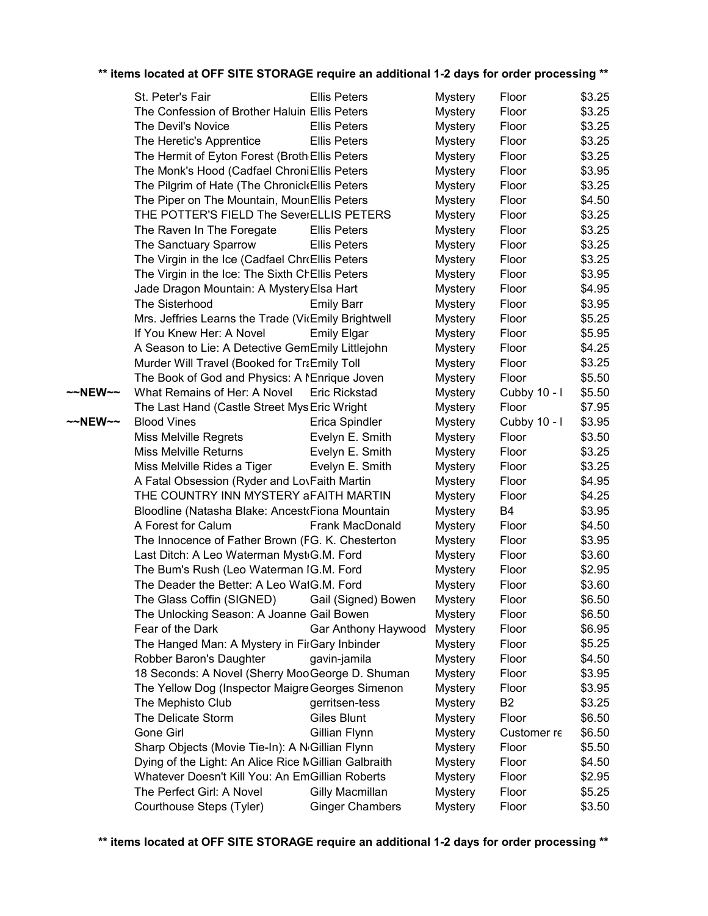**\*\* items located at OFF SITE STORAGE require an additional 1-2 days for order processing \*\***

| | Title | Author | Genre | Location | Price |
|---|---|---|---|---|---|
| | St. Peter's Fair | Ellis Peters | Mystery | Floor | $3.25 |
| | The Confession of Brother Haluin | Ellis Peters | Mystery | Floor | $3.25 |
| | The Devil's Novice | Ellis Peters | Mystery | Floor | $3.25 |
| | The Heretic's Apprentice | Ellis Peters | Mystery | Floor | $3.25 |
| | The Hermit of Eyton Forest (Broth | Ellis Peters | Mystery | Floor | $3.25 |
| | The Monk's Hood (Cadfael Chroni | Ellis Peters | Mystery | Floor | $3.95 |
| | The Pilgrim of Hate (The Chronicl | Ellis Peters | Mystery | Floor | $3.25 |
| | The Piper on The Mountain, Mour | Ellis Peters | Mystery | Floor | $4.50 |
| | THE POTTER'S FIELD The Sever | ELLIS PETERS | Mystery | Floor | $3.25 |
| | The Raven In The Foregate | Ellis Peters | Mystery | Floor | $3.25 |
| | The Sanctuary Sparrow | Ellis Peters | Mystery | Floor | $3.25 |
| | The Virgin in the Ice (Cadfael Chr | Ellis Peters | Mystery | Floor | $3.25 |
| | The Virgin in the Ice: The Sixth Ch | Ellis Peters | Mystery | Floor | $3.95 |
| | Jade Dragon Mountain: A Mystery | Elsa Hart | Mystery | Floor | $4.95 |
| | The Sisterhood | Emily Barr | Mystery | Floor | $3.95 |
| | Mrs. Jeffries Learns the Trade (Vi | Emily Brightwell | Mystery | Floor | $5.25 |
| | If You Knew Her: A Novel | Emily Elgar | Mystery | Floor | $5.95 |
| | A Season to Lie: A Detective Gem | Emily Littlejohn | Mystery | Floor | $4.25 |
| | Murder Will Travel (Booked for Tr | Emily Toll | Mystery | Floor | $3.25 |
| | The Book of God and Physics: A N | Enrique Joven | Mystery | Floor | $5.50 |
| ~~NEW~~ | What Remains of Her: A Novel | Eric Rickstad | Mystery | Cubby 10 - I | $5.50 |
| | The Last Hand (Castle Street Mys | Eric Wright | Mystery | Floor | $7.95 |
| ~~NEW~~ | Blood Vines | Erica Spindler | Mystery | Cubby 10 - I | $3.95 |
| | Miss Melville Regrets | Evelyn E. Smith | Mystery | Floor | $3.50 |
| | Miss Melville Returns | Evelyn E. Smith | Mystery | Floor | $3.25 |
| | Miss Melville Rides a Tiger | Evelyn E. Smith | Mystery | Floor | $3.25 |
| | A Fatal Obsession (Ryder and Lov | Faith Martin | Mystery | Floor | $4.95 |
| | THE COUNTRY INN MYSTERY a | FAITH MARTIN | Mystery | Floor | $4.25 |
| | Bloodline (Natasha Blake: Ancest | Fiona Mountain | Mystery | B4 | $3.95 |
| | A Forest for Calum | Frank MacDonald | Mystery | Floor | $4.50 |
| | The Innocence of Father Brown (F | G. K. Chesterton | Mystery | Floor | $3.95 |
| | Last Ditch: A Leo Waterman Myst | G.M. Ford | Mystery | Floor | $3.60 |
| | The Bum's Rush (Leo Waterman I | G.M. Ford | Mystery | Floor | $2.95 |
| | The Deader the Better: A Leo Wa | G.M. Ford | Mystery | Floor | $3.60 |
| | The Glass Coffin (SIGNED) | Gail (Signed) Bowen | Mystery | Floor | $6.50 |
| | The Unlocking Season: A Joanne | Gail Bowen | Mystery | Floor | $6.50 |
| | Fear of the Dark | Gar Anthony Haywood | Mystery | Floor | $6.95 |
| | The Hanged Man: A Mystery in Fi | Gary Inbinder | Mystery | Floor | $5.25 |
| | Robber Baron's Daughter | gavin-jamila | Mystery | Floor | $4.50 |
| | 18 Seconds: A Novel (Sherry Moo | George D. Shuman | Mystery | Floor | $3.95 |
| | The Yellow Dog (Inspector Maigre | Georges Simenon | Mystery | Floor | $3.95 |
| | The Mephisto Club | gerritsen-tess | Mystery | B2 | $3.25 |
| | The Delicate Storm | Giles Blunt | Mystery | Floor | $6.50 |
| | Gone Girl | Gillian Flynn | Mystery | Customer re | $6.50 |
| | Sharp Objects (Movie Tie-In): A N | Gillian Flynn | Mystery | Floor | $5.50 |
| | Dying of the Light: An Alice Rice M | Gillian Galbraith | Mystery | Floor | $4.50 |
| | Whatever Doesn't Kill You: An Em | Gillian Roberts | Mystery | Floor | $2.95 |
| | The Perfect Girl: A Novel | Gilly Macmillan | Mystery | Floor | $5.25 |
| | Courthouse Steps (Tyler) | Ginger Chambers | Mystery | Floor | $3.50 |

**\*\* items located at OFF SITE STORAGE require an additional 1-2 days for order processing \*\***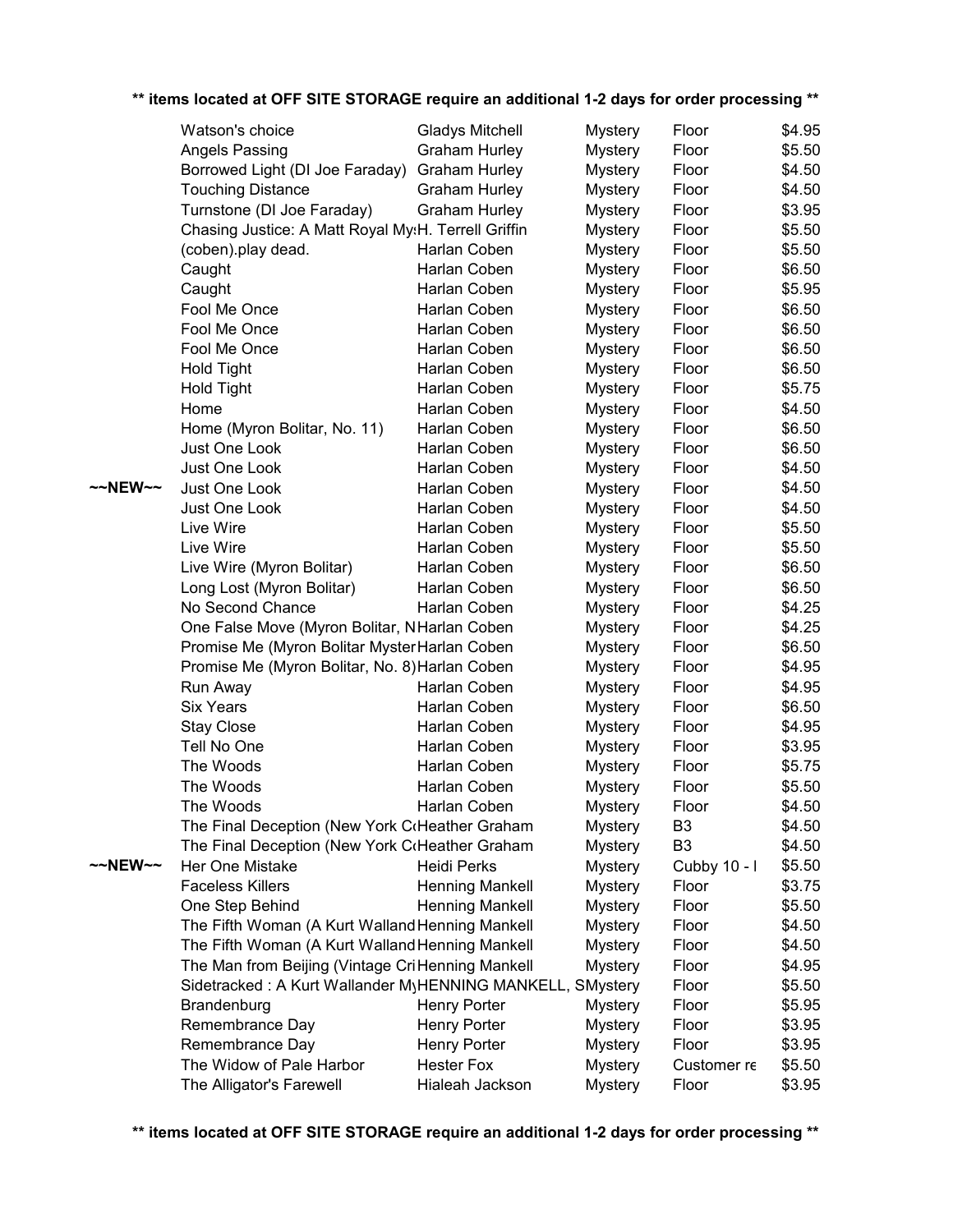**\*\* items located at OFF SITE STORAGE require an additional 1-2 days for order processing \*\***

| | Title | Author | Genre | Location | Price |
|---|---|---|---|---|---|
| | Watson's choice | Gladys Mitchell | Mystery | Floor | $4.95 |
| | Angels Passing | Graham Hurley | Mystery | Floor | $5.50 |
| | Borrowed Light (DI Joe Faraday) | Graham Hurley | Mystery | Floor | $4.50 |
| | Touching Distance | Graham Hurley | Mystery | Floor | $4.50 |
| | Turnstone (DI Joe Faraday) | Graham Hurley | Mystery | Floor | $3.95 |
| | Chasing Justice: A Matt Royal My: | H. Terrell Griffin | Mystery | Floor | $5.50 |
| | (coben).play dead. | Harlan Coben | Mystery | Floor | $5.50 |
| | Caught | Harlan Coben | Mystery | Floor | $6.50 |
| | Caught | Harlan Coben | Mystery | Floor | $5.95 |
| | Fool Me Once | Harlan Coben | Mystery | Floor | $6.50 |
| | Fool Me Once | Harlan Coben | Mystery | Floor | $6.50 |
| | Fool Me Once | Harlan Coben | Mystery | Floor | $6.50 |
| | Hold Tight | Harlan Coben | Mystery | Floor | $6.50 |
| | Hold Tight | Harlan Coben | Mystery | Floor | $5.75 |
| | Home | Harlan Coben | Mystery | Floor | $4.50 |
| | Home (Myron Bolitar, No. 11) | Harlan Coben | Mystery | Floor | $6.50 |
| | Just One Look | Harlan Coben | Mystery | Floor | $6.50 |
| | Just One Look | Harlan Coben | Mystery | Floor | $4.50 |
| ~~NEW~~ | Just One Look | Harlan Coben | Mystery | Floor | $4.50 |
| | Just One Look | Harlan Coben | Mystery | Floor | $4.50 |
| | Live Wire | Harlan Coben | Mystery | Floor | $5.50 |
| | Live Wire | Harlan Coben | Mystery | Floor | $5.50 |
| | Live Wire (Myron Bolitar) | Harlan Coben | Mystery | Floor | $6.50 |
| | Long Lost (Myron Bolitar) | Harlan Coben | Mystery | Floor | $6.50 |
| | No Second Chance | Harlan Coben | Mystery | Floor | $4.25 |
| | One False Move (Myron Bolitar, N | Harlan Coben | Mystery | Floor | $4.25 |
| | Promise Me (Myron Bolitar Myster | Harlan Coben | Mystery | Floor | $6.50 |
| | Promise Me (Myron Bolitar, No. 8) | Harlan Coben | Mystery | Floor | $4.95 |
| | Run Away | Harlan Coben | Mystery | Floor | $4.95 |
| | Six Years | Harlan Coben | Mystery | Floor | $6.50 |
| | Stay Close | Harlan Coben | Mystery | Floor | $4.95 |
| | Tell No One | Harlan Coben | Mystery | Floor | $3.95 |
| | The Woods | Harlan Coben | Mystery | Floor | $5.75 |
| | The Woods | Harlan Coben | Mystery | Floor | $5.50 |
| | The Woods | Harlan Coben | Mystery | Floor | $4.50 |
| | The Final Deception (New York C | Heather Graham | Mystery | B3 | $4.50 |
| | The Final Deception (New York C | Heather Graham | Mystery | B3 | $4.50 |
| ~~NEW~~ | Her One Mistake | Heidi Perks | Mystery | Cubby 10 - I | $5.50 |
| | Faceless Killers | Henning Mankell | Mystery | Floor | $3.75 |
| | One Step Behind | Henning Mankell | Mystery | Floor | $5.50 |
| | The Fifth Woman (A Kurt Walland | Henning Mankell | Mystery | Floor | $4.50 |
| | The Fifth Woman (A Kurt Walland | Henning Mankell | Mystery | Floor | $4.50 |
| | The Man from Beijing (Vintage Cri | Henning Mankell | Mystery | Floor | $4.95 |
| | Sidetracked : A Kurt Wallander My | HENNING MANKELL, S | Mystery | Floor | $5.50 |
| | Brandenburg | Henry Porter | Mystery | Floor | $5.95 |
| | Remembrance Day | Henry Porter | Mystery | Floor | $3.95 |
| | Remembrance Day | Henry Porter | Mystery | Floor | $3.95 |
| | The Widow of Pale Harbor | Hester Fox | Mystery | Customer re | $5.50 |
| | The Alligator's Farewell | Hialeah Jackson | Mystery | Floor | $3.95 |

**\*\* items located at OFF SITE STORAGE require an additional 1-2 days for order processing \*\***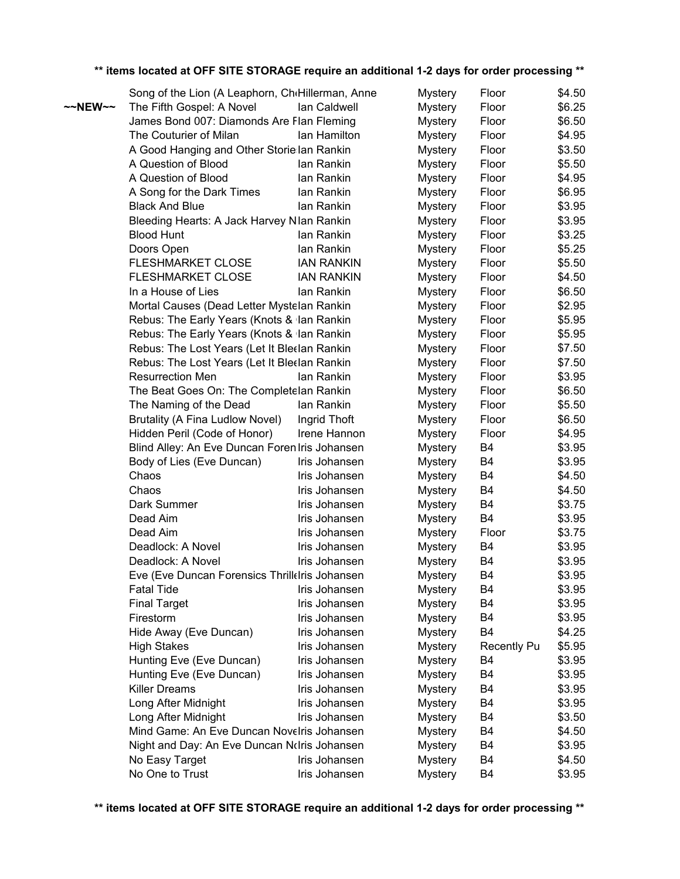** items located at OFF SITE STORAGE require an additional 1-2 days for order processing **

| | Title | Author | Genre | Location | Price |
|---|---|---|---|---|---|
| | Song of the Lion (A Leaphorn, Ch | Hillerman, Anne | Mystery | Floor | $4.50 |
| ~~NEW~~ | The Fifth Gospel: A Novel | Ian Caldwell | Mystery | Floor | $6.25 |
| | James Bond 007: Diamonds Are F | Ian Fleming | Mystery | Floor | $6.50 |
| | The Couturier of Milan | Ian Hamilton | Mystery | Floor | $4.95 |
| | A Good Hanging and Other Storie | Ian Rankin | Mystery | Floor | $3.50 |
| | A Question of Blood | Ian Rankin | Mystery | Floor | $5.50 |
| | A Question of Blood | Ian Rankin | Mystery | Floor | $4.95 |
| | A Song for the Dark Times | Ian Rankin | Mystery | Floor | $6.95 |
| | Black And Blue | Ian Rankin | Mystery | Floor | $3.95 |
| | Bleeding Hearts: A Jack Harvey N | Ian Rankin | Mystery | Floor | $3.95 |
| | Blood Hunt | Ian Rankin | Mystery | Floor | $3.25 |
| | Doors Open | Ian Rankin | Mystery | Floor | $5.25 |
| | FLESHMARKET CLOSE | IAN RANKIN | Mystery | Floor | $5.50 |
| | FLESHMARKET CLOSE | IAN RANKIN | Mystery | Floor | $4.50 |
| | In a House of Lies | Ian Rankin | Mystery | Floor | $6.50 |
| | Mortal Causes (Dead Letter Myste | Ian Rankin | Mystery | Floor | $2.95 |
| | Rebus: The Early Years (Knots & | Ian Rankin | Mystery | Floor | $5.95 |
| | Rebus: The Early Years (Knots & | Ian Rankin | Mystery | Floor | $5.95 |
| | Rebus: The Lost Years (Let It Ble | Ian Rankin | Mystery | Floor | $7.50 |
| | Rebus: The Lost Years (Let It Ble | Ian Rankin | Mystery | Floor | $7.50 |
| | Resurrection Men | Ian Rankin | Mystery | Floor | $3.95 |
| | The Beat Goes On: The Complete | Ian Rankin | Mystery | Floor | $6.50 |
| | The Naming of the Dead | Ian Rankin | Mystery | Floor | $5.50 |
| | Brutality (A Fina Ludlow Novel) | Ingrid Thoft | Mystery | Floor | $6.50 |
| | Hidden Peril (Code of Honor) | Irene Hannon | Mystery | Floor | $4.95 |
| | Blind Alley: An Eve Duncan Foren | Iris Johansen | Mystery | B4 | $3.95 |
| | Body of Lies (Eve Duncan) | Iris Johansen | Mystery | B4 | $3.95 |
| | Chaos | Iris Johansen | Mystery | B4 | $4.50 |
| | Chaos | Iris Johansen | Mystery | B4 | $4.50 |
| | Dark Summer | Iris Johansen | Mystery | B4 | $3.75 |
| | Dead Aim | Iris Johansen | Mystery | B4 | $3.95 |
| | Dead Aim | Iris Johansen | Mystery | Floor | $3.75 |
| | Deadlock: A Novel | Iris Johansen | Mystery | B4 | $3.95 |
| | Deadlock: A Novel | Iris Johansen | Mystery | B4 | $3.95 |
| | Eve (Eve Duncan Forensics Thrill | Iris Johansen | Mystery | B4 | $3.95 |
| | Fatal Tide | Iris Johansen | Mystery | B4 | $3.95 |
| | Final Target | Iris Johansen | Mystery | B4 | $3.95 |
| | Firestorm | Iris Johansen | Mystery | B4 | $3.95 |
| | Hide Away (Eve Duncan) | Iris Johansen | Mystery | B4 | $4.25 |
| | High Stakes | Iris Johansen | Mystery | Recently Pu | $5.95 |
| | Hunting Eve (Eve Duncan) | Iris Johansen | Mystery | B4 | $3.95 |
| | Hunting Eve (Eve Duncan) | Iris Johansen | Mystery | B4 | $3.95 |
| | Killer Dreams | Iris Johansen | Mystery | B4 | $3.95 |
| | Long After Midnight | Iris Johansen | Mystery | B4 | $3.95 |
| | Long After Midnight | Iris Johansen | Mystery | B4 | $3.50 |
| | Mind Game: An Eve Duncan Nove | Iris Johansen | Mystery | B4 | $4.50 |
| | Night and Day: An Eve Duncan N | Iris Johansen | Mystery | B4 | $3.95 |
| | No Easy Target | Iris Johansen | Mystery | B4 | $4.50 |
| | No One to Trust | Iris Johansen | Mystery | B4 | $3.95 |

** items located at OFF SITE STORAGE require an additional 1-2 days for order processing **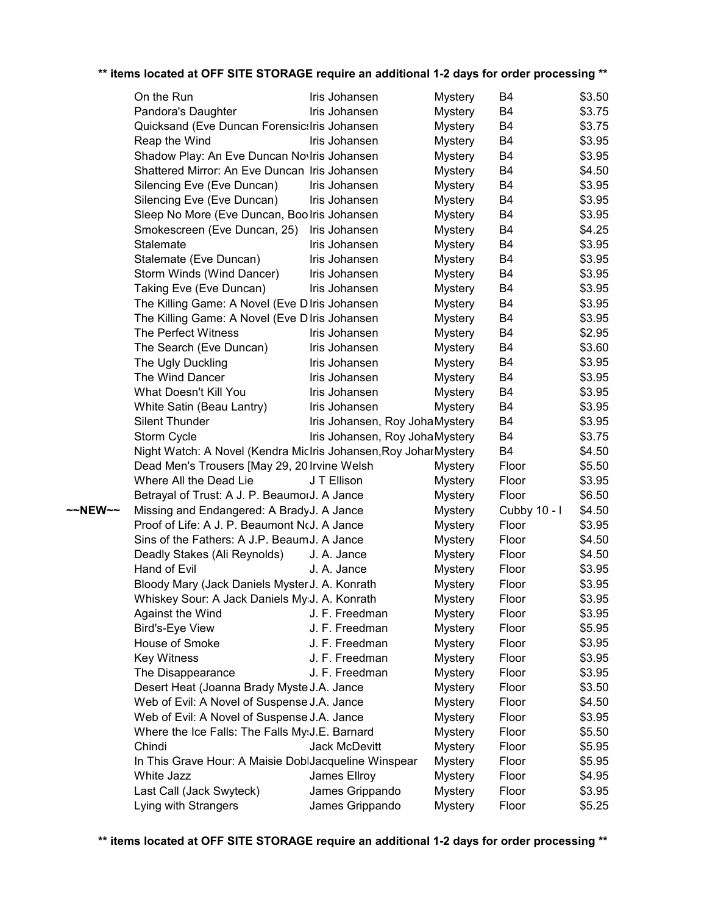** items located at OFF SITE STORAGE require an additional 1-2 days for order processing **

| | | | | | |
|---|---|---|---|---|---|
| | On the Run | Iris Johansen | Mystery | B4 | $3.50 |
| | Pandora's Daughter | Iris Johansen | Mystery | B4 | $3.75 |
| | Quicksand (Eve Duncan Forensics | Iris Johansen | Mystery | B4 | $3.75 |
| | Reap the Wind | Iris Johansen | Mystery | B4 | $3.95 |
| | Shadow Play: An Eve Duncan Nov | Iris Johansen | Mystery | B4 | $3.95 |
| | Shattered Mirror: An Eve Duncan | Iris Johansen | Mystery | B4 | $4.50 |
| | Silencing Eve (Eve Duncan) | Iris Johansen | Mystery | B4 | $3.95 |
| | Silencing Eve (Eve Duncan) | Iris Johansen | Mystery | B4 | $3.95 |
| | Sleep No More (Eve Duncan, Boo | Iris Johansen | Mystery | B4 | $3.95 |
| | Smokescreen (Eve Duncan, 25) | Iris Johansen | Mystery | B4 | $4.25 |
| | Stalemate | Iris Johansen | Mystery | B4 | $3.95 |
| | Stalemate (Eve Duncan) | Iris Johansen | Mystery | B4 | $3.95 |
| | Storm Winds (Wind Dancer) | Iris Johansen | Mystery | B4 | $3.95 |
| | Taking Eve (Eve Duncan) | Iris Johansen | Mystery | B4 | $3.95 |
| | The Killing Game: A Novel (Eve D | Iris Johansen | Mystery | B4 | $3.95 |
| | The Killing Game: A Novel (Eve D | Iris Johansen | Mystery | B4 | $3.95 |
| | The Perfect Witness | Iris Johansen | Mystery | B4 | $2.95 |
| | The Search (Eve Duncan) | Iris Johansen | Mystery | B4 | $3.60 |
| | The Ugly Duckling | Iris Johansen | Mystery | B4 | $3.95 |
| | The Wind Dancer | Iris Johansen | Mystery | B4 | $3.95 |
| | What Doesn't Kill You | Iris Johansen | Mystery | B4 | $3.95 |
| | White Satin (Beau Lantry) | Iris Johansen | Mystery | B4 | $3.95 |
| | Silent Thunder | Iris Johansen, Roy Joha | Mystery | B4 | $3.95 |
| | Storm Cycle | Iris Johansen, Roy Joha | Mystery | B4 | $3.75 |
| | Night Watch: A Novel (Kendra Mic | Iris Johansen,Roy Johar | Mystery | B4 | $4.50 |
| | Dead Men's Trousers [May 29, 20 | Irvine Welsh | Mystery | Floor | $5.50 |
| | Where All the Dead Lie | J T Ellison | Mystery | Floor | $3.95 |
| | Betrayal of Trust: A J. P. Beaumor | J. A Jance | Mystery | Floor | $6.50 |
| ~~NEW~~ | Missing and Endangered: A Brady | J. A Jance | Mystery | Cubby 10 - I | $4.50 |
| | Proof of Life: A J. P. Beaumont N | J. A Jance | Mystery | Floor | $3.95 |
| | Sins of the Fathers: A J.P. Beaum | J. A Jance | Mystery | Floor | $4.50 |
| | Deadly Stakes (Ali Reynolds) | J. A. Jance | Mystery | Floor | $4.50 |
| | Hand of Evil | J. A. Jance | Mystery | Floor | $3.95 |
| | Bloody Mary (Jack Daniels Myster | J. A. Konrath | Mystery | Floor | $3.95 |
| | Whiskey Sour: A Jack Daniels My | J. A. Konrath | Mystery | Floor | $3.95 |
| | Against the Wind | J. F. Freedman | Mystery | Floor | $3.95 |
| | Bird's-Eye View | J. F. Freedman | Mystery | Floor | $5.95 |
| | House of Smoke | J. F. Freedman | Mystery | Floor | $3.95 |
| | Key Witness | J. F. Freedman | Mystery | Floor | $3.95 |
| | The Disappearance | J. F. Freedman | Mystery | Floor | $3.95 |
| | Desert Heat (Joanna Brady Myste | J.A. Jance | Mystery | Floor | $3.50 |
| | Web of Evil: A Novel of Suspense | J.A. Jance | Mystery | Floor | $4.50 |
| | Web of Evil: A Novel of Suspense | J.A. Jance | Mystery | Floor | $3.95 |
| | Where the Ice Falls: The Falls My | J.E. Barnard | Mystery | Floor | $5.50 |
| | Chindi | Jack McDevitt | Mystery | Floor | $5.95 |
| | In This Grave Hour: A Maisie Dob | Jacqueline Winspear | Mystery | Floor | $5.95 |
| | White Jazz | James Ellroy | Mystery | Floor | $4.95 |
| | Last Call (Jack Swyteck) | James Grippando | Mystery | Floor | $3.95 |
| | Lying with Strangers | James Grippando | Mystery | Floor | $5.25 |

** items located at OFF SITE STORAGE require an additional 1-2 days for order processing **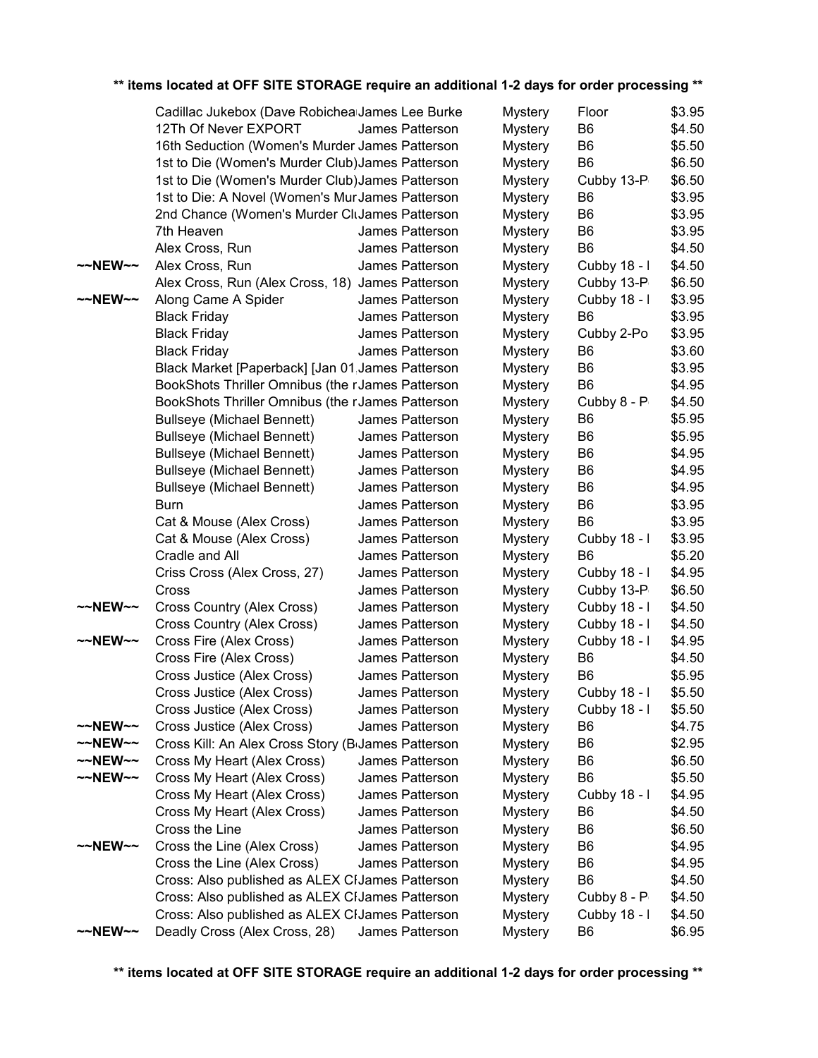** items located at OFF SITE STORAGE require an additional 1-2 days for order processing **

| | | | | | |
|---|---|---|---|---|---|
| | Cadillac Jukebox (Dave Robicheau | James Lee Burke | Mystery | Floor | $3.95 |
| | 12Th Of Never EXPORT | James Patterson | Mystery | B6 | $4.50 |
| | 16th Seduction (Women's Murder | James Patterson | Mystery | B6 | $5.50 |
| | 1st to Die (Women's Murder Club) | James Patterson | Mystery | B6 | $6.50 |
| | 1st to Die (Women's Murder Club) | James Patterson | Mystery | Cubby 13-P | $6.50 |
| | 1st to Die: A Novel (Women's Mur | James Patterson | Mystery | B6 | $3.95 |
| | 2nd Chance (Women's Murder Clu | James Patterson | Mystery | B6 | $3.95 |
| | 7th Heaven | James Patterson | Mystery | B6 | $3.95 |
| | Alex Cross, Run | James Patterson | Mystery | B6 | $4.50 |
| ~~NEW~~ | Alex Cross, Run | James Patterson | Mystery | Cubby 18 - I | $4.50 |
| | Alex Cross, Run (Alex Cross, 18) | James Patterson | Mystery | Cubby 13-P | $6.50 |
| ~~NEW~~ | Along Came A Spider | James Patterson | Mystery | Cubby 18 - I | $3.95 |
| | Black Friday | James Patterson | Mystery | B6 | $3.95 |
| | Black Friday | James Patterson | Mystery | Cubby 2-Po | $3.95 |
| | Black Friday | James Patterson | Mystery | B6 | $3.60 |
| | Black Market [Paperback] [Jan 01 | James Patterson | Mystery | B6 | $3.95 |
| | BookShots Thriller Omnibus (the r | James Patterson | Mystery | B6 | $4.95 |
| | BookShots Thriller Omnibus (the r | James Patterson | Mystery | Cubby 8 - P | $4.50 |
| | Bullseye (Michael Bennett) | James Patterson | Mystery | B6 | $5.95 |
| | Bullseye (Michael Bennett) | James Patterson | Mystery | B6 | $5.95 |
| | Bullseye (Michael Bennett) | James Patterson | Mystery | B6 | $4.95 |
| | Bullseye (Michael Bennett) | James Patterson | Mystery | B6 | $4.95 |
| | Bullseye (Michael Bennett) | James Patterson | Mystery | B6 | $4.95 |
| | Burn | James Patterson | Mystery | B6 | $3.95 |
| | Cat & Mouse (Alex Cross) | James Patterson | Mystery | B6 | $3.95 |
| | Cat & Mouse (Alex Cross) | James Patterson | Mystery | Cubby 18 - I | $3.95 |
| | Cradle and All | James Patterson | Mystery | B6 | $5.20 |
| | Criss Cross (Alex Cross, 27) | James Patterson | Mystery | Cubby 18 - I | $4.95 |
| | Cross | James Patterson | Mystery | Cubby 13-P | $6.50 |
| ~~NEW~~ | Cross Country (Alex Cross) | James Patterson | Mystery | Cubby 18 - I | $4.50 |
| | Cross Country (Alex Cross) | James Patterson | Mystery | Cubby 18 - I | $4.50 |
| ~~NEW~~ | Cross Fire (Alex Cross) | James Patterson | Mystery | Cubby 18 - I | $4.95 |
| | Cross Fire (Alex Cross) | James Patterson | Mystery | B6 | $4.50 |
| | Cross Justice (Alex Cross) | James Patterson | Mystery | B6 | $5.95 |
| | Cross Justice (Alex Cross) | James Patterson | Mystery | Cubby 18 - I | $5.50 |
| | Cross Justice (Alex Cross) | James Patterson | Mystery | Cubby 18 - I | $5.50 |
| ~~NEW~~ | Cross Justice (Alex Cross) | James Patterson | Mystery | B6 | $4.75 |
| ~~NEW~~ | Cross Kill: An Alex Cross Story (B | James Patterson | Mystery | B6 | $2.95 |
| ~~NEW~~ | Cross My Heart (Alex Cross) | James Patterson | Mystery | B6 | $6.50 |
| ~~NEW~~ | Cross My Heart (Alex Cross) | James Patterson | Mystery | B6 | $5.50 |
| | Cross My Heart (Alex Cross) | James Patterson | Mystery | Cubby 18 - I | $4.95 |
| | Cross My Heart (Alex Cross) | James Patterson | Mystery | B6 | $4.50 |
| | Cross the Line | James Patterson | Mystery | B6 | $6.50 |
| ~~NEW~~ | Cross the Line (Alex Cross) | James Patterson | Mystery | B6 | $4.95 |
| | Cross the Line (Alex Cross) | James Patterson | Mystery | B6 | $4.95 |
| | Cross: Also published as ALEX CI | James Patterson | Mystery | B6 | $4.50 |
| | Cross: Also published as ALEX CI | James Patterson | Mystery | Cubby 8 - P | $4.50 |
| | Cross: Also published as ALEX CI | James Patterson | Mystery | Cubby 18 - I | $4.50 |
| ~~NEW~~ | Deadly Cross (Alex Cross, 28) | James Patterson | Mystery | B6 | $6.95 |

** items located at OFF SITE STORAGE require an additional 1-2 days for order processing **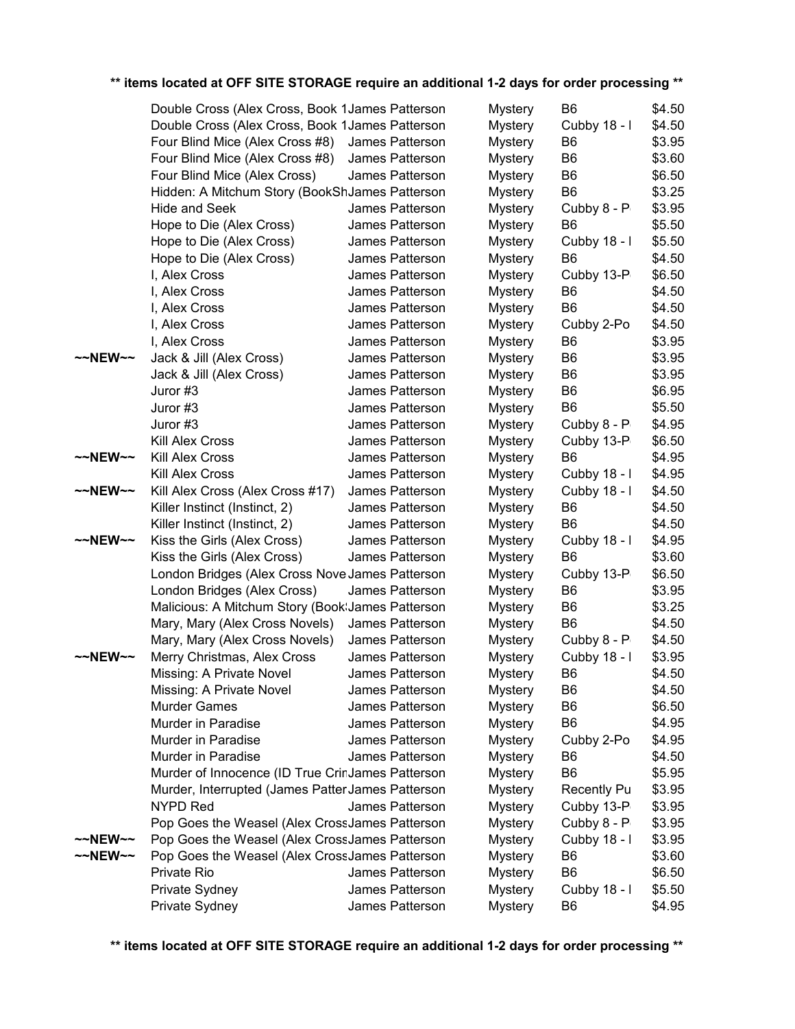**\*\* items located at OFF SITE STORAGE require an additional 1-2 days for order processing \*\***

| | | | | | |
|---|---|---|---|---|---|
| | Double Cross (Alex Cross, Book 1 | James Patterson | Mystery | B6 | $4.50 |
| | Double Cross (Alex Cross, Book 1 | James Patterson | Mystery | Cubby 18 - I | $4.50 |
| | Four Blind Mice (Alex Cross #8) | James Patterson | Mystery | B6 | $3.95 |
| | Four Blind Mice (Alex Cross #8) | James Patterson | Mystery | B6 | $3.60 |
| | Four Blind Mice (Alex Cross) | James Patterson | Mystery | B6 | $6.50 |
| | Hidden: A Mitchum Story (BookSh | James Patterson | Mystery | B6 | $3.25 |
| | Hide and Seek | James Patterson | Mystery | Cubby 8 - P | $3.95 |
| | Hope to Die (Alex Cross) | James Patterson | Mystery | B6 | $5.50 |
| | Hope to Die (Alex Cross) | James Patterson | Mystery | Cubby 18 - I | $5.50 |
| | Hope to Die (Alex Cross) | James Patterson | Mystery | B6 | $4.50 |
| | I, Alex Cross | James Patterson | Mystery | Cubby 13-P | $6.50 |
| | I, Alex Cross | James Patterson | Mystery | B6 | $4.50 |
| | I, Alex Cross | James Patterson | Mystery | B6 | $4.50 |
| | I, Alex Cross | James Patterson | Mystery | Cubby 2-Po | $4.50 |
| | I, Alex Cross | James Patterson | Mystery | B6 | $3.95 |
| ~~NEW~~ | Jack & Jill (Alex Cross) | James Patterson | Mystery | B6 | $3.95 |
| | Jack & Jill (Alex Cross) | James Patterson | Mystery | B6 | $3.95 |
| | Juror #3 | James Patterson | Mystery | B6 | $6.95 |
| | Juror #3 | James Patterson | Mystery | B6 | $5.50 |
| | Juror #3 | James Patterson | Mystery | Cubby 8 - P | $4.95 |
| | Kill Alex Cross | James Patterson | Mystery | Cubby 13-P | $6.50 |
| ~~NEW~~ | Kill Alex Cross | James Patterson | Mystery | B6 | $4.95 |
| | Kill Alex Cross | James Patterson | Mystery | Cubby 18 - I | $4.95 |
| ~~NEW~~ | Kill Alex Cross (Alex Cross #17) | James Patterson | Mystery | Cubby 18 - I | $4.50 |
| | Killer Instinct (Instinct, 2) | James Patterson | Mystery | B6 | $4.50 |
| | Killer Instinct (Instinct, 2) | James Patterson | Mystery | B6 | $4.50 |
| ~~NEW~~ | Kiss the Girls (Alex Cross) | James Patterson | Mystery | Cubby 18 - I | $4.95 |
| | Kiss the Girls (Alex Cross) | James Patterson | Mystery | B6 | $3.60 |
| | London Bridges (Alex Cross Nove | James Patterson | Mystery | Cubby 13-P | $6.50 |
| | London Bridges (Alex Cross) | James Patterson | Mystery | B6 | $3.95 |
| | Malicious: A Mitchum Story (Book | James Patterson | Mystery | B6 | $3.25 |
| | Mary, Mary (Alex Cross Novels) | James Patterson | Mystery | B6 | $4.50 |
| | Mary, Mary (Alex Cross Novels) | James Patterson | Mystery | Cubby 8 - P | $4.50 |
| ~~NEW~~ | Merry Christmas, Alex Cross | James Patterson | Mystery | Cubby 18 - I | $3.95 |
| | Missing: A Private Novel | James Patterson | Mystery | B6 | $4.50 |
| | Missing: A Private Novel | James Patterson | Mystery | B6 | $4.50 |
| | Murder Games | James Patterson | Mystery | B6 | $6.50 |
| | Murder in Paradise | James Patterson | Mystery | B6 | $4.95 |
| | Murder in Paradise | James Patterson | Mystery | Cubby 2-Po | $4.95 |
| | Murder in Paradise | James Patterson | Mystery | B6 | $4.50 |
| | Murder of Innocence (ID True Crin | James Patterson | Mystery | B6 | $5.95 |
| | Murder, Interrupted (James Patter | James Patterson | Mystery | Recently Pu | $3.95 |
| | NYPD Red | James Patterson | Mystery | Cubby 13-P | $3.95 |
| | Pop Goes the Weasel (Alex Cross | James Patterson | Mystery | Cubby 8 - P | $3.95 |
| ~~NEW~~ | Pop Goes the Weasel (Alex Cross | James Patterson | Mystery | Cubby 18 - I | $3.95 |
| ~~NEW~~ | Pop Goes the Weasel (Alex Cross | James Patterson | Mystery | B6 | $3.60 |
| | Private Rio | James Patterson | Mystery | B6 | $6.50 |
| | Private Sydney | James Patterson | Mystery | Cubby 18 - I | $5.50 |
| | Private Sydney | James Patterson | Mystery | B6 | $4.95 |

**\*\* items located at OFF SITE STORAGE require an additional 1-2 days for order processing \*\***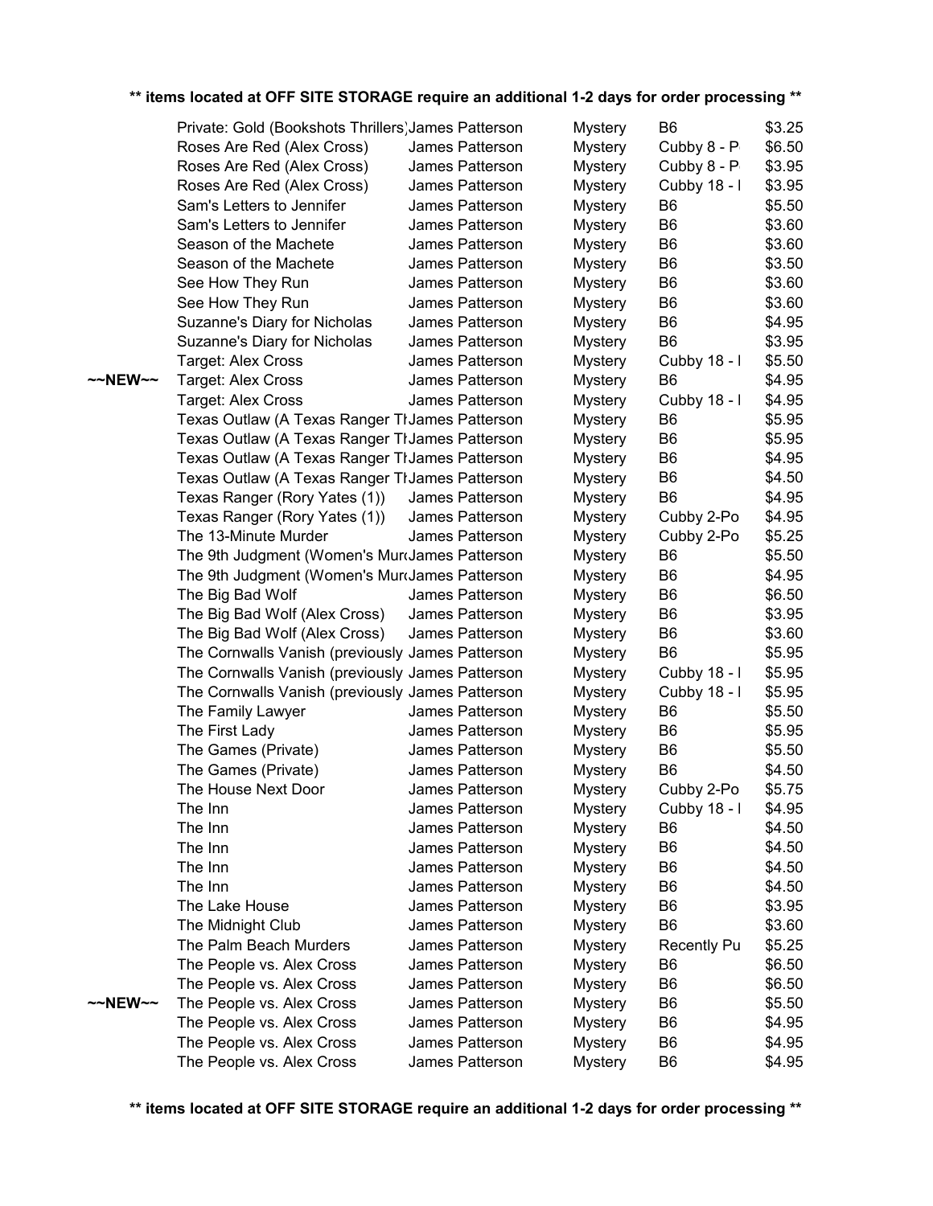**\*\* items located at OFF SITE STORAGE require an additional 1-2 days for order processing \*\***

| | Title | Author | Genre | Location | Price |
|---|---|---|---|---|---|
| | Private: Gold (Bookshots Thrillers) | James Patterson | Mystery | B6 | $3.25 |
| | Roses Are Red (Alex Cross) | James Patterson | Mystery | Cubby 8 - P | $6.50 |
| | Roses Are Red (Alex Cross) | James Patterson | Mystery | Cubby 8 - P | $3.95 |
| | Roses Are Red (Alex Cross) | James Patterson | Mystery | Cubby 18 - I | $3.95 |
| | Sam's Letters to Jennifer | James Patterson | Mystery | B6 | $5.50 |
| | Sam's Letters to Jennifer | James Patterson | Mystery | B6 | $3.60 |
| | Season of the Machete | James Patterson | Mystery | B6 | $3.60 |
| | Season of the Machete | James Patterson | Mystery | B6 | $3.50 |
| | See How They Run | James Patterson | Mystery | B6 | $3.60 |
| | See How They Run | James Patterson | Mystery | B6 | $3.60 |
| | Suzanne's Diary for Nicholas | James Patterson | Mystery | B6 | $4.95 |
| | Suzanne's Diary for Nicholas | James Patterson | Mystery | B6 | $3.95 |
| | Target: Alex Cross | James Patterson | Mystery | Cubby 18 - I | $5.50 |
| ~~NEW~~ | Target: Alex Cross | James Patterson | Mystery | B6 | $4.95 |
| | Target: Alex Cross | James Patterson | Mystery | Cubby 18 - I | $4.95 |
| | Texas Outlaw (A Texas Ranger Th | James Patterson | Mystery | B6 | $5.95 |
| | Texas Outlaw (A Texas Ranger Th | James Patterson | Mystery | B6 | $5.95 |
| | Texas Outlaw (A Texas Ranger Th | James Patterson | Mystery | B6 | $4.95 |
| | Texas Outlaw (A Texas Ranger Th | James Patterson | Mystery | B6 | $4.50 |
| | Texas Ranger (Rory Yates (1)) | James Patterson | Mystery | B6 | $4.95 |
| | Texas Ranger (Rory Yates (1)) | James Patterson | Mystery | Cubby 2-Po | $4.95 |
| | The 13-Minute Murder | James Patterson | Mystery | Cubby 2-Po | $5.25 |
| | The 9th Judgment (Women's Murd | James Patterson | Mystery | B6 | $5.50 |
| | The 9th Judgment (Women's Murd | James Patterson | Mystery | B6 | $4.95 |
| | The Big Bad Wolf | James Patterson | Mystery | B6 | $6.50 |
| | The Big Bad Wolf (Alex Cross) | James Patterson | Mystery | B6 | $3.95 |
| | The Big Bad Wolf (Alex Cross) | James Patterson | Mystery | B6 | $3.60 |
| | The Cornwalls Vanish (previously | James Patterson | Mystery | B6 | $5.95 |
| | The Cornwalls Vanish (previously | James Patterson | Mystery | Cubby 18 - I | $5.95 |
| | The Cornwalls Vanish (previously | James Patterson | Mystery | Cubby 18 - I | $5.95 |
| | The Family Lawyer | James Patterson | Mystery | B6 | $5.50 |
| | The First Lady | James Patterson | Mystery | B6 | $5.95 |
| | The Games (Private) | James Patterson | Mystery | B6 | $5.50 |
| | The Games (Private) | James Patterson | Mystery | B6 | $4.50 |
| | The House Next Door | James Patterson | Mystery | Cubby 2-Po | $5.75 |
| | The Inn | James Patterson | Mystery | Cubby 18 - I | $4.95 |
| | The Inn | James Patterson | Mystery | B6 | $4.50 |
| | The Inn | James Patterson | Mystery | B6 | $4.50 |
| | The Inn | James Patterson | Mystery | B6 | $4.50 |
| | The Inn | James Patterson | Mystery | B6 | $4.50 |
| | The Lake House | James Patterson | Mystery | B6 | $3.95 |
| | The Midnight Club | James Patterson | Mystery | B6 | $3.60 |
| | The Palm Beach Murders | James Patterson | Mystery | Recently Pu | $5.25 |
| | The People vs. Alex Cross | James Patterson | Mystery | B6 | $6.50 |
| | The People vs. Alex Cross | James Patterson | Mystery | B6 | $6.50 |
| ~~NEW~~ | The People vs. Alex Cross | James Patterson | Mystery | B6 | $5.50 |
| | The People vs. Alex Cross | James Patterson | Mystery | B6 | $4.95 |
| | The People vs. Alex Cross | James Patterson | Mystery | B6 | $4.95 |
| | The People vs. Alex Cross | James Patterson | Mystery | B6 | $4.95 |

**\*\* items located at OFF SITE STORAGE require an additional 1-2 days for order processing \*\***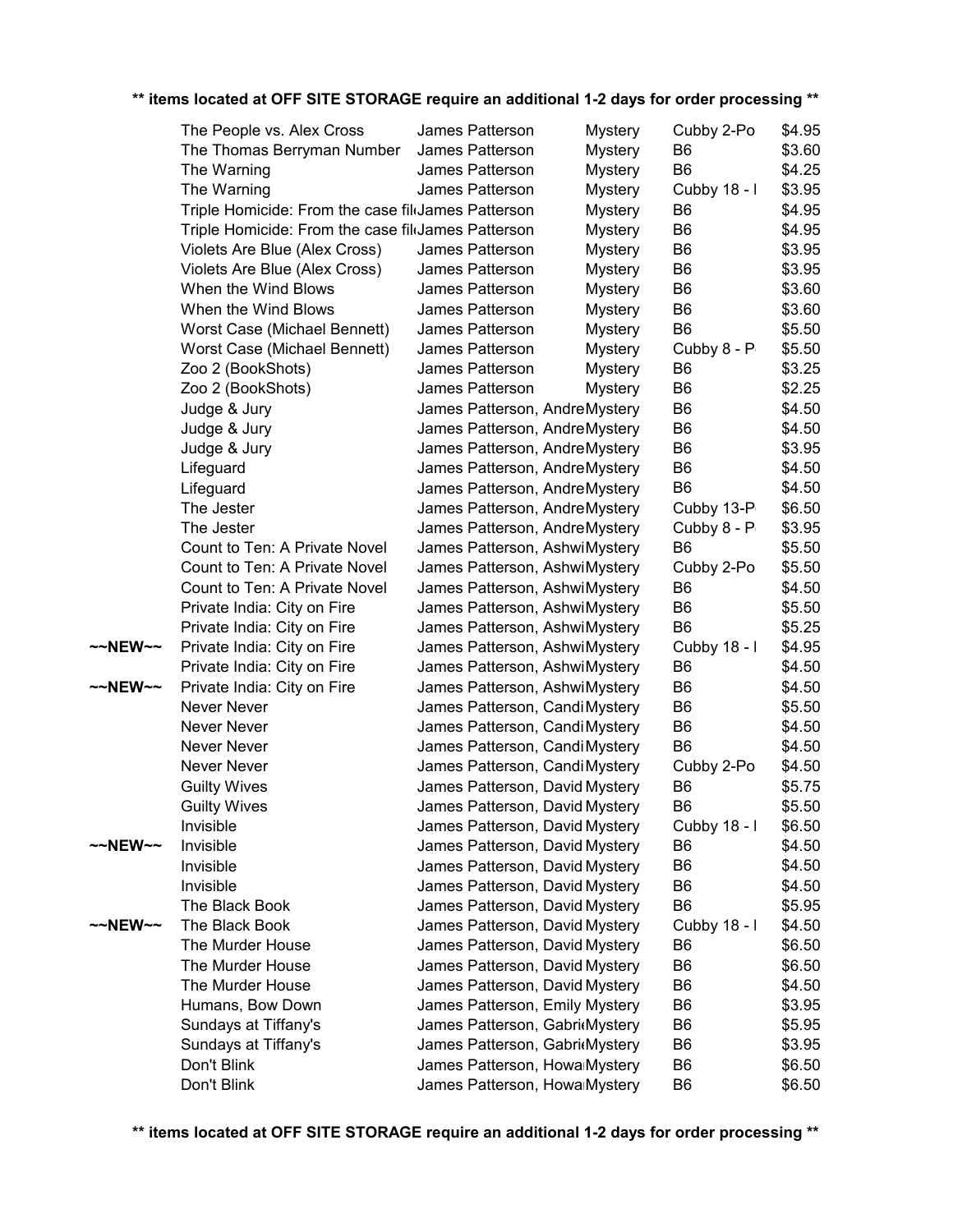** items located at OFF SITE STORAGE require an additional 1-2 days for order processing **

| | | | | | |
|---|---|---|---|---|---|
| | The People vs. Alex Cross | James Patterson | Mystery | Cubby 2-Po | $4.95 |
| | The Thomas Berryman Number | James Patterson | Mystery | B6 | $3.60 |
| | The Warning | James Patterson | Mystery | B6 | $4.25 |
| | The Warning | James Patterson | Mystery | Cubby 18 - I | $3.95 |
| | Triple Homicide: From the case fil | James Patterson | Mystery | B6 | $4.95 |
| | Triple Homicide: From the case fil | James Patterson | Mystery | B6 | $4.95 |
| | Violets Are Blue (Alex Cross) | James Patterson | Mystery | B6 | $3.95 |
| | Violets Are Blue (Alex Cross) | James Patterson | Mystery | B6 | $3.95 |
| | When the Wind Blows | James Patterson | Mystery | B6 | $3.60 |
| | When the Wind Blows | James Patterson | Mystery | B6 | $3.60 |
| | Worst Case (Michael Bennett) | James Patterson | Mystery | B6 | $5.50 |
| | Worst Case (Michael Bennett) | James Patterson | Mystery | Cubby 8 - P | $5.50 |
| | Zoo 2 (BookShots) | James Patterson | Mystery | B6 | $3.25 |
| | Zoo 2 (BookShots) | James Patterson | Mystery | B6 | $2.25 |
| | Judge & Jury | James Patterson, Andre | Mystery | B6 | $4.50 |
| | Judge & Jury | James Patterson, Andre | Mystery | B6 | $4.50 |
| | Judge & Jury | James Patterson, Andre | Mystery | B6 | $3.95 |
| | Lifeguard | James Patterson, Andre | Mystery | B6 | $4.50 |
| | Lifeguard | James Patterson, Andre | Mystery | B6 | $4.50 |
| | The Jester | James Patterson, Andre | Mystery | Cubby 13-P | $6.50 |
| | The Jester | James Patterson, Andre | Mystery | Cubby 8 - P | $3.95 |
| | Count to Ten: A Private Novel | James Patterson, Ashwi | Mystery | B6 | $5.50 |
| | Count to Ten: A Private Novel | James Patterson, Ashwi | Mystery | Cubby 2-Po | $5.50 |
| | Count to Ten: A Private Novel | James Patterson, Ashwi | Mystery | B6 | $4.50 |
| | Private India: City on Fire | James Patterson, Ashwi | Mystery | B6 | $5.50 |
| | Private India: City on Fire | James Patterson, Ashwi | Mystery | B6 | $5.25 |
| ~~NEW~~ | Private India: City on Fire | James Patterson, Ashwi | Mystery | Cubby 18 - I | $4.95 |
| | Private India: City on Fire | James Patterson, Ashwi | Mystery | B6 | $4.50 |
| ~~NEW~~ | Private India: City on Fire | James Patterson, Ashwi | Mystery | B6 | $4.50 |
| | Never Never | James Patterson, Candi | Mystery | B6 | $5.50 |
| | Never Never | James Patterson, Candi | Mystery | B6 | $4.50 |
| | Never Never | James Patterson, Candi | Mystery | B6 | $4.50 |
| | Never Never | James Patterson, Candi | Mystery | Cubby 2-Po | $4.50 |
| | Guilty Wives | James Patterson, David | Mystery | B6 | $5.75 |
| | Guilty Wives | James Patterson, David | Mystery | B6 | $5.50 |
| | Invisible | James Patterson, David | Mystery | Cubby 18 - I | $6.50 |
| ~~NEW~~ | Invisible | James Patterson, David | Mystery | B6 | $4.50 |
| | Invisible | James Patterson, David | Mystery | B6 | $4.50 |
| | Invisible | James Patterson, David | Mystery | B6 | $4.50 |
| | The Black Book | James Patterson, David | Mystery | B6 | $5.95 |
| ~~NEW~~ | The Black Book | James Patterson, David | Mystery | Cubby 18 - I | $4.50 |
| | The Murder House | James Patterson, David | Mystery | B6 | $6.50 |
| | The Murder House | James Patterson, David | Mystery | B6 | $6.50 |
| | The Murder House | James Patterson, David | Mystery | B6 | $4.50 |
| | Humans, Bow Down | James Patterson, Emily | Mystery | B6 | $3.95 |
| | Sundays at Tiffany's | James Patterson, Gabri | Mystery | B6 | $5.95 |
| | Sundays at Tiffany's | James Patterson, Gabri | Mystery | B6 | $3.95 |
| | Don't Blink | James Patterson, Howa | Mystery | B6 | $6.50 |
| | Don't Blink | James Patterson, Howa | Mystery | B6 | $6.50 |

** items located at OFF SITE STORAGE require an additional 1-2 days for order processing **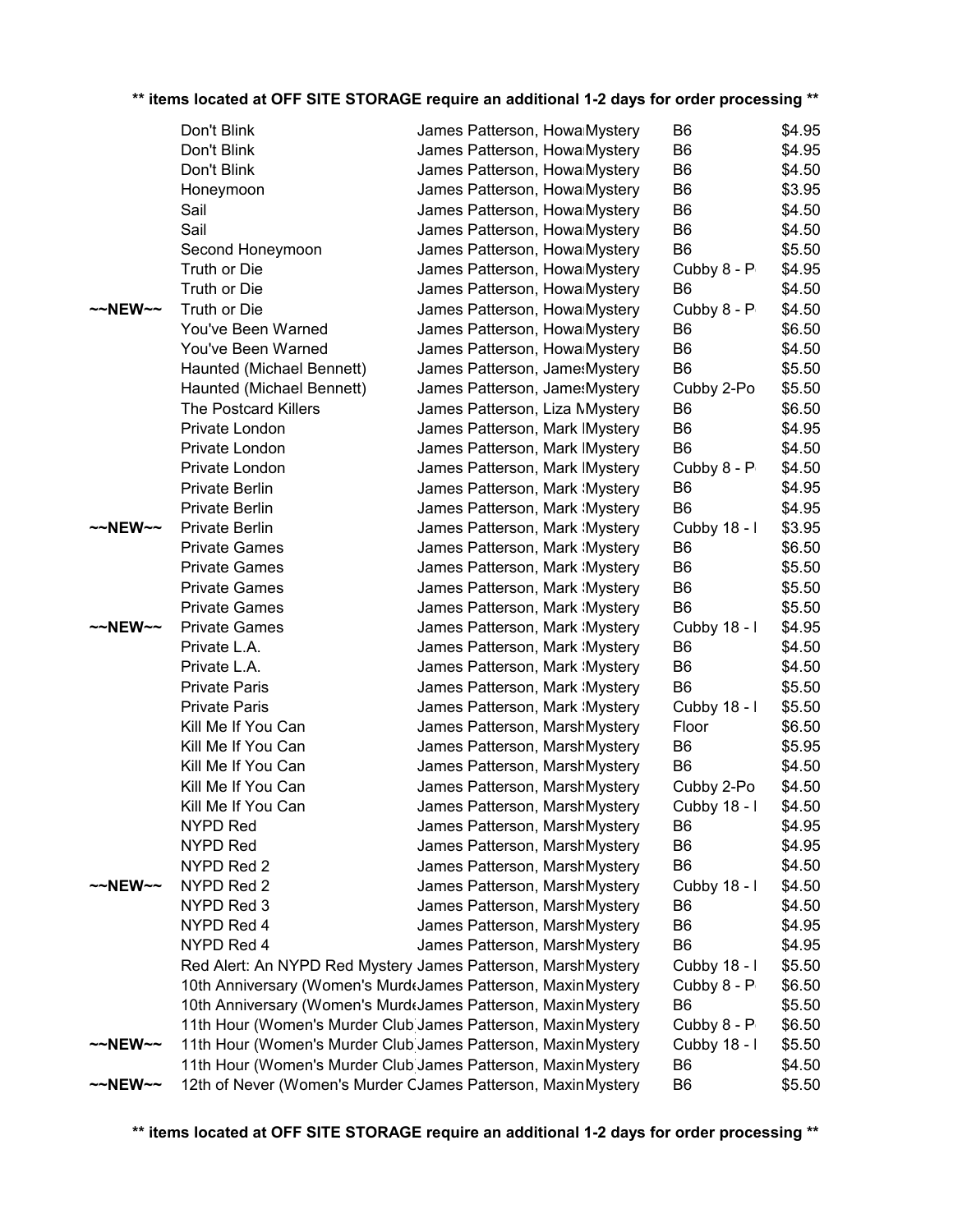**\*\* items located at OFF SITE STORAGE require an additional 1-2 days for order processing \*\***

| | Title | Author | Genre | Location | Price |
|---|---|---|---|---|---|
| | Don't Blink | James Patterson, Howa | Mystery | B6 | $4.95 |
| | Don't Blink | James Patterson, Howa | Mystery | B6 | $4.95 |
| | Don't Blink | James Patterson, Howa | Mystery | B6 | $4.50 |
| | Honeymoon | James Patterson, Howa | Mystery | B6 | $3.95 |
| | Sail | James Patterson, Howa | Mystery | B6 | $4.50 |
| | Sail | James Patterson, Howa | Mystery | B6 | $4.50 |
| | Second Honeymoon | James Patterson, Howa | Mystery | B6 | $5.50 |
| | Truth or Die | James Patterson, Howa | Mystery | Cubby 8 - P | $4.95 |
| | Truth or Die | James Patterson, Howa | Mystery | B6 | $4.50 |
| ~~NEW~~ | Truth or Die | James Patterson, Howa | Mystery | Cubby 8 - P | $4.50 |
| | You've Been Warned | James Patterson, Howa | Mystery | B6 | $6.50 |
| | You've Been Warned | James Patterson, Howa | Mystery | B6 | $4.50 |
| | Haunted (Michael Bennett) | James Patterson, James | Mystery | B6 | $5.50 |
| | Haunted (Michael Bennett) | James Patterson, James | Mystery | Cubby 2-Po | $5.50 |
| | The Postcard Killers | James Patterson, Liza M | Mystery | B6 | $6.50 |
| | Private London | James Patterson, Mark I | Mystery | B6 | $4.95 |
| | Private London | James Patterson, Mark I | Mystery | B6 | $4.50 |
| | Private London | James Patterson, Mark I | Mystery | Cubby 8 - P | $4.50 |
| | Private Berlin | James Patterson, Mark | Mystery | B6 | $4.95 |
| | Private Berlin | James Patterson, Mark | Mystery | B6 | $4.95 |
| ~~NEW~~ | Private Berlin | James Patterson, Mark | Mystery | Cubby 18 - I | $3.95 |
| | Private Games | James Patterson, Mark | Mystery | B6 | $6.50 |
| | Private Games | James Patterson, Mark | Mystery | B6 | $5.50 |
| | Private Games | James Patterson, Mark | Mystery | B6 | $5.50 |
| | Private Games | James Patterson, Mark | Mystery | B6 | $5.50 |
| ~~NEW~~ | Private Games | James Patterson, Mark | Mystery | Cubby 18 - I | $4.95 |
| | Private L.A. | James Patterson, Mark | Mystery | B6 | $4.50 |
| | Private L.A. | James Patterson, Mark | Mystery | B6 | $4.50 |
| | Private Paris | James Patterson, Mark | Mystery | B6 | $5.50 |
| | Private Paris | James Patterson, Mark | Mystery | Cubby 18 - I | $5.50 |
| | Kill Me If You Can | James Patterson, Marsh | Mystery | Floor | $6.50 |
| | Kill Me If You Can | James Patterson, Marsh | Mystery | B6 | $5.95 |
| | Kill Me If You Can | James Patterson, Marsh | Mystery | B6 | $4.50 |
| | Kill Me If You Can | James Patterson, Marsh | Mystery | Cubby 2-Po | $4.50 |
| | Kill Me If You Can | James Patterson, Marsh | Mystery | Cubby 18 - I | $4.50 |
| | NYPD Red | James Patterson, Marsh | Mystery | B6 | $4.95 |
| | NYPD Red | James Patterson, Marsh | Mystery | B6 | $4.95 |
| | NYPD Red 2 | James Patterson, Marsh | Mystery | B6 | $4.50 |
| ~~NEW~~ | NYPD Red 2 | James Patterson, Marsh | Mystery | Cubby 18 - I | $4.50 |
| | NYPD Red 3 | James Patterson, Marsh | Mystery | B6 | $4.50 |
| | NYPD Red 4 | James Patterson, Marsh | Mystery | B6 | $4.95 |
| | NYPD Red 4 | James Patterson, Marsh | Mystery | B6 | $4.95 |
| | Red Alert: An NYPD Red Mystery | James Patterson, Marsh | Mystery | Cubby 18 - I | $5.50 |
| | 10th Anniversary (Women's Murd | James Patterson, Maxin | Mystery | Cubby 8 - P | $6.50 |
| | 10th Anniversary (Women's Murd | James Patterson, Maxin | Mystery | B6 | $5.50 |
| | 11th Hour (Women's Murder Club | James Patterson, Maxin | Mystery | Cubby 8 - P | $6.50 |
| ~~NEW~~ | 11th Hour (Women's Murder Club | James Patterson, Maxin | Mystery | Cubby 18 - I | $5.50 |
| | 11th Hour (Women's Murder Club | James Patterson, Maxin | Mystery | B6 | $4.50 |
| ~~NEW~~ | 12th of Never (Women's Murder C | James Patterson, Maxin | Mystery | B6 | $5.50 |

**\*\* items located at OFF SITE STORAGE require an additional 1-2 days for order processing \*\***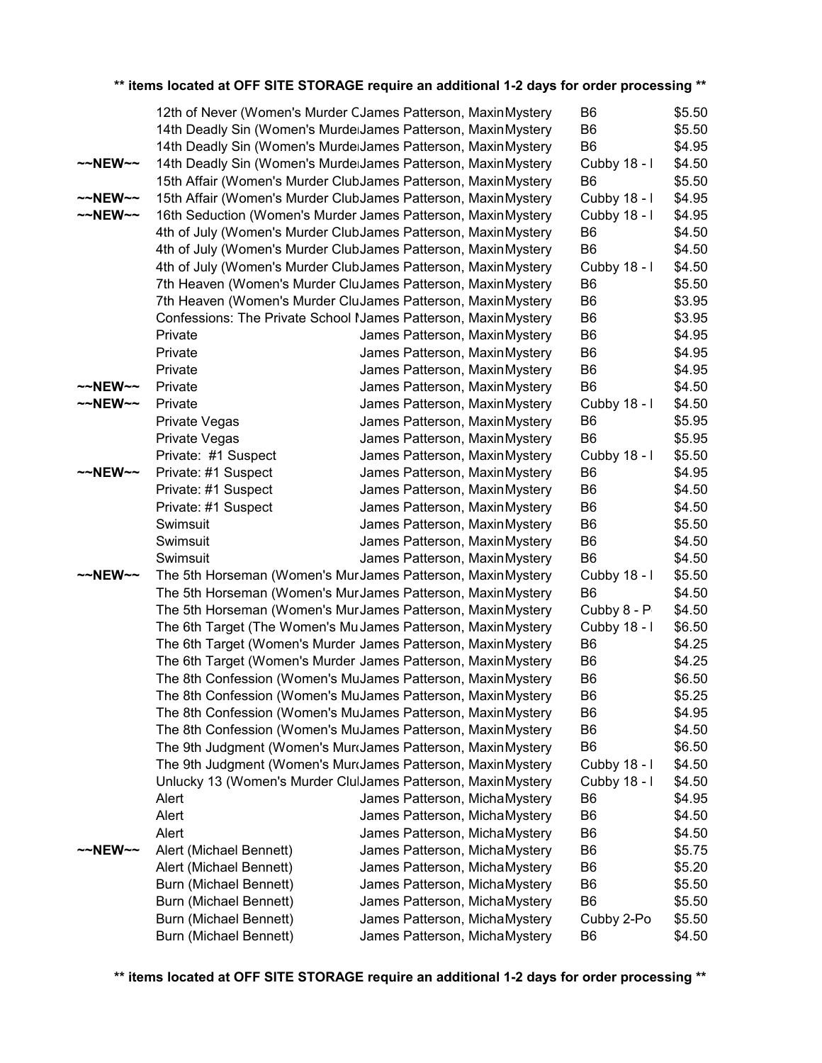**\*\* items located at OFF SITE STORAGE require an additional 1-2 days for order processing \*\***

| | Title | Author | Genre | Location | Price |
|---|---|---|---|---|---|
| | 12th of Never (Women's Murder C | James Patterson, Maxin | Mystery | B6 | $5.50 |
| | 14th Deadly Sin (Women's Murde | James Patterson, Maxin | Mystery | B6 | $5.50 |
| | 14th Deadly Sin (Women's Murde | James Patterson, Maxin | Mystery | B6 | $4.95 |
| ~~NEW~~ | 14th Deadly Sin (Women's Murde | James Patterson, Maxin | Mystery | Cubby 18 - I | $4.50 |
| | 15th Affair (Women's Murder Club | James Patterson, Maxin | Mystery | B6 | $5.50 |
| ~~NEW~~ | 15th Affair (Women's Murder Club | James Patterson, Maxin | Mystery | Cubby 18 - I | $4.95 |
| ~~NEW~~ | 16th Seduction (Women's Murder | James Patterson, Maxin | Mystery | Cubby 18 - I | $4.95 |
| | 4th of July (Women's Murder Club | James Patterson, Maxin | Mystery | B6 | $4.50 |
| | 4th of July (Women's Murder Club | James Patterson, Maxin | Mystery | B6 | $4.50 |
| | 4th of July (Women's Murder Club | James Patterson, Maxin | Mystery | Cubby 18 - I | $4.50 |
| | 7th Heaven (Women's Murder Clu | James Patterson, Maxin | Mystery | B6 | $5.50 |
| | 7th Heaven (Women's Murder Clu | James Patterson, Maxin | Mystery | B6 | $3.95 |
| | Confessions: The Private School I | James Patterson, Maxin | Mystery | B6 | $3.95 |
| | Private | James Patterson, Maxin | Mystery | B6 | $4.95 |
| | Private | James Patterson, Maxin | Mystery | B6 | $4.95 |
| | Private | James Patterson, Maxin | Mystery | B6 | $4.95 |
| ~~NEW~~ | Private | James Patterson, Maxin | Mystery | B6 | $4.50 |
| ~~NEW~~ | Private | James Patterson, Maxin | Mystery | Cubby 18 - I | $4.50 |
| | Private Vegas | James Patterson, Maxin | Mystery | B6 | $5.95 |
| | Private Vegas | James Patterson, Maxin | Mystery | B6 | $5.95 |
| | Private: #1 Suspect | James Patterson, Maxin | Mystery | Cubby 18 - I | $5.50 |
| ~~NEW~~ | Private: #1 Suspect | James Patterson, Maxin | Mystery | B6 | $4.95 |
| | Private: #1 Suspect | James Patterson, Maxin | Mystery | B6 | $4.50 |
| | Private: #1 Suspect | James Patterson, Maxin | Mystery | B6 | $4.50 |
| | Swimsuit | James Patterson, Maxin | Mystery | B6 | $5.50 |
| | Swimsuit | James Patterson, Maxin | Mystery | B6 | $4.50 |
| | Swimsuit | James Patterson, Maxin | Mystery | B6 | $4.50 |
| ~~NEW~~ | The 5th Horseman (Women's Mur | James Patterson, Maxin | Mystery | Cubby 18 - I | $5.50 |
| | The 5th Horseman (Women's Mur | James Patterson, Maxin | Mystery | B6 | $4.50 |
| | The 5th Horseman (Women's Mur | James Patterson, Maxin | Mystery | Cubby 8 - P | $4.50 |
| | The 6th Target (The Women's Mu | James Patterson, Maxin | Mystery | Cubby 18 - I | $6.50 |
| | The 6th Target (Women's Murder | James Patterson, Maxin | Mystery | B6 | $4.25 |
| | The 6th Target (Women's Murder | James Patterson, Maxin | Mystery | B6 | $4.25 |
| | The 8th Confession (Women's Mu | James Patterson, Maxin | Mystery | B6 | $6.50 |
| | The 8th Confession (Women's Mu | James Patterson, Maxin | Mystery | B6 | $5.25 |
| | The 8th Confession (Women's Mu | James Patterson, Maxin | Mystery | B6 | $4.95 |
| | The 8th Confession (Women's Mu | James Patterson, Maxin | Mystery | B6 | $4.50 |
| | The 9th Judgment (Women's Mur | James Patterson, Maxin | Mystery | B6 | $6.50 |
| | The 9th Judgment (Women's Mur | James Patterson, Maxin | Mystery | Cubby 18 - I | $4.50 |
| | Unlucky 13 (Women's Murder Clu | James Patterson, Maxin | Mystery | Cubby 18 - I | $4.50 |
| | Alert | James Patterson, Micha | Mystery | B6 | $4.95 |
| | Alert | James Patterson, Micha | Mystery | B6 | $4.50 |
| | Alert | James Patterson, Micha | Mystery | B6 | $4.50 |
| ~~NEW~~ | Alert (Michael Bennett) | James Patterson, Micha | Mystery | B6 | $5.75 |
| | Alert (Michael Bennett) | James Patterson, Micha | Mystery | B6 | $5.20 |
| | Burn (Michael Bennett) | James Patterson, Micha | Mystery | B6 | $5.50 |
| | Burn (Michael Bennett) | James Patterson, Micha | Mystery | B6 | $5.50 |
| | Burn (Michael Bennett) | James Patterson, Micha | Mystery | Cubby 2-Po | $5.50 |
| | Burn (Michael Bennett) | James Patterson, Micha | Mystery | B6 | $4.50 |

**\*\* items located at OFF SITE STORAGE require an additional 1-2 days for order processing \*\***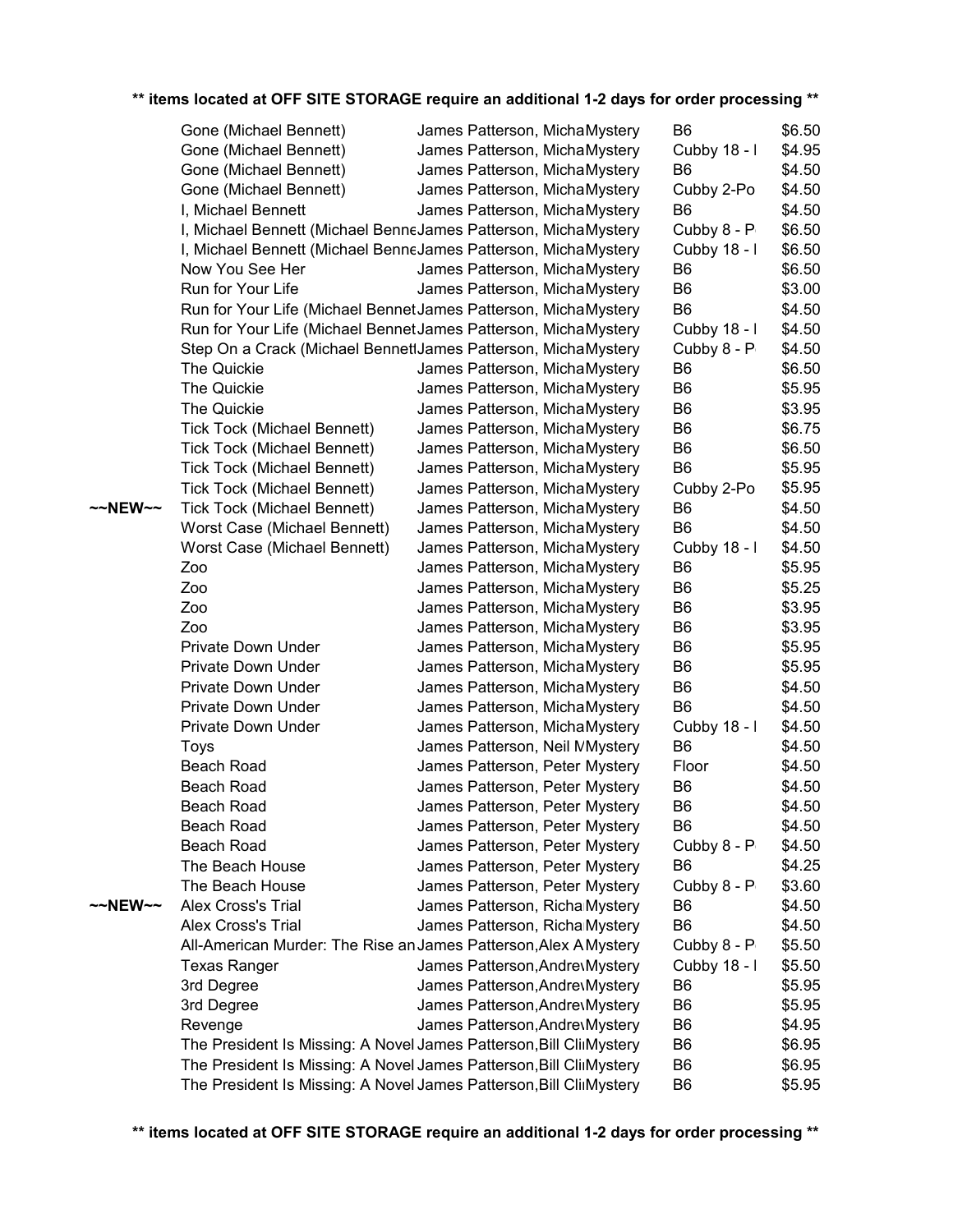** items located at OFF SITE STORAGE require an additional 1-2 days for order processing **

| | | | | | |
|---|---|---|---|---|---|
| | Gone (Michael Bennett) | James Patterson, Micha | Mystery | B6 | $6.50 |
| | Gone (Michael Bennett) | James Patterson, Micha | Mystery | Cubby 18 - I | $4.95 |
| | Gone (Michael Bennett) | James Patterson, Micha | Mystery | B6 | $4.50 |
| | Gone (Michael Bennett) | James Patterson, Micha | Mystery | Cubby 2-Po | $4.50 |
| | I, Michael Bennett | James Patterson, Micha | Mystery | B6 | $4.50 |
| | I, Michael Bennett (Michael Benne | James Patterson, Micha | Mystery | Cubby 8 - P | $6.50 |
| | I, Michael Bennett (Michael Benne | James Patterson, Micha | Mystery | Cubby 18 - I | $6.50 |
| | Now You See Her | James Patterson, Micha | Mystery | B6 | $6.50 |
| | Run for Your Life | James Patterson, Micha | Mystery | B6 | $3.00 |
| | Run for Your Life (Michael Bennet | James Patterson, Micha | Mystery | B6 | $4.50 |
| | Run for Your Life (Michael Bennet | James Patterson, Micha | Mystery | Cubby 18 - I | $4.50 |
| | Step On a Crack (Michael Bennett | James Patterson, Micha | Mystery | Cubby 8 - P | $4.50 |
| | The Quickie | James Patterson, Micha | Mystery | B6 | $6.50 |
| | The Quickie | James Patterson, Micha | Mystery | B6 | $5.95 |
| | The Quickie | James Patterson, Micha | Mystery | B6 | $3.95 |
| | Tick Tock (Michael Bennett) | James Patterson, Micha | Mystery | B6 | $6.75 |
| | Tick Tock (Michael Bennett) | James Patterson, Micha | Mystery | B6 | $6.50 |
| | Tick Tock (Michael Bennett) | James Patterson, Micha | Mystery | B6 | $5.95 |
| | Tick Tock (Michael Bennett) | James Patterson, Micha | Mystery | Cubby 2-Po | $5.95 |
| ~~NEW~~ | Tick Tock (Michael Bennett) | James Patterson, Micha | Mystery | B6 | $4.50 |
| | Worst Case (Michael Bennett) | James Patterson, Micha | Mystery | B6 | $4.50 |
| | Worst Case (Michael Bennett) | James Patterson, Micha | Mystery | Cubby 18 - I | $4.50 |
| | Zoo | James Patterson, Micha | Mystery | B6 | $5.95 |
| | Zoo | James Patterson, Micha | Mystery | B6 | $5.25 |
| | Zoo | James Patterson, Micha | Mystery | B6 | $3.95 |
| | Zoo | James Patterson, Micha | Mystery | B6 | $3.95 |
| | Private Down Under | James Patterson, Micha | Mystery | B6 | $5.95 |
| | Private Down Under | James Patterson, Micha | Mystery | B6 | $5.95 |
| | Private Down Under | James Patterson, Micha | Mystery | B6 | $4.50 |
| | Private Down Under | James Patterson, Micha | Mystery | B6 | $4.50 |
| | Private Down Under | James Patterson, Micha | Mystery | Cubby 18 - I | $4.50 |
| | Toys | James Patterson, Neil M | Mystery | B6 | $4.50 |
| | Beach Road | James Patterson, Peter | Mystery | Floor | $4.50 |
| | Beach Road | James Patterson, Peter | Mystery | B6 | $4.50 |
| | Beach Road | James Patterson, Peter | Mystery | B6 | $4.50 |
| | Beach Road | James Patterson, Peter | Mystery | B6 | $4.50 |
| | Beach Road | James Patterson, Peter | Mystery | Cubby 8 - P | $4.50 |
| | The Beach House | James Patterson, Peter | Mystery | B6 | $4.25 |
| | The Beach House | James Patterson, Peter | Mystery | Cubby 8 - P | $3.60 |
| ~~NEW~~ | Alex Cross's Trial | James Patterson, Richa | Mystery | B6 | $4.50 |
| | Alex Cross's Trial | James Patterson, Richa | Mystery | B6 | $4.50 |
| | All-American Murder: The Rise an | James Patterson,Alex A | Mystery | Cubby 8 - P | $5.50 |
| | Texas Ranger | James Patterson,Andre | Mystery | Cubby 18 - I | $5.50 |
| | 3rd Degree | James Patterson,Andre | Mystery | B6 | $5.95 |
| | 3rd Degree | James Patterson,Andre | Mystery | B6 | $5.95 |
| | Revenge | James Patterson,Andre | Mystery | B6 | $4.95 |
| | The President Is Missing: A Novel | James Patterson,Bill Cli | Mystery | B6 | $6.95 |
| | The President Is Missing: A Novel | James Patterson,Bill Cli | Mystery | B6 | $6.95 |
| | The President Is Missing: A Novel | James Patterson,Bill Cli | Mystery | B6 | $5.95 |

** items located at OFF SITE STORAGE require an additional 1-2 days for order processing **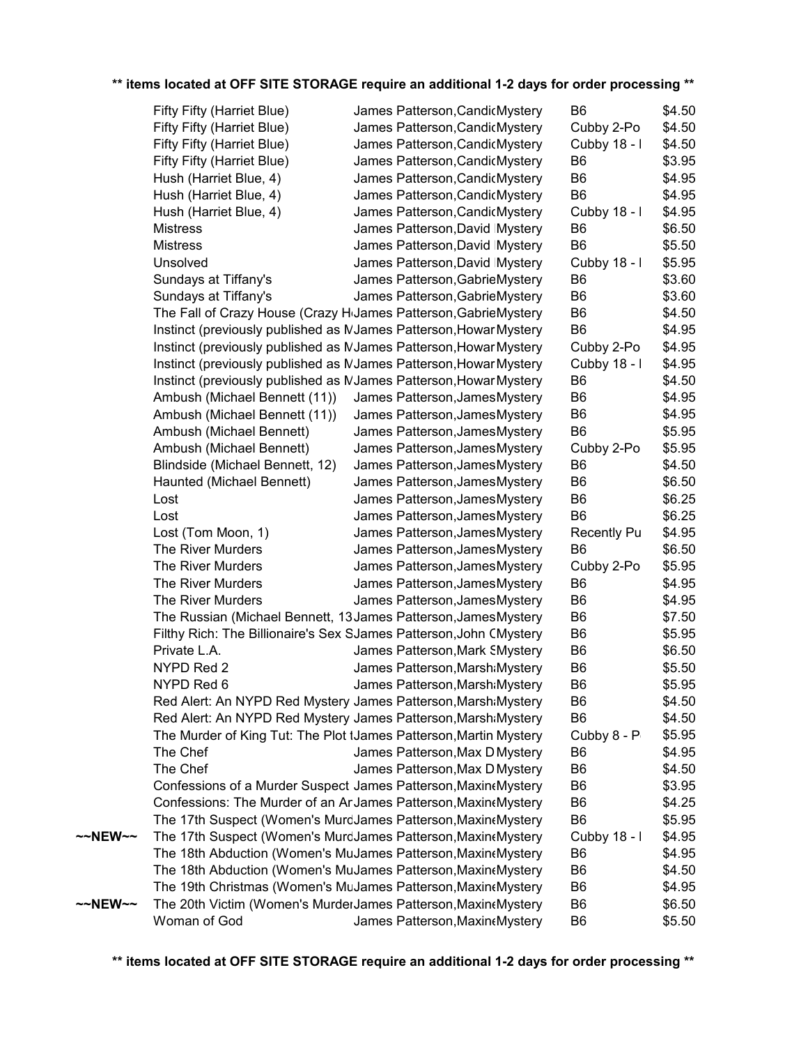** items located at OFF SITE STORAGE require an additional 1-2 days for order processing **

| | | | | | |
|---|---|---|---|---|---|
| | Fifty Fifty (Harriet Blue) | James Patterson,Candic | Mystery | B6 | $4.50 |
| | Fifty Fifty (Harriet Blue) | James Patterson,Candic | Mystery | Cubby 2-Po | $4.50 |
| | Fifty Fifty (Harriet Blue) | James Patterson,Candic | Mystery | Cubby 18 - I | $4.50 |
| | Fifty Fifty (Harriet Blue) | James Patterson,Candic | Mystery | B6 | $3.95 |
| | Hush (Harriet Blue, 4) | James Patterson,Candic | Mystery | B6 | $4.95 |
| | Hush (Harriet Blue, 4) | James Patterson,Candic | Mystery | B6 | $4.95 |
| | Hush (Harriet Blue, 4) | James Patterson,Candic | Mystery | Cubby 18 - I | $4.95 |
| | Mistress | James Patterson,David | Mystery | B6 | $6.50 |
| | Mistress | James Patterson,David | Mystery | B6 | $5.50 |
| | Unsolved | James Patterson,David | Mystery | Cubby 18 - I | $5.95 |
| | Sundays at Tiffany's | James Patterson,Gabrie | Mystery | B6 | $3.60 |
| | Sundays at Tiffany's | James Patterson,Gabrie | Mystery | B6 | $3.60 |
| | The Fall of Crazy House (Crazy H | James Patterson,Gabrie | Mystery | B6 | $4.50 |
| | Instinct (previously published as M | James Patterson,Howar | Mystery | B6 | $4.95 |
| | Instinct (previously published as M | James Patterson,Howar | Mystery | Cubby 2-Po | $4.95 |
| | Instinct (previously published as M | James Patterson,Howar | Mystery | Cubby 18 - I | $4.95 |
| | Instinct (previously published as M | James Patterson,Howar | Mystery | B6 | $4.50 |
| | Ambush (Michael Bennett (11)) | James Patterson,James | Mystery | B6 | $4.95 |
| | Ambush (Michael Bennett (11)) | James Patterson,James | Mystery | B6 | $4.95 |
| | Ambush (Michael Bennett) | James Patterson,James | Mystery | B6 | $5.95 |
| | Ambush (Michael Bennett) | James Patterson,James | Mystery | Cubby 2-Po | $5.95 |
| | Blindside (Michael Bennett, 12) | James Patterson,James | Mystery | B6 | $4.50 |
| | Haunted (Michael Bennett) | James Patterson,James | Mystery | B6 | $6.50 |
| | Lost | James Patterson,James | Mystery | B6 | $6.25 |
| | Lost | James Patterson,James | Mystery | B6 | $6.25 |
| | Lost (Tom Moon, 1) | James Patterson,James | Mystery | Recently Pu | $4.95 |
| | The River Murders | James Patterson,James | Mystery | B6 | $6.50 |
| | The River Murders | James Patterson,James | Mystery | Cubby 2-Po | $5.95 |
| | The River Murders | James Patterson,James | Mystery | B6 | $4.95 |
| | The River Murders | James Patterson,James | Mystery | B6 | $4.95 |
| | The Russian (Michael Bennett, 13 | James Patterson,James | Mystery | B6 | $7.50 |
| | Filthy Rich: The Billionaire's Sex S | James Patterson,John C | Mystery | B6 | $5.95 |
| | Private L.A. | James Patterson,Mark S | Mystery | B6 | $6.50 |
| | NYPD Red 2 | James Patterson,Marsha | Mystery | B6 | $5.50 |
| | NYPD Red 6 | James Patterson,Marsha | Mystery | B6 | $5.95 |
| | Red Alert: An NYPD Red Mystery | James Patterson,Marsha | Mystery | B6 | $4.50 |
| | Red Alert: An NYPD Red Mystery | James Patterson,Marsha | Mystery | B6 | $4.50 |
| | The Murder of King Tut: The Plot t | James Patterson,Martin | Mystery | Cubby 8 - P | $5.95 |
| | The Chef | James Patterson,Max D | Mystery | B6 | $4.95 |
| | The Chef | James Patterson,Max D | Mystery | B6 | $4.50 |
| | Confessions of a Murder Suspect | James Patterson,Maxine | Mystery | B6 | $3.95 |
| | Confessions: The Murder of an Ar | James Patterson,Maxine | Mystery | B6 | $4.25 |
| | The 17th Suspect (Women's Murd | James Patterson,Maxine | Mystery | B6 | $5.95 |
| ~~NEW~~ | The 17th Suspect (Women's Murd | James Patterson,Maxine | Mystery | Cubby 18 - I | $4.95 |
| | The 18th Abduction (Women's Mu | James Patterson,Maxine | Mystery | B6 | $4.95 |
| | The 18th Abduction (Women's Mu | James Patterson,Maxine | Mystery | B6 | $4.50 |
| | The 19th Christmas (Women's Mu | James Patterson,Maxine | Mystery | B6 | $4.95 |
| ~~NEW~~ | The 20th Victim (Women's Murder | James Patterson,Maxine | Mystery | B6 | $6.50 |
| | Woman of God | James Patterson,Maxine | Mystery | B6 | $5.50 |

** items located at OFF SITE STORAGE require an additional 1-2 days for order processing **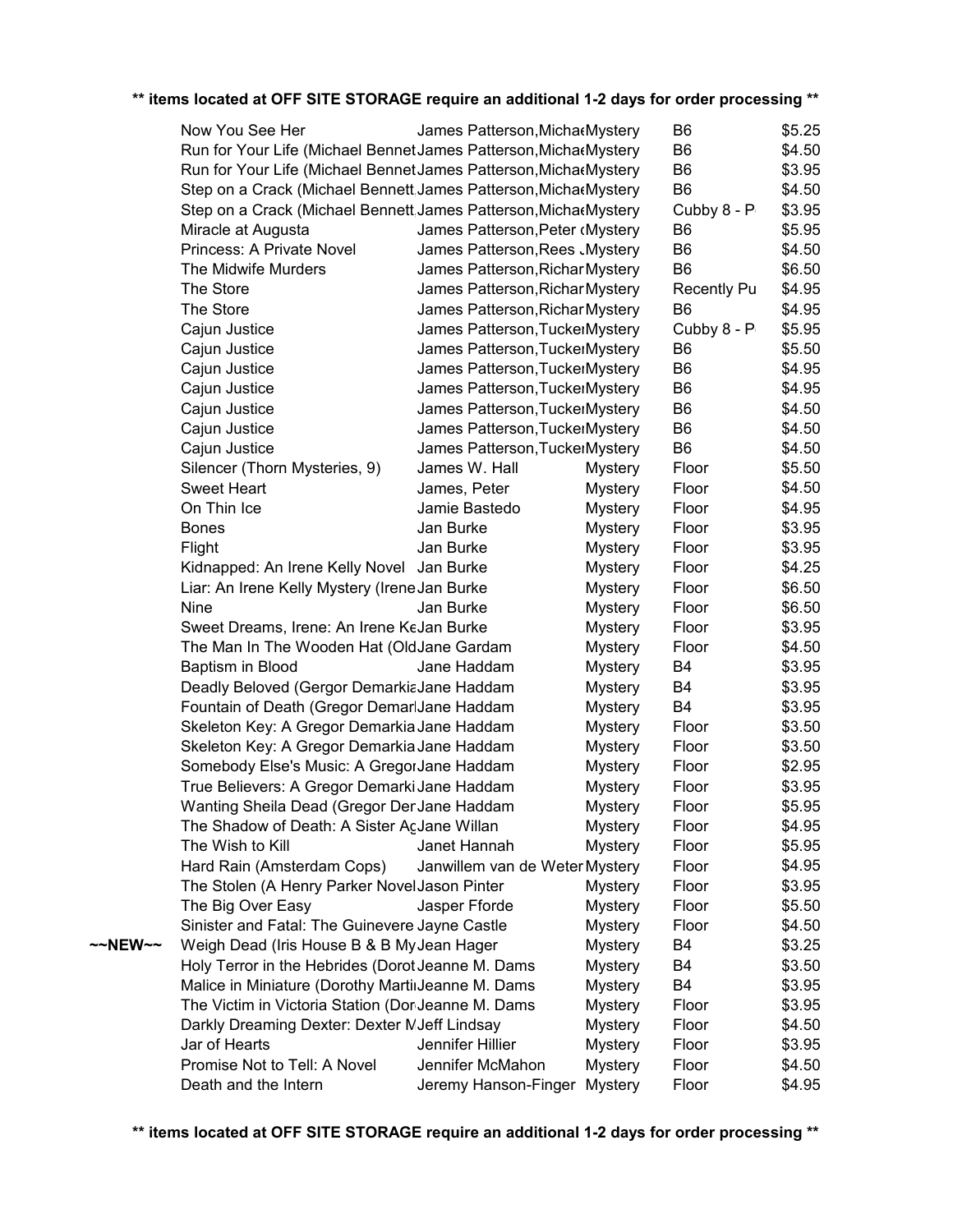**\*\* items located at OFF SITE STORAGE require an additional 1-2 days for order processing \*\***

| | Title | Author | Genre | Location | Price |
|---|---|---|---|---|---|
| | Now You See Her | James Patterson,Michae | Mystery | B6 | $5.25 |
| | Run for Your Life (Michael Bennet | James Patterson,Michae | Mystery | B6 | $4.50 |
| | Run for Your Life (Michael Bennet | James Patterson,Michae | Mystery | B6 | $3.95 |
| | Step on a Crack (Michael Bennett | James Patterson,Michae | Mystery | B6 | $4.50 |
| | Step on a Crack (Michael Bennett | James Patterson,Michae | Mystery | Cubby 8 - P | $3.95 |
| | Miracle at Augusta | James Patterson,Peter ( | Mystery | B6 | $5.95 |
| | Princess: A Private Novel | James Patterson,Rees J | Mystery | B6 | $4.50 |
| | The Midwife Murders | James Patterson,Richar | Mystery | B6 | $6.50 |
| | The Store | James Patterson,Richar | Mystery | Recently Pu | $4.95 |
| | The Store | James Patterson,Richar | Mystery | B6 | $4.95 |
| | Cajun Justice | James Patterson,Tucker | Mystery | Cubby 8 - P | $5.95 |
| | Cajun Justice | James Patterson,Tucker | Mystery | B6 | $5.50 |
| | Cajun Justice | James Patterson,Tucker | Mystery | B6 | $4.95 |
| | Cajun Justice | James Patterson,Tucker | Mystery | B6 | $4.95 |
| | Cajun Justice | James Patterson,Tucker | Mystery | B6 | $4.50 |
| | Cajun Justice | James Patterson,Tucker | Mystery | B6 | $4.50 |
| | Cajun Justice | James Patterson,Tucker | Mystery | B6 | $4.50 |
| | Silencer (Thorn Mysteries, 9) | James W. Hall | Mystery | Floor | $5.50 |
| | Sweet Heart | James, Peter | Mystery | Floor | $4.50 |
| | On Thin Ice | Jamie Bastedo | Mystery | Floor | $4.95 |
| | Bones | Jan Burke | Mystery | Floor | $3.95 |
| | Flight | Jan Burke | Mystery | Floor | $3.95 |
| | Kidnapped: An Irene Kelly Novel | Jan Burke | Mystery | Floor | $4.25 |
| | Liar: An Irene Kelly Mystery (Irene | Jan Burke | Mystery | Floor | $6.50 |
| | Nine | Jan Burke | Mystery | Floor | $6.50 |
| | Sweet Dreams, Irene: An Irene Ke | Jan Burke | Mystery | Floor | $3.95 |
| | The Man In The Wooden Hat (Old | Jane Gardam | Mystery | Floor | $4.50 |
| | Baptism in Blood | Jane Haddam | Mystery | B4 | $3.95 |
| | Deadly Beloved (Gergor Demarkia | Jane Haddam | Mystery | B4 | $3.95 |
| | Fountain of Death (Gregor Demar | Jane Haddam | Mystery | B4 | $3.95 |
| | Skeleton Key: A Gregor Demarkia | Jane Haddam | Mystery | Floor | $3.50 |
| | Skeleton Key: A Gregor Demarkia | Jane Haddam | Mystery | Floor | $3.50 |
| | Somebody Else's Music: A Gregor | Jane Haddam | Mystery | Floor | $2.95 |
| | True Believers: A Gregor Demarki | Jane Haddam | Mystery | Floor | $3.95 |
| | Wanting Sheila Dead (Gregor Der | Jane Haddam | Mystery | Floor | $5.95 |
| | The Shadow of Death: A Sister Ag | Jane Willan | Mystery | Floor | $4.95 |
| | The Wish to Kill | Janet Hannah | Mystery | Floor | $5.95 |
| | Hard Rain (Amsterdam Cops) | Janwillem van de Weter | Mystery | Floor | $4.95 |
| | The Stolen (A Henry Parker Novel | Jason Pinter | Mystery | Floor | $3.95 |
| | The Big Over Easy | Jasper Fforde | Mystery | Floor | $5.50 |
| | Sinister and Fatal: The Guinevere | Jayne Castle | Mystery | Floor | $4.50 |
| ~~NEW~~ | Weigh Dead (Iris House B & B My | Jean Hager | Mystery | B4 | $3.25 |
| | Holy Terror in the Hebrides (Dorot | Jeanne M. Dams | Mystery | B4 | $3.50 |
| | Malice in Miniature (Dorothy Marti | Jeanne M. Dams | Mystery | B4 | $3.95 |
| | The Victim in Victoria Station (Dor | Jeanne M. Dams | Mystery | Floor | $3.95 |
| | Darkly Dreaming Dexter: Dexter M | Jeff Lindsay | Mystery | Floor | $4.50 |
| | Jar of Hearts | Jennifer Hillier | Mystery | Floor | $3.95 |
| | Promise Not to Tell: A Novel | Jennifer McMahon | Mystery | Floor | $4.50 |
| | Death and the Intern | Jeremy Hanson-Finger | Mystery | Floor | $4.95 |

**\*\* items located at OFF SITE STORAGE require an additional 1-2 days for order processing \*\***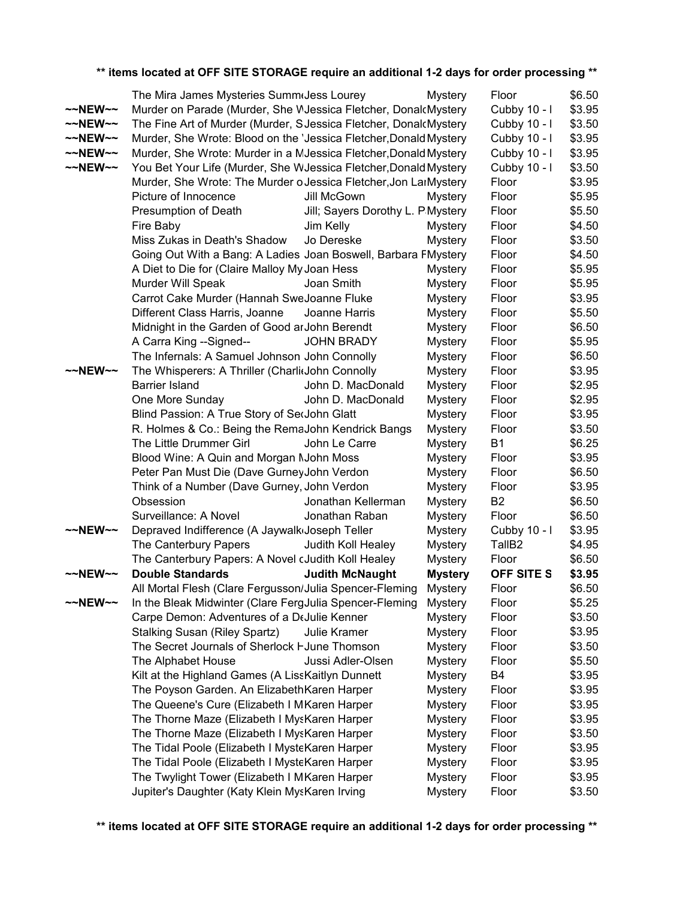**\*\* items located at OFF SITE STORAGE require an additional 1-2 days for order processing \*\***

| | Title | Author | Category | Location | Price |
|---|---|---|---|---|---|
| | The Mira James Mysteries Summ | Jess Lourey | Mystery | Floor | $6.50 |
| ~~NEW~~ | Murder on Parade (Murder, She W | Jessica Fletcher, Donald | Mystery | Cubby 10 - I | $3.95 |
| ~~NEW~~ | The Fine Art of Murder (Murder, S | Jessica Fletcher, Donald | Mystery | Cubby 10 - I | $3.50 |
| ~~NEW~~ | Murder, She Wrote: Blood on the ' | Jessica Fletcher,Donald | Mystery | Cubby 10 - I | $3.95 |
| ~~NEW~~ | Murder, She Wrote: Murder in a M | Jessica Fletcher,Donald | Mystery | Cubby 10 - I | $3.95 |
| ~~NEW~~ | You Bet Your Life (Murder, She W | Jessica Fletcher,Donald | Mystery | Cubby 10 - I | $3.50 |
| | Murder, She Wrote: The Murder o | Jessica Fletcher,Jon Lar | Mystery | Floor | $3.95 |
| | Picture of Innocence | Jill McGown | Mystery | Floor | $5.95 |
| | Presumption of Death | Jill; Sayers Dorothy L. P | Mystery | Floor | $5.50 |
| | Fire Baby | Jim Kelly | Mystery | Floor | $4.50 |
| | Miss Zukas in Death's Shadow | Jo Dereske | Mystery | Floor | $3.50 |
| | Going Out With a Bang: A Ladies | Joan Boswell, Barbara F | Mystery | Floor | $4.50 |
| | A Diet to Die for (Claire Malloy My | Joan Hess | Mystery | Floor | $5.95 |
| | Murder Will Speak | Joan Smith | Mystery | Floor | $5.95 |
| | Carrot Cake Murder (Hannah Swe | Joanne Fluke | Mystery | Floor | $3.95 |
| | Different Class Harris, Joanne | Joanne Harris | Mystery | Floor | $5.50 |
| | Midnight in the Garden of Good ar | John Berendt | Mystery | Floor | $6.50 |
| | A Carra King --Signed-- | JOHN BRADY | Mystery | Floor | $5.95 |
| | The Infernals: A Samuel Johnson | John Connolly | Mystery | Floor | $6.50 |
| ~~NEW~~ | The Whisperers: A Thriller (Charli | John Connolly | Mystery | Floor | $3.95 |
| | Barrier Island | John D. MacDonald | Mystery | Floor | $2.95 |
| | One More Sunday | John D. MacDonald | Mystery | Floor | $2.95 |
| | Blind Passion: A True Story of Se | John Glatt | Mystery | Floor | $3.95 |
| | R. Holmes & Co.: Being the Rema | John Kendrick Bangs | Mystery | Floor | $3.50 |
| | The Little Drummer Girl | John Le Carre | Mystery | B1 | $6.25 |
| | Blood Wine: A Quin and Morgan M | John Moss | Mystery | Floor | $3.95 |
| | Peter Pan Must Die (Dave Gurney | John Verdon | Mystery | Floor | $6.50 |
| | Think of a Number (Dave Gurney, | John Verdon | Mystery | Floor | $3.95 |
| | Obsession | Jonathan Kellerman | Mystery | B2 | $6.50 |
| | Surveillance: A Novel | Jonathan Raban | Mystery | Floor | $6.50 |
| ~~NEW~~ | Depraved Indifference (A Jaywalk | Joseph Teller | Mystery | Cubby 10 - I | $3.95 |
| | The Canterbury Papers | Judith Koll Healey | Mystery | TallB2 | $4.95 |
| | The Canterbury Papers: A Novel ( | Judith Koll Healey | Mystery | Floor | $6.50 |
| ~~NEW~~ | **Double Standards** | **Judith McNaught** | **Mystery** | **OFF SITE S** | **$3.95** |
| | All Mortal Flesh (Clare Fergusson/ | Julia Spencer-Fleming | Mystery | Floor | $6.50 |
| ~~NEW~~ | In the Bleak Midwinter (Clare Ferg | Julia Spencer-Fleming | Mystery | Floor | $5.25 |
| | Carpe Demon: Adventures of a De | Julie Kenner | Mystery | Floor | $3.50 |
| | Stalking Susan (Riley Spartz) | Julie Kramer | Mystery | Floor | $3.95 |
| | The Secret Journals of Sherlock H | June Thomson | Mystery | Floor | $3.50 |
| | The Alphabet House | Jussi Adler-Olsen | Mystery | Floor | $5.50 |
| | Kilt at the Highland Games (A Liss | Kaitlyn Dunnett | Mystery | B4 | $3.95 |
| | The Poyson Garden. An Elizabeth | Karen Harper | Mystery | Floor | $3.95 |
| | The Queene's Cure (Elizabeth I M | Karen Harper | Mystery | Floor | $3.95 |
| | The Thorne Maze (Elizabeth I Mys | Karen Harper | Mystery | Floor | $3.95 |
| | The Thorne Maze (Elizabeth I Mys | Karen Harper | Mystery | Floor | $3.50 |
| | The Tidal Poole (Elizabeth I Myste | Karen Harper | Mystery | Floor | $3.95 |
| | The Tidal Poole (Elizabeth I Myste | Karen Harper | Mystery | Floor | $3.95 |
| | The Twylight Tower (Elizabeth I M | Karen Harper | Mystery | Floor | $3.95 |
| | Jupiter's Daughter (Katy Klein Mys | Karen Irving | Mystery | Floor | $3.50 |

**\*\* items located at OFF SITE STORAGE require an additional 1-2 days for order processing \*\***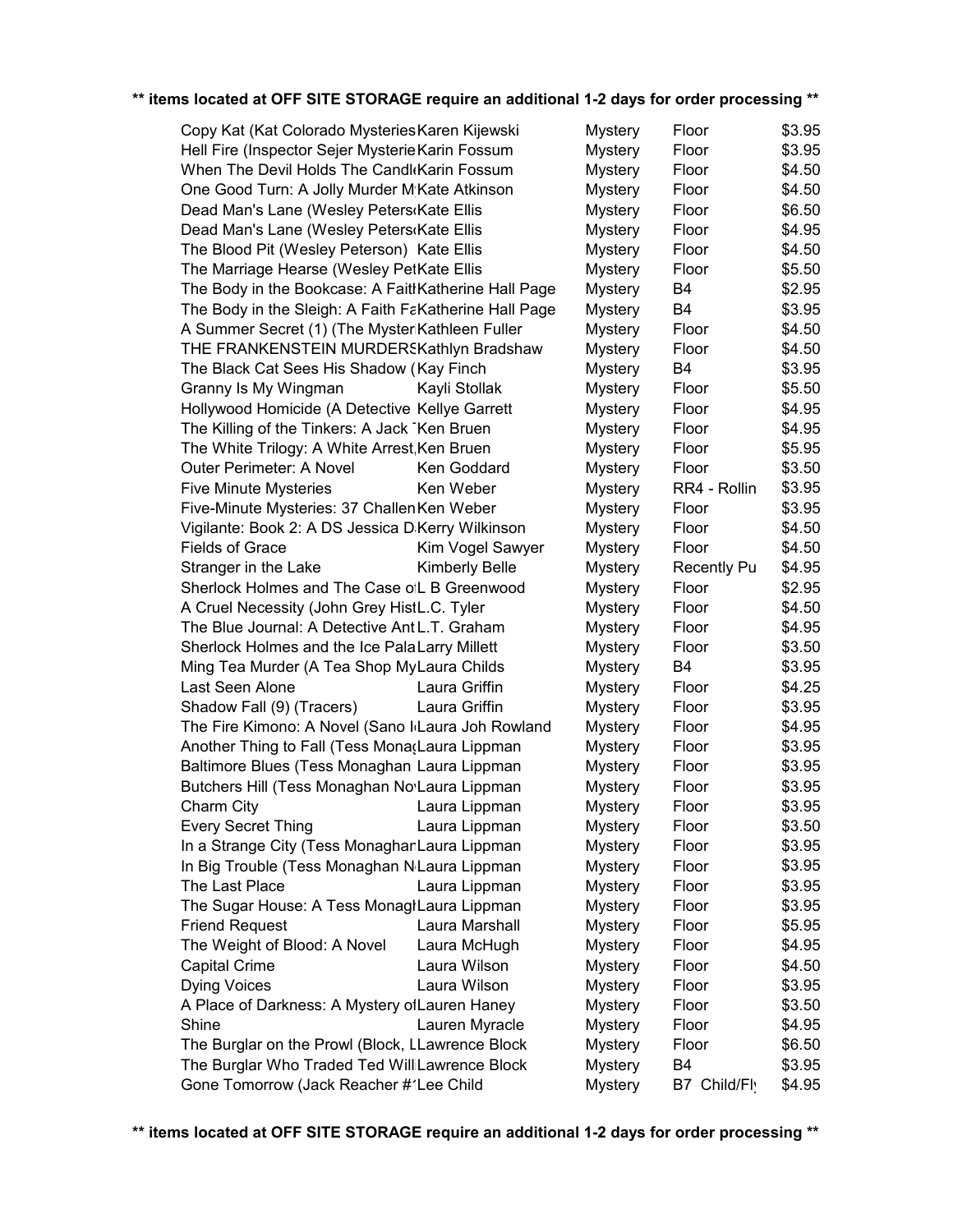**\*\* items located at OFF SITE STORAGE require an additional 1-2 days for order processing \*\***

| Title | Author | Category | Location | Price |
|---|---|---|---|---|
| Copy Kat (Kat Colorado Mysteries | Karen Kijewski | Mystery | Floor | $3.95 |
| Hell Fire (Inspector Sejer Mysterie | Karin Fossum | Mystery | Floor | $3.95 |
| When The Devil Holds The Candl | Karin Fossum | Mystery | Floor | $4.50 |
| One Good Turn: A Jolly Murder M | Kate Atkinson | Mystery | Floor | $4.50 |
| Dead Man's Lane (Wesley Peters | Kate Ellis | Mystery | Floor | $6.50 |
| Dead Man's Lane (Wesley Peters | Kate Ellis | Mystery | Floor | $4.95 |
| The Blood Pit (Wesley Peterson) | Kate Ellis | Mystery | Floor | $4.50 |
| The Marriage Hearse (Wesley Pet | Kate Ellis | Mystery | Floor | $5.50 |
| The Body in the Bookcase: A Faith | Katherine Hall Page | Mystery | B4 | $2.95 |
| The Body in the Sleigh: A Faith Fa | Katherine Hall Page | Mystery | B4 | $3.95 |
| A Summer Secret (1) (The Myster | Kathleen Fuller | Mystery | Floor | $4.50 |
| THE FRANKENSTEIN MURDERS | Kathlyn Bradshaw | Mystery | Floor | $4.50 |
| The Black Cat Sees His Shadow ( | Kay Finch | Mystery | B4 | $3.95 |
| Granny Is My Wingman | Kayli Stollak | Mystery | Floor | $5.50 |
| Hollywood Homicide (A Detective | Kellye Garrett | Mystery | Floor | $4.95 |
| The Killing of the Tinkers: A Jack | Ken Bruen | Mystery | Floor | $4.95 |
| The White Trilogy: A White Arrest, | Ken Bruen | Mystery | Floor | $5.95 |
| Outer Perimeter: A Novel | Ken Goddard | Mystery | Floor | $3.50 |
| Five Minute Mysteries | Ken Weber | Mystery | RR4 - Rollin | $3.95 |
| Five-Minute Mysteries: 37 Challen | Ken Weber | Mystery | Floor | $3.95 |
| Vigilante: Book 2: A DS Jessica D | Kerry Wilkinson | Mystery | Floor | $4.50 |
| Fields of Grace | Kim Vogel Sawyer | Mystery | Floor | $4.50 |
| Stranger in the Lake | Kimberly Belle | Mystery | Recently Pu | $4.95 |
| Sherlock Holmes and The Case o | L B Greenwood | Mystery | Floor | $2.95 |
| A Cruel Necessity (John Grey Hist | L.C. Tyler | Mystery | Floor | $4.50 |
| The Blue Journal: A Detective Ant | L.T. Graham | Mystery | Floor | $4.95 |
| Sherlock Holmes and the Ice Pala | Larry Millett | Mystery | Floor | $3.50 |
| Ming Tea Murder (A Tea Shop My | Laura Childs | Mystery | B4 | $3.95 |
| Last Seen Alone | Laura Griffin | Mystery | Floor | $4.25 |
| Shadow Fall (9) (Tracers) | Laura Griffin | Mystery | Floor | $3.95 |
| The Fire Kimono: A Novel (Sano I | Laura Joh Rowland | Mystery | Floor | $4.95 |
| Another Thing to Fall (Tess Monag | Laura Lippman | Mystery | Floor | $3.95 |
| Baltimore Blues (Tess Monaghan | Laura Lippman | Mystery | Floor | $3.95 |
| Butchers Hill (Tess Monaghan No | Laura Lippman | Mystery | Floor | $3.95 |
| Charm City | Laura Lippman | Mystery | Floor | $3.95 |
| Every Secret Thing | Laura Lippman | Mystery | Floor | $3.50 |
| In a Strange City (Tess Monaghan | Laura Lippman | Mystery | Floor | $3.95 |
| In Big Trouble (Tess Monaghan N | Laura Lippman | Mystery | Floor | $3.95 |
| The Last Place | Laura Lippman | Mystery | Floor | $3.95 |
| The Sugar House: A Tess Monagh | Laura Lippman | Mystery | Floor | $3.95 |
| Friend Request | Laura Marshall | Mystery | Floor | $5.95 |
| The Weight of Blood: A Novel | Laura McHugh | Mystery | Floor | $4.95 |
| Capital Crime | Laura Wilson | Mystery | Floor | $4.50 |
| Dying Voices | Laura Wilson | Mystery | Floor | $3.95 |
| A Place of Darkness: A Mystery of | Lauren Haney | Mystery | Floor | $3.50 |
| Shine | Lauren Myracle | Mystery | Floor | $4.95 |
| The Burglar on the Prowl (Block, L | Lawrence Block | Mystery | Floor | $6.50 |
| The Burglar Who Traded Ted Will | Lawrence Block | Mystery | B4 | $3.95 |
| Gone Tomorrow (Jack Reacher # | Lee Child | Mystery | B7 Child/Fl | $4.95 |

**\*\* items located at OFF SITE STORAGE require an additional 1-2 days for order processing \*\***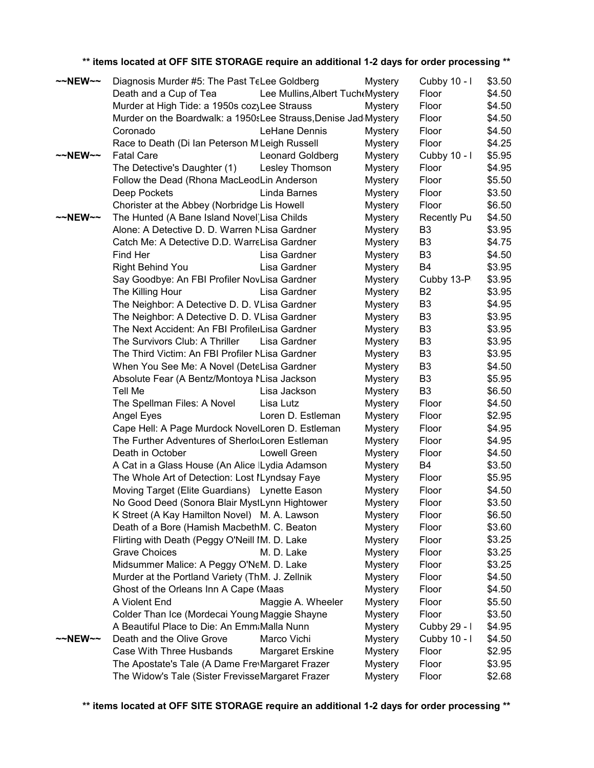**\*\* items located at OFF SITE STORAGE require an additional 1-2 days for order processing \*\***

| | | | | | |
|---|---|---|---|---|---|
| ~~NEW~~ | Diagnosis Murder #5: The Past Te | Lee Goldberg | Mystery | Cubby 10 - I | $3.50 |
| | Death and a Cup of Tea | Lee Mullins,Albert Tuch | Mystery | Floor | $4.50 |
| | Murder at High Tide: a 1950s cozy | Lee Strauss | Mystery | Floor | $4.50 |
| | Murder on the Boardwalk: a 1950s | Lee Strauss,Denise Jad | Mystery | Floor | $4.50 |
| | Coronado | LeHane Dennis | Mystery | Floor | $4.50 |
| | Race to Death (Di Ian Peterson M | Leigh Russell | Mystery | Floor | $4.25 |
| ~~NEW~~ | Fatal Care | Leonard Goldberg | Mystery | Cubby 10 - I | $5.95 |
| | The Detective's Daughter (1) | Lesley Thomson | Mystery | Floor | $4.95 |
| | Follow the Dead (Rhona MacLeod | Lin Anderson | Mystery | Floor | $5.50 |
| | Deep Pockets | Linda Barnes | Mystery | Floor | $3.50 |
| | Chorister at the Abbey (Norbridge | Lis Howell | Mystery | Floor | $6.50 |
| ~~NEW~~ | The Hunted (A Bane Island Novel) | Lisa Childs | Mystery | Recently Pu | $4.50 |
| | Alone: A Detective D. D. Warren N | Lisa Gardner | Mystery | B3 | $3.95 |
| | Catch Me: A Detective D.D. Warre | Lisa Gardner | Mystery | B3 | $4.75 |
| | Find Her | Lisa Gardner | Mystery | B3 | $4.50 |
| | Right Behind You | Lisa Gardner | Mystery | B4 | $3.95 |
| | Say Goodbye: An FBI Profiler Nov | Lisa Gardner | Mystery | Cubby 13-P | $3.95 |
| | The Killing Hour | Lisa Gardner | Mystery | B2 | $3.95 |
| | The Neighbor: A Detective D. D. W | Lisa Gardner | Mystery | B3 | $4.95 |
| | The Neighbor: A Detective D. D. W | Lisa Gardner | Mystery | B3 | $3.95 |
| | The Next Accident: An FBI Profiler | Lisa Gardner | Mystery | B3 | $3.95 |
| | The Survivors Club: A Thriller | Lisa Gardner | Mystery | B3 | $3.95 |
| | The Third Victim: An FBI Profiler N | Lisa Gardner | Mystery | B3 | $3.95 |
| | When You See Me: A Novel (Dete | Lisa Gardner | Mystery | B3 | $4.50 |
| | Absolute Fear (A Bentz/Montoya N | Lisa Jackson | Mystery | B3 | $5.95 |
| | Tell Me | Lisa Jackson | Mystery | B3 | $6.50 |
| | The Spellman Files: A Novel | Lisa Lutz | Mystery | Floor | $4.50 |
| | Angel Eyes | Loren D. Estleman | Mystery | Floor | $2.95 |
| | Cape Hell: A Page Murdock Novel | Loren D. Estleman | Mystery | Floor | $4.95 |
| | The Further Adventures of Sherlo | Loren Estleman | Mystery | Floor | $4.95 |
| | Death in October | Lowell Green | Mystery | Floor | $4.50 |
| | A Cat in a Glass House (An Alice I | Lydia Adamson | Mystery | B4 | $3.50 |
| | The Whole Art of Detection: Lost I | Lyndsay Faye | Mystery | Floor | $5.95 |
| | Moving Target (Elite Guardians) | Lynette Eason | Mystery | Floor | $4.50 |
| | No Good Deed (Sonora Blair Myst | Lynn Hightower | Mystery | Floor | $3.50 |
| | K Street (A Kay Hamilton Novel) | M. A. Lawson | Mystery | Floor | $6.50 |
| | Death of a Bore (Hamish Macbeth | M. C. Beaton | Mystery | Floor | $3.60 |
| | Flirting with Death (Peggy O'Neill I | M. D. Lake | Mystery | Floor | $3.25 |
| | Grave Choices | M. D. Lake | Mystery | Floor | $3.25 |
| | Midsummer Malice: A Peggy O'Ne | M. D. Lake | Mystery | Floor | $3.25 |
| | Murder at the Portland Variety (Th | M. J. Zellnik | Mystery | Floor | $4.50 |
| | Ghost of the Orleans Inn A Cape ( | Maas | Mystery | Floor | $4.50 |
| | A Violent End | Maggie A. Wheeler | Mystery | Floor | $5.50 |
| | Colder Than Ice (Mordecai Young | Maggie Shayne | Mystery | Floor | $3.50 |
| | A Beautiful Place to Die: An Emm | Malla Nunn | Mystery | Cubby 29 - I | $4.95 |
| ~~NEW~~ | Death and the Olive Grove | Marco Vichi | Mystery | Cubby 10 - I | $4.50 |
| | Case With Three Husbands | Margaret Erskine | Mystery | Floor | $2.95 |
| | The Apostate's Tale (A Dame Fre | Margaret Frazer | Mystery | Floor | $3.95 |
| | The Widow's Tale (Sister Frevisse | Margaret Frazer | Mystery | Floor | $2.68 |

**\*\* items located at OFF SITE STORAGE require an additional 1-2 days for order processing \*\***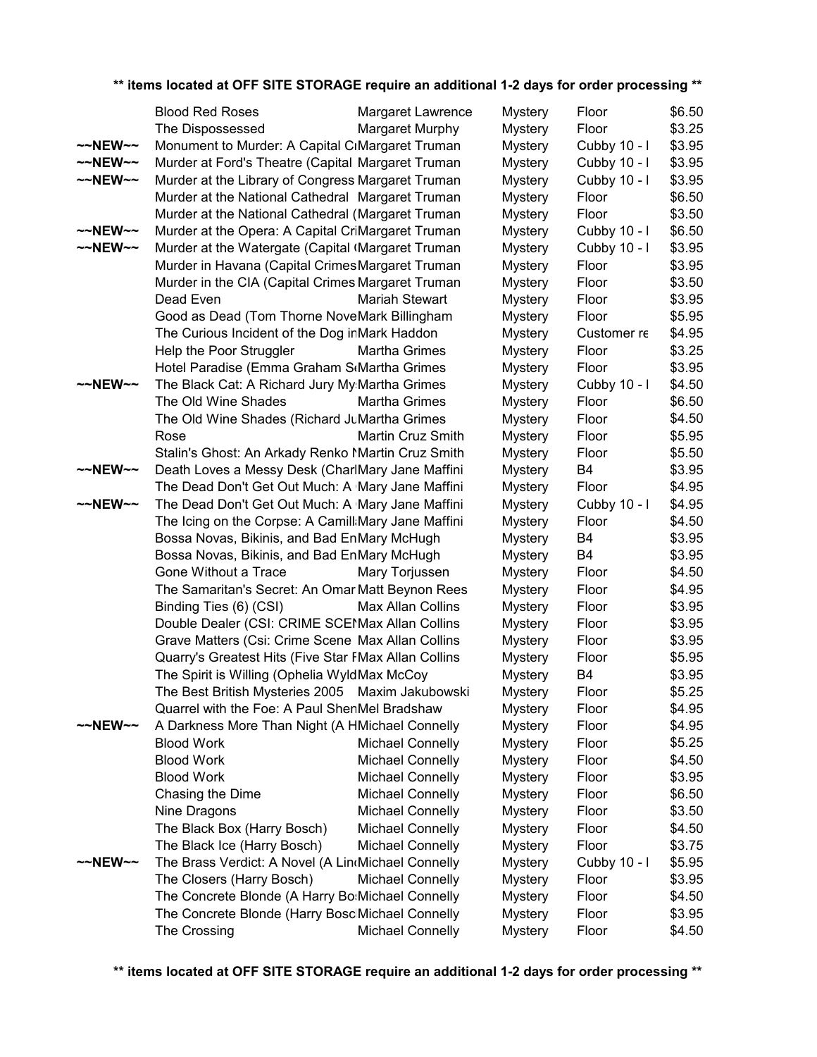** items located at OFF SITE STORAGE require an additional 1-2 days for order processing **

| | | | | | |
|---|---|---|---|---|---|
| | Blood Red Roses | Margaret Lawrence | Mystery | Floor | $6.50 |
| | The Dispossessed | Margaret Murphy | Mystery | Floor | $3.25 |
| ~~NEW~~ | Monument to Murder: A Capital Cr | Margaret Truman | Mystery | Cubby 10 - l | $3.95 |
| ~~NEW~~ | Murder at Ford's Theatre (Capital | Margaret Truman | Mystery | Cubby 10 - l | $3.95 |
| ~~NEW~~ | Murder at the Library of Congress | Margaret Truman | Mystery | Cubby 10 - l | $3.95 |
| | Murder at the National Cathedral | Margaret Truman | Mystery | Floor | $6.50 |
| | Murder at the National Cathedral ( | Margaret Truman | Mystery | Floor | $3.50 |
| ~~NEW~~ | Murder at the Opera: A Capital Cri | Margaret Truman | Mystery | Cubby 10 - l | $6.50 |
| ~~NEW~~ | Murder at the Watergate (Capital ( | Margaret Truman | Mystery | Cubby 10 - l | $3.95 |
| | Murder in Havana (Capital Crimes | Margaret Truman | Mystery | Floor | $3.95 |
| | Murder in the CIA (Capital Crimes | Margaret Truman | Mystery | Floor | $3.50 |
| | Dead Even | Mariah Stewart | Mystery | Floor | $3.95 |
| | Good as Dead (Tom Thorne Nove | Mark Billingham | Mystery | Floor | $5.95 |
| | The Curious Incident of the Dog in | Mark Haddon | Mystery | Customer re | $4.95 |
| | Help the Poor Struggler | Martha Grimes | Mystery | Floor | $3.25 |
| | Hotel Paradise (Emma Graham S | Martha Grimes | Mystery | Floor | $3.95 |
| ~~NEW~~ | The Black Cat: A Richard Jury My | Martha Grimes | Mystery | Cubby 10 - l | $4.50 |
| | The Old Wine Shades | Martha Grimes | Mystery | Floor | $6.50 |
| | The Old Wine Shades (Richard Ju | Martha Grimes | Mystery | Floor | $4.50 |
| | Rose | Martin Cruz Smith | Mystery | Floor | $5.95 |
| | Stalin's Ghost: An Arkady Renko N | Martin Cruz Smith | Mystery | Floor | $5.50 |
| ~~NEW~~ | Death Loves a Messy Desk (Charl | Mary Jane Maffini | Mystery | B4 | $3.95 |
| | The Dead Don't Get Out Much: A | Mary Jane Maffini | Mystery | Floor | $4.95 |
| ~~NEW~~ | The Dead Don't Get Out Much: A | Mary Jane Maffini | Mystery | Cubby 10 - l | $4.95 |
| | The Icing on the Corpse: A Camill | Mary Jane Maffini | Mystery | Floor | $4.50 |
| | Bossa Novas, Bikinis, and Bad En | Mary McHugh | Mystery | B4 | $3.95 |
| | Bossa Novas, Bikinis, and Bad En | Mary McHugh | Mystery | B4 | $3.95 |
| | Gone Without a Trace | Mary Torjussen | Mystery | Floor | $4.50 |
| | The Samaritan's Secret: An Omar | Matt Beynon Rees | Mystery | Floor | $4.95 |
| | Binding Ties (6) (CSI) | Max Allan Collins | Mystery | Floor | $3.95 |
| | Double Dealer (CSI: CRIME SCEN | Max Allan Collins | Mystery | Floor | $3.95 |
| | Grave Matters (Csi: Crime Scene | Max Allan Collins | Mystery | Floor | $3.95 |
| | Quarry's Greatest Hits (Five Star F | Max Allan Collins | Mystery | Floor | $5.95 |
| | The Spirit is Willing (Ophelia Wyld | Max McCoy | Mystery | B4 | $3.95 |
| | The Best British Mysteries 2005 | Maxim Jakubowski | Mystery | Floor | $5.25 |
| | Quarrel with the Foe: A Paul Shen | Mel Bradshaw | Mystery | Floor | $4.95 |
| ~~NEW~~ | A Darkness More Than Night (A H | Michael Connelly | Mystery | Floor | $4.95 |
| | Blood Work | Michael Connelly | Mystery | Floor | $5.25 |
| | Blood Work | Michael Connelly | Mystery | Floor | $4.50 |
| | Blood Work | Michael Connelly | Mystery | Floor | $3.95 |
| | Chasing the Dime | Michael Connelly | Mystery | Floor | $6.50 |
| | Nine Dragons | Michael Connelly | Mystery | Floor | $3.50 |
| | The Black Box (Harry Bosch) | Michael Connelly | Mystery | Floor | $4.50 |
| | The Black Ice (Harry Bosch) | Michael Connelly | Mystery | Floor | $3.75 |
| ~~NEW~~ | The Brass Verdict: A Novel (A Lin | Michael Connelly | Mystery | Cubby 10 - l | $5.95 |
| | The Closers (Harry Bosch) | Michael Connelly | Mystery | Floor | $3.95 |
| | The Concrete Blonde (A Harry Bo | Michael Connelly | Mystery | Floor | $4.50 |
| | The Concrete Blonde (Harry Bosc | Michael Connelly | Mystery | Floor | $3.95 |
| | The Crossing | Michael Connelly | Mystery | Floor | $4.50 |

** items located at OFF SITE STORAGE require an additional 1-2 days for order processing **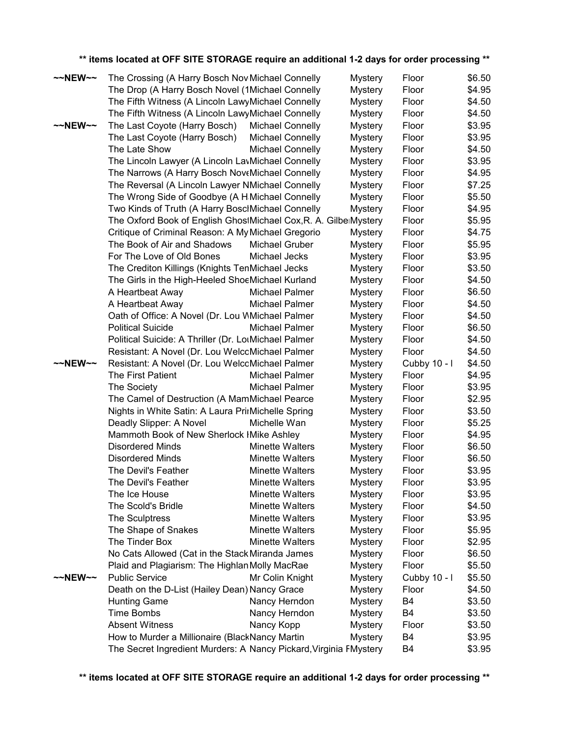**\*\* items located at OFF SITE STORAGE require an additional 1-2 days for order processing \*\***

| | | | | | |
|---|---|---|---|---|---|
| ~~NEW~~ | The Crossing (A Harry Bosch Nov | Michael Connelly | Mystery | Floor | $6.50 |
| | The Drop (A Harry Bosch Novel (1 | Michael Connelly | Mystery | Floor | $4.95 |
| | The Fifth Witness (A Lincoln Lawy | Michael Connelly | Mystery | Floor | $4.50 |
| | The Fifth Witness (A Lincoln Lawy | Michael Connelly | Mystery | Floor | $4.50 |
| ~~NEW~~ | The Last Coyote (Harry Bosch) | Michael Connelly | Mystery | Floor | $3.95 |
| | The Last Coyote (Harry Bosch) | Michael Connelly | Mystery | Floor | $3.95 |
| | The Late Show | Michael Connelly | Mystery | Floor | $4.50 |
| | The Lincoln Lawyer (A Lincoln Lav | Michael Connelly | Mystery | Floor | $3.95 |
| | The Narrows (A Harry Bosch Nove | Michael Connelly | Mystery | Floor | $4.95 |
| | The Reversal (A Lincoln Lawyer N | Michael Connelly | Mystery | Floor | $7.25 |
| | The Wrong Side of Goodbye (A H | Michael Connelly | Mystery | Floor | $5.50 |
| | Two Kinds of Truth (A Harry Bosc | Michael Connelly | Mystery | Floor | $4.95 |
| | The Oxford Book of English Ghos | Michael Cox,R. A. Gilbe | Mystery | Floor | $5.95 |
| | Critique of Criminal Reason: A My | Michael Gregorio | Mystery | Floor | $4.75 |
| | The Book of Air and Shadows | Michael Gruber | Mystery | Floor | $5.95 |
| | For The Love of Old Bones | Michael Jecks | Mystery | Floor | $3.95 |
| | The Crediton Killings (Knights Ten | Michael Jecks | Mystery | Floor | $3.50 |
| | The Girls in the High-Heeled Shoe | Michael Kurland | Mystery | Floor | $4.50 |
| | A Heartbeat Away | Michael Palmer | Mystery | Floor | $6.50 |
| | A Heartbeat Away | Michael Palmer | Mystery | Floor | $4.50 |
| | Oath of Office: A Novel (Dr. Lou W | Michael Palmer | Mystery | Floor | $4.50 |
| | Political Suicide | Michael Palmer | Mystery | Floor | $6.50 |
| | Political Suicide: A Thriller (Dr. Lo | Michael Palmer | Mystery | Floor | $4.50 |
| | Resistant: A Novel (Dr. Lou Welc | Michael Palmer | Mystery | Floor | $4.50 |
| ~~NEW~~ | Resistant: A Novel (Dr. Lou Welc | Michael Palmer | Mystery | Cubby 10 - I | $4.50 |
| | The First Patient | Michael Palmer | Mystery | Floor | $4.95 |
| | The Society | Michael Palmer | Mystery | Floor | $3.95 |
| | The Camel of Destruction (A Mam | Michael Pearce | Mystery | Floor | $2.95 |
| | Nights in White Satin: A Laura Pri | Michelle Spring | Mystery | Floor | $3.50 |
| | Deadly Slipper: A Novel | Michelle Wan | Mystery | Floor | $5.25 |
| | Mammoth Book of New Sherlock I | Mike Ashley | Mystery | Floor | $4.95 |
| | Disordered Minds | Minette Walters | Mystery | Floor | $6.50 |
| | Disordered Minds | Minette Walters | Mystery | Floor | $6.50 |
| | The Devil's Feather | Minette Walters | Mystery | Floor | $3.95 |
| | The Devil's Feather | Minette Walters | Mystery | Floor | $3.95 |
| | The Ice House | Minette Walters | Mystery | Floor | $3.95 |
| | The Scold's Bridle | Minette Walters | Mystery | Floor | $4.50 |
| | The Sculptress | Minette Walters | Mystery | Floor | $3.95 |
| | The Shape of Snakes | Minette Walters | Mystery | Floor | $5.95 |
| | The Tinder Box | Minette Walters | Mystery | Floor | $2.95 |
| | No Cats Allowed (Cat in the Stack | Miranda James | Mystery | Floor | $6.50 |
| | Plaid and Plagiarism: The Highlan | Molly MacRae | Mystery | Floor | $5.50 |
| ~~NEW~~ | Public Service | Mr Colin Knight | Mystery | Cubby 10 - I | $5.50 |
| | Death on the D-List (Hailey Dean) | Nancy Grace | Mystery | Floor | $4.50 |
| | Hunting Game | Nancy Herndon | Mystery | B4 | $3.50 |
| | Time Bombs | Nancy Herndon | Mystery | B4 | $3.50 |
| | Absent Witness | Nancy Kopp | Mystery | Floor | $3.50 |
| | How to Murder a Millionaire (Black | Nancy Martin | Mystery | B4 | $3.95 |
| | The Secret Ingredient Murders: A | Nancy Pickard,Virginia F | Mystery | B4 | $3.95 |

**\*\* items located at OFF SITE STORAGE require an additional 1-2 days for order processing \*\***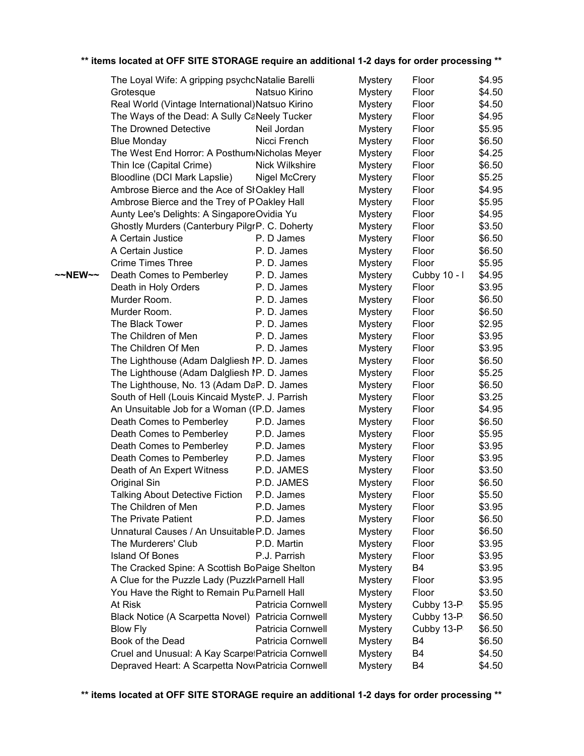**\*\* items located at OFF SITE STORAGE require an additional 1-2 days for order processing \*\***

| | | | | | |
|---|---|---|---|---|---|
| | The Loyal Wife: A gripping psycho | Natalie Barelli | Mystery | Floor | $4.95 |
| | Grotesque | Natsuo Kirino | Mystery | Floor | $4.50 |
| | Real World (Vintage International) | Natsuo Kirino | Mystery | Floor | $4.50 |
| | The Ways of the Dead: A Sully Ca | Neely Tucker | Mystery | Floor | $4.95 |
| | The Drowned Detective | Neil Jordan | Mystery | Floor | $5.95 |
| | Blue Monday | Nicci French | Mystery | Floor | $6.50 |
| | The West End Horror: A Posthum | Nicholas Meyer | Mystery | Floor | $4.25 |
| | Thin Ice (Capital Crime) | Nick Wilkshire | Mystery | Floor | $6.50 |
| | Bloodline (DCI Mark Lapslie) | Nigel McCrery | Mystery | Floor | $5.25 |
| | Ambrose Bierce and the Ace of Sh | Oakley Hall | Mystery | Floor | $4.95 |
| | Ambrose Bierce and the Trey of P | Oakley Hall | Mystery | Floor | $5.95 |
| | Aunty Lee's Delights: A Singapore | Ovidia Yu | Mystery | Floor | $4.95 |
| | Ghostly Murders (Canterbury Pilgr | P. C. Doherty | Mystery | Floor | $3.50 |
| | A Certain Justice | P. D James | Mystery | Floor | $6.50 |
| | A Certain Justice | P. D. James | Mystery | Floor | $6.50 |
| | Crime Times Three | P. D. James | Mystery | Floor | $5.95 |
| ~~NEW~~ | Death Comes to Pemberley | P. D. James | Mystery | Cubby 10 - I | $4.95 |
| | Death in Holy Orders | P. D. James | Mystery | Floor | $3.95 |
| | Murder Room. | P. D. James | Mystery | Floor | $6.50 |
| | Murder Room. | P. D. James | Mystery | Floor | $6.50 |
| | The Black Tower | P. D. James | Mystery | Floor | $2.95 |
| | The Children of Men | P. D. James | Mystery | Floor | $3.95 |
| | The Children Of Men | P. D. James | Mystery | Floor | $3.95 |
| | The Lighthouse (Adam Dalgliesh N | P. D. James | Mystery | Floor | $6.50 |
| | The Lighthouse (Adam Dalgliesh N | P. D. James | Mystery | Floor | $5.25 |
| | The Lighthouse, No. 13 (Adam Da | P. D. James | Mystery | Floor | $6.50 |
| | South of Hell (Louis Kincaid Myste | P. J. Parrish | Mystery | Floor | $3.25 |
| | An Unsuitable Job for a Woman ( | P.D. James | Mystery | Floor | $4.95 |
| | Death Comes to Pemberley | P.D. James | Mystery | Floor | $6.50 |
| | Death Comes to Pemberley | P.D. James | Mystery | Floor | $5.95 |
| | Death Comes to Pemberley | P.D. James | Mystery | Floor | $3.95 |
| | Death Comes to Pemberley | P.D. James | Mystery | Floor | $3.95 |
| | Death of An Expert Witness | P.D. JAMES | Mystery | Floor | $3.50 |
| | Original Sin | P.D. JAMES | Mystery | Floor | $6.50 |
| | Talking About Detective Fiction | P.D. James | Mystery | Floor | $5.50 |
| | The Children of Men | P.D. James | Mystery | Floor | $3.95 |
| | The Private Patient | P.D. James | Mystery | Floor | $6.50 |
| | Unnatural Causes / An Unsuitable | P.D. James | Mystery | Floor | $6.50 |
| | The Murderers' Club | P.D. Martin | Mystery | Floor | $3.95 |
| | Island Of Bones | P.J. Parrish | Mystery | Floor | $3.95 |
| | The Cracked Spine: A Scottish Bo | Paige Shelton | Mystery | B4 | $3.95 |
| | A Clue for the Puzzle Lady (Puzzle | Parnell Hall | Mystery | Floor | $3.95 |
| | You Have the Right to Remain Pu | Parnell Hall | Mystery | Floor | $3.50 |
| | At Risk | Patricia Cornwell | Mystery | Cubby 13-P | $5.95 |
| | Black Notice (A Scarpetta Novel) | Patricia Cornwell | Mystery | Cubby 13-P | $6.50 |
| | Blow Fly | Patricia Cornwell | Mystery | Cubby 13-P | $6.50 |
| | Book of the Dead | Patricia Cornwell | Mystery | B4 | $6.50 |
| | Cruel and Unusual: A Kay Scarpe | Patricia Cornwell | Mystery | B4 | $4.50 |
| | Depraved Heart: A Scarpetta Nov | Patricia Cornwell | Mystery | B4 | $4.50 |

**\*\* items located at OFF SITE STORAGE require an additional 1-2 days for order processing \*\***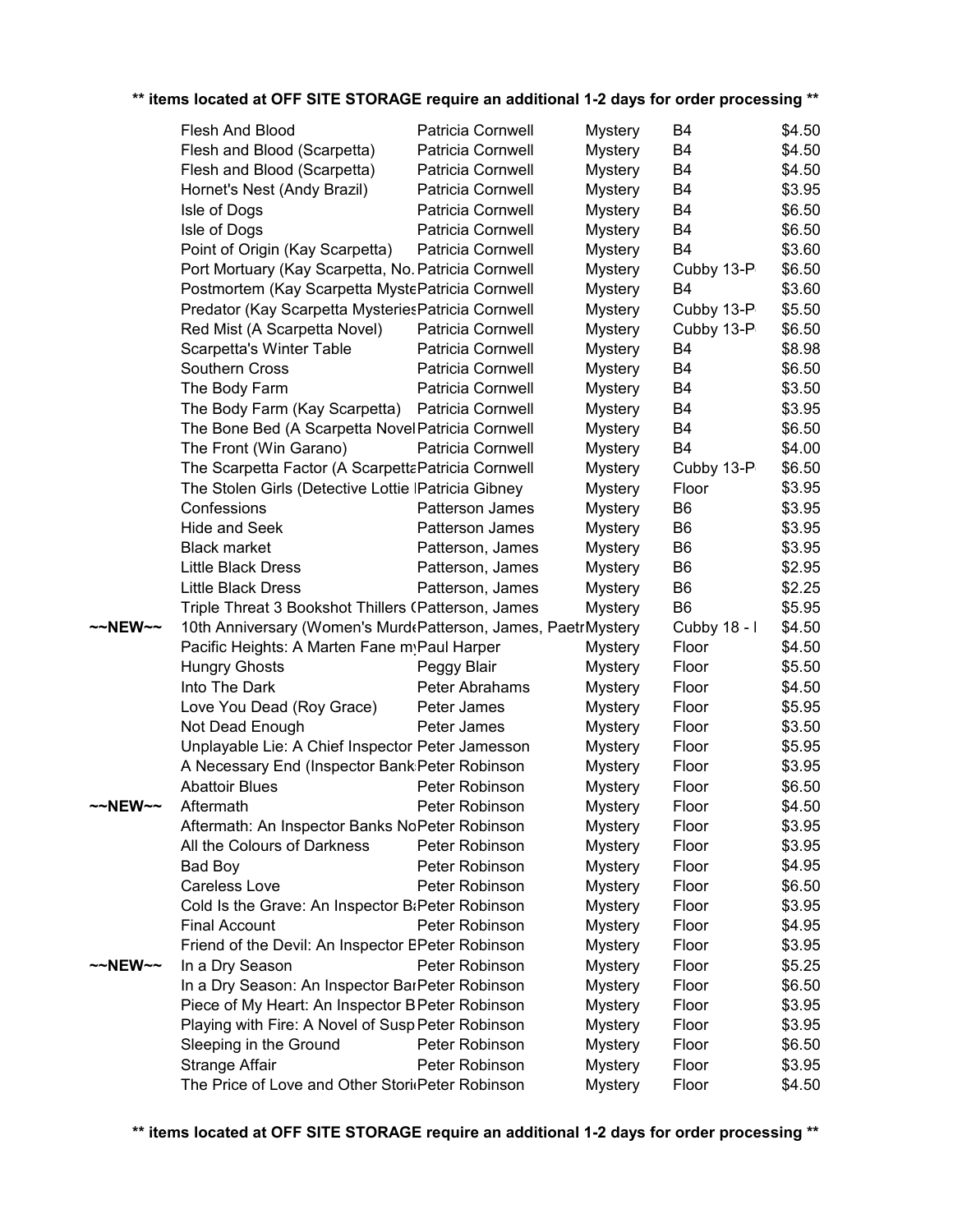**\*\* items located at OFF SITE STORAGE require an additional 1-2 days for order processing \*\***

| | Title | Author | Genre | Location | Price |
|---|---|---|---|---|---|
| | Flesh And Blood | Patricia Cornwell | Mystery | B4 | $4.50 |
| | Flesh and Blood (Scarpetta) | Patricia Cornwell | Mystery | B4 | $4.50 |
| | Flesh and Blood (Scarpetta) | Patricia Cornwell | Mystery | B4 | $4.50 |
| | Hornet's Nest (Andy Brazil) | Patricia Cornwell | Mystery | B4 | $3.95 |
| | Isle of Dogs | Patricia Cornwell | Mystery | B4 | $6.50 |
| | Isle of Dogs | Patricia Cornwell | Mystery | B4 | $6.50 |
| | Point of Origin (Kay Scarpetta) | Patricia Cornwell | Mystery | B4 | $3.60 |
| | Port Mortuary (Kay Scarpetta, No. | Patricia Cornwell | Mystery | Cubby 13-P | $6.50 |
| | Postmortem (Kay Scarpetta Myste | Patricia Cornwell | Mystery | B4 | $3.60 |
| | Predator (Kay Scarpetta Mysteries | Patricia Cornwell | Mystery | Cubby 13-P | $5.50 |
| | Red Mist (A Scarpetta Novel) | Patricia Cornwell | Mystery | Cubby 13-P | $6.50 |
| | Scarpetta's Winter Table | Patricia Cornwell | Mystery | B4 | $8.98 |
| | Southern Cross | Patricia Cornwell | Mystery | B4 | $6.50 |
| | The Body Farm | Patricia Cornwell | Mystery | B4 | $3.50 |
| | The Body Farm (Kay Scarpetta) | Patricia Cornwell | Mystery | B4 | $3.95 |
| | The Bone Bed (A Scarpetta Novel | Patricia Cornwell | Mystery | B4 | $6.50 |
| | The Front (Win Garano) | Patricia Cornwell | Mystery | B4 | $4.00 |
| | The Scarpetta Factor (A Scarpetta | Patricia Cornwell | Mystery | Cubby 13-P | $6.50 |
| | The Stolen Girls (Detective Lottie | Patricia Gibney | Mystery | Floor | $3.95 |
| | Confessions | Patterson James | Mystery | B6 | $3.95 |
| | Hide and Seek | Patterson James | Mystery | B6 | $3.95 |
| | Black market | Patterson, James | Mystery | B6 | $3.95 |
| | Little Black Dress | Patterson, James | Mystery | B6 | $2.95 |
| | Little Black Dress | Patterson, James | Mystery | B6 | $2.25 |
| | Triple Threat 3 Bookshot Thrillers ( | Patterson, James | Mystery | B6 | $5.95 |
| ~~NEW~~ | 10th Anniversary (Women's Murd | Patterson, James, Paetr | Mystery | Cubby 18 - I | $4.50 |
| | Pacific Heights: A Marten Fane my | Paul Harper | Mystery | Floor | $4.50 |
| | Hungry Ghosts | Peggy Blair | Mystery | Floor | $5.50 |
| | Into The Dark | Peter Abrahams | Mystery | Floor | $4.50 |
| | Love You Dead (Roy Grace) | Peter James | Mystery | Floor | $5.95 |
| | Not Dead Enough | Peter James | Mystery | Floor | $3.50 |
| | Unplayable Lie: A Chief Inspector | Peter Jamesson | Mystery | Floor | $5.95 |
| | A Necessary End (Inspector Bank | Peter Robinson | Mystery | Floor | $3.95 |
| | Abattoir Blues | Peter Robinson | Mystery | Floor | $6.50 |
| ~~NEW~~ | Aftermath | Peter Robinson | Mystery | Floor | $4.50 |
| | Aftermath: An Inspector Banks No | Peter Robinson | Mystery | Floor | $3.95 |
| | All the Colours of Darkness | Peter Robinson | Mystery | Floor | $3.95 |
| | Bad Boy | Peter Robinson | Mystery | Floor | $4.95 |
| | Careless Love | Peter Robinson | Mystery | Floor | $6.50 |
| | Cold Is the Grave: An Inspector B | Peter Robinson | Mystery | Floor | $3.95 |
| | Final Account | Peter Robinson | Mystery | Floor | $4.95 |
| | Friend of the Devil: An Inspector E | Peter Robinson | Mystery | Floor | $3.95 |
| ~~NEW~~ | In a Dry Season | Peter Robinson | Mystery | Floor | $5.25 |
| | In a Dry Season: An Inspector Ba | Peter Robinson | Mystery | Floor | $6.50 |
| | Piece of My Heart: An Inspector B | Peter Robinson | Mystery | Floor | $3.95 |
| | Playing with Fire: A Novel of Susp | Peter Robinson | Mystery | Floor | $3.95 |
| | Sleeping in the Ground | Peter Robinson | Mystery | Floor | $6.50 |
| | Strange Affair | Peter Robinson | Mystery | Floor | $3.95 |
| | The Price of Love and Other Stori | Peter Robinson | Mystery | Floor | $4.50 |

**\*\* items located at OFF SITE STORAGE require an additional 1-2 days for order processing \*\***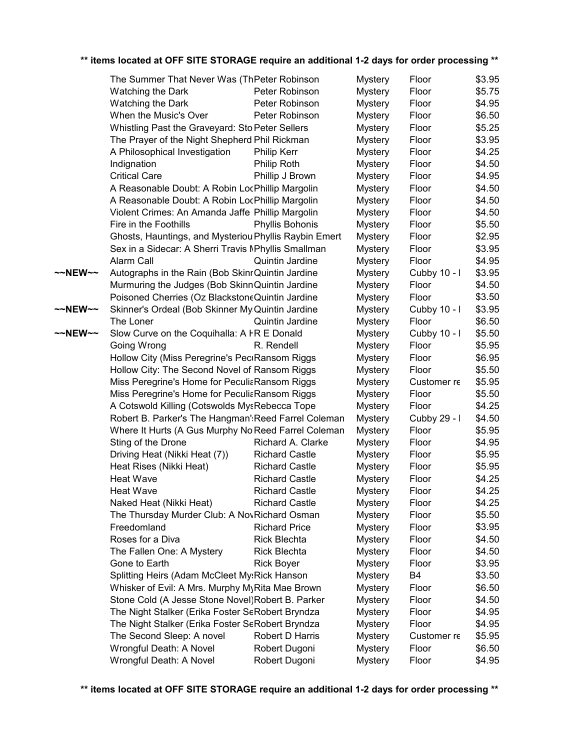** items located at OFF SITE STORAGE require an additional 1-2 days for order processing **

| | Title | Author | Genre | Location | Price |
|---|---|---|---|---|---|
| | The Summer That Never Was (Th | Peter Robinson | Mystery | Floor | $3.95 |
| | Watching the Dark | Peter Robinson | Mystery | Floor | $5.75 |
| | Watching the Dark | Peter Robinson | Mystery | Floor | $4.95 |
| | When the Music's Over | Peter Robinson | Mystery | Floor | $6.50 |
| | Whistling Past the Graveyard: Sto | Peter Sellers | Mystery | Floor | $5.25 |
| | The Prayer of the Night Shepherd | Phil Rickman | Mystery | Floor | $3.95 |
| | A Philosophical Investigation | Philip Kerr | Mystery | Floor | $4.25 |
| | Indignation | Philip Roth | Mystery | Floor | $4.50 |
| | Critical Care | Phillip J Brown | Mystery | Floor | $4.95 |
| | A Reasonable Doubt: A Robin Loc | Phillip Margolin | Mystery | Floor | $4.50 |
| | A Reasonable Doubt: A Robin Loc | Phillip Margolin | Mystery | Floor | $4.50 |
| | Violent Crimes: An Amanda Jaffe | Phillip Margolin | Mystery | Floor | $4.50 |
| | Fire in the Foothills | Phyllis Bohonis | Mystery | Floor | $5.50 |
| | Ghosts, Hauntings, and Mysteriou | Phyllis Raybin Emert | Mystery | Floor | $2.95 |
| | Sex in a Sidecar: A Sherri Travis M | Phyllis Smallman | Mystery | Floor | $3.95 |
| | Alarm Call | Quintin Jardine | Mystery | Floor | $4.95 |
| ~~NEW~~ | Autographs in the Rain (Bob Skinn | Quintin Jardine | Mystery | Cubby 10 - I | $3.95 |
| | Murmuring the Judges (Bob Skinn | Quintin Jardine | Mystery | Floor | $4.50 |
| | Poisoned Cherries (Oz Blackstone | Quintin Jardine | Mystery | Floor | $3.50 |
| ~~NEW~~ | Skinner's Ordeal (Bob Skinner My | Quintin Jardine | Mystery | Cubby 10 - I | $3.95 |
| | The Loner | Quintin Jardine | Mystery | Floor | $6.50 |
| ~~NEW~~ | Slow Curve on the Coquihalla: A F | R E Donald | Mystery | Cubby 10 - I | $5.50 |
| | Going Wrong | R. Rendell | Mystery | Floor | $5.95 |
| | Hollow City (Miss Peregrine's Pec | Ransom Riggs | Mystery | Floor | $6.95 |
| | Hollow City: The Second Novel of | Ransom Riggs | Mystery | Floor | $5.50 |
| | Miss Peregrine's Home for Peculia | Ransom Riggs | Mystery | Customer re | $5.95 |
| | Miss Peregrine's Home for Peculia | Ransom Riggs | Mystery | Floor | $5.50 |
| | A Cotswold Killing (Cotswolds Mys | Rebecca Tope | Mystery | Floor | $4.25 |
| | Robert B. Parker's The Hangman's | Reed Farrel Coleman | Mystery | Cubby 29 - I | $4.50 |
| | Where It Hurts (A Gus Murphy No | Reed Farrel Coleman | Mystery | Floor | $5.95 |
| | Sting of the Drone | Richard A. Clarke | Mystery | Floor | $4.95 |
| | Driving Heat (Nikki Heat (7)) | Richard Castle | Mystery | Floor | $5.95 |
| | Heat Rises (Nikki Heat) | Richard Castle | Mystery | Floor | $5.95 |
| | Heat Wave | Richard Castle | Mystery | Floor | $4.25 |
| | Heat Wave | Richard Castle | Mystery | Floor | $4.25 |
| | Naked Heat (Nikki Heat) | Richard Castle | Mystery | Floor | $4.25 |
| | The Thursday Murder Club: A Nov | Richard Osman | Mystery | Floor | $5.50 |
| | Freedomland | Richard Price | Mystery | Floor | $3.95 |
| | Roses for a Diva | Rick Blechta | Mystery | Floor | $4.50 |
| | The Fallen One: A Mystery | Rick Blechta | Mystery | Floor | $4.50 |
| | Gone to Earth | Rick Boyer | Mystery | Floor | $3.95 |
| | Splitting Heirs (Adam McCleet My | Rick Hanson | Mystery | B4 | $3.50 |
| | Whisker of Evil: A Mrs. Murphy My | Rita Mae Brown | Mystery | Floor | $6.50 |
| | Stone Cold (A Jesse Stone Novel) | Robert B. Parker | Mystery | Floor | $4.50 |
| | The Night Stalker (Erika Foster Se | Robert Bryndza | Mystery | Floor | $4.95 |
| | The Night Stalker (Erika Foster Se | Robert Bryndza | Mystery | Floor | $4.95 |
| | The Second Sleep: A novel | Robert D Harris | Mystery | Customer re | $5.95 |
| | Wrongful Death: A Novel | Robert Dugoni | Mystery | Floor | $6.50 |
| | Wrongful Death: A Novel | Robert Dugoni | Mystery | Floor | $4.95 |

** items located at OFF SITE STORAGE require an additional 1-2 days for order processing **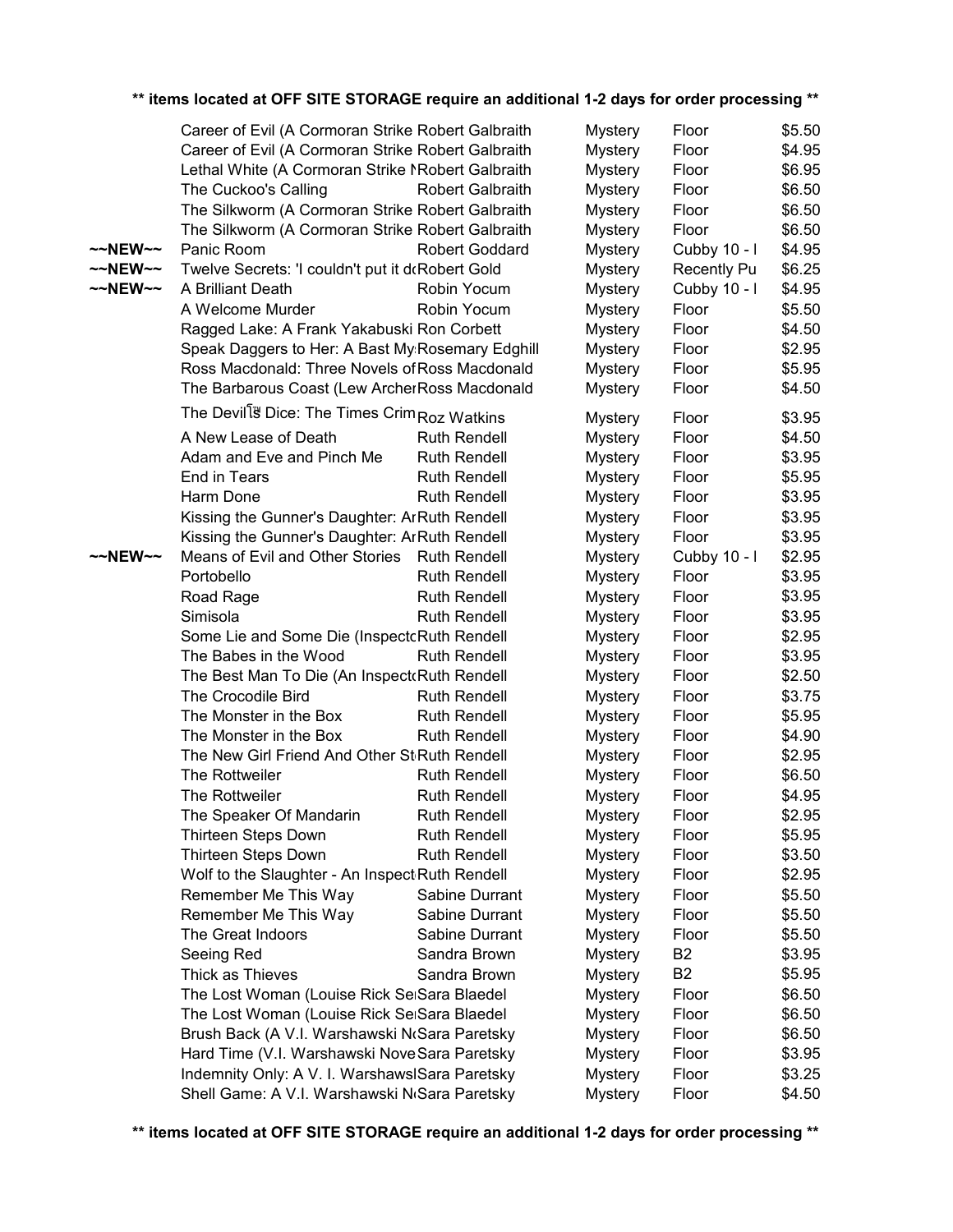** items located at OFF SITE STORAGE require an additional 1-2 days for order processing **

| | Title | Author | Genre | Location | Price |
|---|---|---|---|---|---|
| | Career of Evil (A Cormoran Strike | Robert Galbraith | Mystery | Floor | $5.50 |
| | Career of Evil (A Cormoran Strike | Robert Galbraith | Mystery | Floor | $4.95 |
| | Lethal White (A Cormoran Strike N | Robert Galbraith | Mystery | Floor | $6.95 |
| | The Cuckoo's Calling | Robert Galbraith | Mystery | Floor | $6.50 |
| | The Silkworm (A Cormoran Strike | Robert Galbraith | Mystery | Floor | $6.50 |
| | The Silkworm (A Cormoran Strike | Robert Galbraith | Mystery | Floor | $6.50 |
| ~~NEW~~ | Panic Room | Robert Goddard | Mystery | Cubby 10 - I | $4.95 |
| ~~NEW~~ | Twelve Secrets: 'I couldn't put it do | Robert Gold | Mystery | Recently Pu | $6.25 |
| ~~NEW~~ | A Brilliant Death | Robin Yocum | Mystery | Cubby 10 - I | $4.95 |
| | A Welcome Murder | Robin Yocum | Mystery | Floor | $5.50 |
| | Ragged Lake: A Frank Yakabuski | Ron Corbett | Mystery | Floor | $4.50 |
| | Speak Daggers to Her: A Bast My | Rosemary Edghill | Mystery | Floor | $2.95 |
| | Ross Macdonald: Three Novels of | Ross Macdonald | Mystery | Floor | $5.95 |
| | The Barbarous Coast (Lew Archer | Ross Macdonald | Mystery | Floor | $4.50 |
| | The Devil's Dice: The Times Crim | Roz Watkins | Mystery | Floor | $3.95 |
| | A New Lease of Death | Ruth Rendell | Mystery | Floor | $4.50 |
| | Adam and Eve and Pinch Me | Ruth Rendell | Mystery | Floor | $3.95 |
| | End in Tears | Ruth Rendell | Mystery | Floor | $5.95 |
| | Harm Done | Ruth Rendell | Mystery | Floor | $3.95 |
| | Kissing the Gunner's Daughter: Ar | Ruth Rendell | Mystery | Floor | $3.95 |
| | Kissing the Gunner's Daughter: Ar | Ruth Rendell | Mystery | Floor | $3.95 |
| ~~NEW~~ | Means of Evil and Other Stories | Ruth Rendell | Mystery | Cubby 10 - I | $2.95 |
| | Portobello | Ruth Rendell | Mystery | Floor | $3.95 |
| | Road Rage | Ruth Rendell | Mystery | Floor | $3.95 |
| | Simisola | Ruth Rendell | Mystery | Floor | $3.95 |
| | Some Lie and Some Die (Inspecto | Ruth Rendell | Mystery | Floor | $2.95 |
| | The Babes in the Wood | Ruth Rendell | Mystery | Floor | $3.95 |
| | The Best Man To Die (An Inspecto | Ruth Rendell | Mystery | Floor | $2.50 |
| | The Crocodile Bird | Ruth Rendell | Mystery | Floor | $3.75 |
| | The Monster in the Box | Ruth Rendell | Mystery | Floor | $5.95 |
| | The Monster in the Box | Ruth Rendell | Mystery | Floor | $4.90 |
| | The New Girl Friend And Other St | Ruth Rendell | Mystery | Floor | $2.95 |
| | The Rottweiler | Ruth Rendell | Mystery | Floor | $6.50 |
| | The Rottweiler | Ruth Rendell | Mystery | Floor | $4.95 |
| | The Speaker Of Mandarin | Ruth Rendell | Mystery | Floor | $2.95 |
| | Thirteen Steps Down | Ruth Rendell | Mystery | Floor | $5.95 |
| | Thirteen Steps Down | Ruth Rendell | Mystery | Floor | $3.50 |
| | Wolf to the Slaughter - An Inspect | Ruth Rendell | Mystery | Floor | $2.95 |
| | Remember Me This Way | Sabine Durrant | Mystery | Floor | $5.50 |
| | Remember Me This Way | Sabine Durrant | Mystery | Floor | $5.50 |
| | The Great Indoors | Sabine Durrant | Mystery | Floor | $5.50 |
| | Seeing Red | Sandra Brown | Mystery | B2 | $3.95 |
| | Thick as Thieves | Sandra Brown | Mystery | B2 | $5.95 |
| | The Lost Woman (Louise Rick Se | Sara Blaedel | Mystery | Floor | $6.50 |
| | The Lost Woman (Louise Rick Se | Sara Blaedel | Mystery | Floor | $6.50 |
| | Brush Back (A V.I. Warshawski N | Sara Paretsky | Mystery | Floor | $6.50 |
| | Hard Time (V.I. Warshawski Nove | Sara Paretsky | Mystery | Floor | $3.95 |
| | Indemnity Only: A V. I. Warshaws | Sara Paretsky | Mystery | Floor | $3.25 |
| | Shell Game: A V.I. Warshawski N | Sara Paretsky | Mystery | Floor | $4.50 |

** items located at OFF SITE STORAGE require an additional 1-2 days for order processing **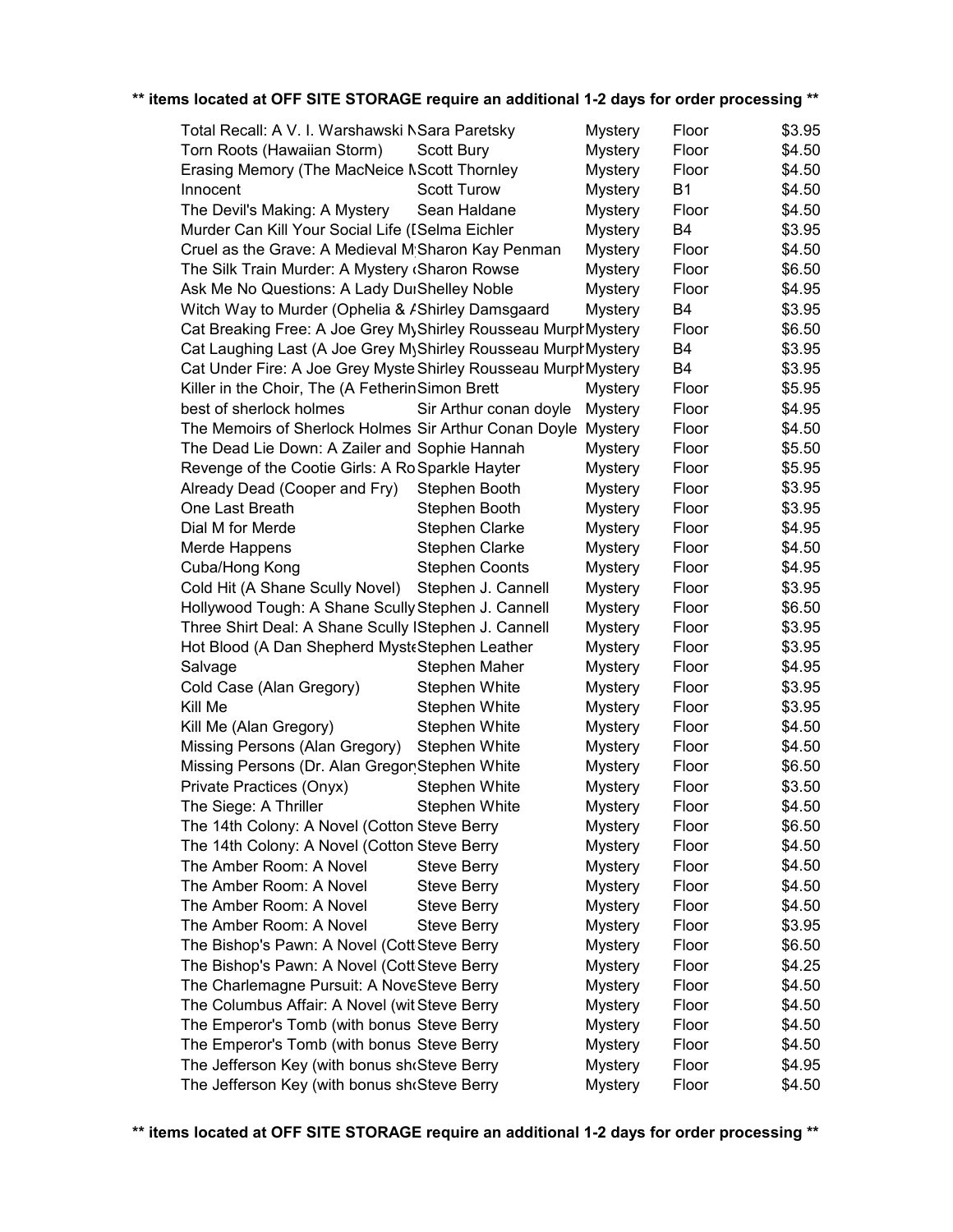**\*\* items located at OFF SITE STORAGE require an additional 1-2 days for order processing \*\***

| Title | Author | Category | Location | Price |
|---|---|---|---|---|
| Total Recall: A V. I. Warshawski N | Sara Paretsky | Mystery | Floor | $3.95 |
| Torn Roots (Hawaiian Storm) | Scott Bury | Mystery | Floor | $4.50 |
| Erasing Memory (The MacNeice M | Scott Thornley | Mystery | Floor | $4.50 |
| Innocent | Scott Turow | Mystery | B1 | $4.50 |
| The Devil's Making: A Mystery | Sean Haldane | Mystery | Floor | $4.50 |
| Murder Can Kill Your Social Life (I | Selma Eichler | Mystery | B4 | $3.95 |
| Cruel as the Grave: A Medieval M | Sharon Kay Penman | Mystery | Floor | $4.50 |
| The Silk Train Murder: A Mystery ( | Sharon Rowse | Mystery | Floor | $6.50 |
| Ask Me No Questions: A Lady Du | Shelley Noble | Mystery | Floor | $4.95 |
| Witch Way to Murder (Ophelia & A | Shirley Damsgaard | Mystery | B4 | $3.95 |
| Cat Breaking Free: A Joe Grey My | Shirley Rousseau Murph | Mystery | Floor | $6.50 |
| Cat Laughing Last (A Joe Grey My | Shirley Rousseau Murph | Mystery | B4 | $3.95 |
| Cat Under Fire: A Joe Grey Myste | Shirley Rousseau Murph | Mystery | B4 | $3.95 |
| Killer in the Choir, The (A Fetherin | Simon Brett | Mystery | Floor | $5.95 |
| best of sherlock holmes | Sir Arthur conan doyle | Mystery | Floor | $4.95 |
| The Memoirs of Sherlock Holmes | Sir Arthur Conan Doyle | Mystery | Floor | $4.50 |
| The Dead Lie Down: A Zailer and | Sophie Hannah | Mystery | Floor | $5.50 |
| Revenge of the Cootie Girls: A Ro | Sparkle Hayter | Mystery | Floor | $5.95 |
| Already Dead (Cooper and Fry) | Stephen Booth | Mystery | Floor | $3.95 |
| One Last Breath | Stephen Booth | Mystery | Floor | $3.95 |
| Dial M for Merde | Stephen Clarke | Mystery | Floor | $4.95 |
| Merde Happens | Stephen Clarke | Mystery | Floor | $4.50 |
| Cuba/Hong Kong | Stephen Coonts | Mystery | Floor | $4.95 |
| Cold Hit (A Shane Scully Novel) | Stephen J. Cannell | Mystery | Floor | $3.95 |
| Hollywood Tough: A Shane Scully | Stephen J. Cannell | Mystery | Floor | $6.50 |
| Three Shirt Deal: A Shane Scully I | Stephen J. Cannell | Mystery | Floor | $3.95 |
| Hot Blood (A Dan Shepherd Myste | Stephen Leather | Mystery | Floor | $3.95 |
| Salvage | Stephen Maher | Mystery | Floor | $4.95 |
| Cold Case (Alan Gregory) | Stephen White | Mystery | Floor | $3.95 |
| Kill Me | Stephen White | Mystery | Floor | $3.95 |
| Kill Me (Alan Gregory) | Stephen White | Mystery | Floor | $4.50 |
| Missing Persons (Alan Gregory) | Stephen White | Mystery | Floor | $4.50 |
| Missing Persons (Dr. Alan Gregor | Stephen White | Mystery | Floor | $6.50 |
| Private Practices (Onyx) | Stephen White | Mystery | Floor | $3.50 |
| The Siege: A Thriller | Stephen White | Mystery | Floor | $4.50 |
| The 14th Colony: A Novel (Cotton | Steve Berry | Mystery | Floor | $6.50 |
| The 14th Colony: A Novel (Cotton | Steve Berry | Mystery | Floor | $4.50 |
| The Amber Room: A Novel | Steve Berry | Mystery | Floor | $4.50 |
| The Amber Room: A Novel | Steve Berry | Mystery | Floor | $4.50 |
| The Amber Room: A Novel | Steve Berry | Mystery | Floor | $4.50 |
| The Amber Room: A Novel | Steve Berry | Mystery | Floor | $3.95 |
| The Bishop's Pawn: A Novel (Cott | Steve Berry | Mystery | Floor | $6.50 |
| The Bishop's Pawn: A Novel (Cott | Steve Berry | Mystery | Floor | $4.25 |
| The Charlemagne Pursuit: A Nove | Steve Berry | Mystery | Floor | $4.50 |
| The Columbus Affair: A Novel (wit | Steve Berry | Mystery | Floor | $4.50 |
| The Emperor's Tomb (with bonus | Steve Berry | Mystery | Floor | $4.50 |
| The Emperor's Tomb (with bonus | Steve Berry | Mystery | Floor | $4.50 |
| The Jefferson Key (with bonus sh | Steve Berry | Mystery | Floor | $4.95 |
| The Jefferson Key (with bonus sh | Steve Berry | Mystery | Floor | $4.50 |

**\*\* items located at OFF SITE STORAGE require an additional 1-2 days for order processing \*\***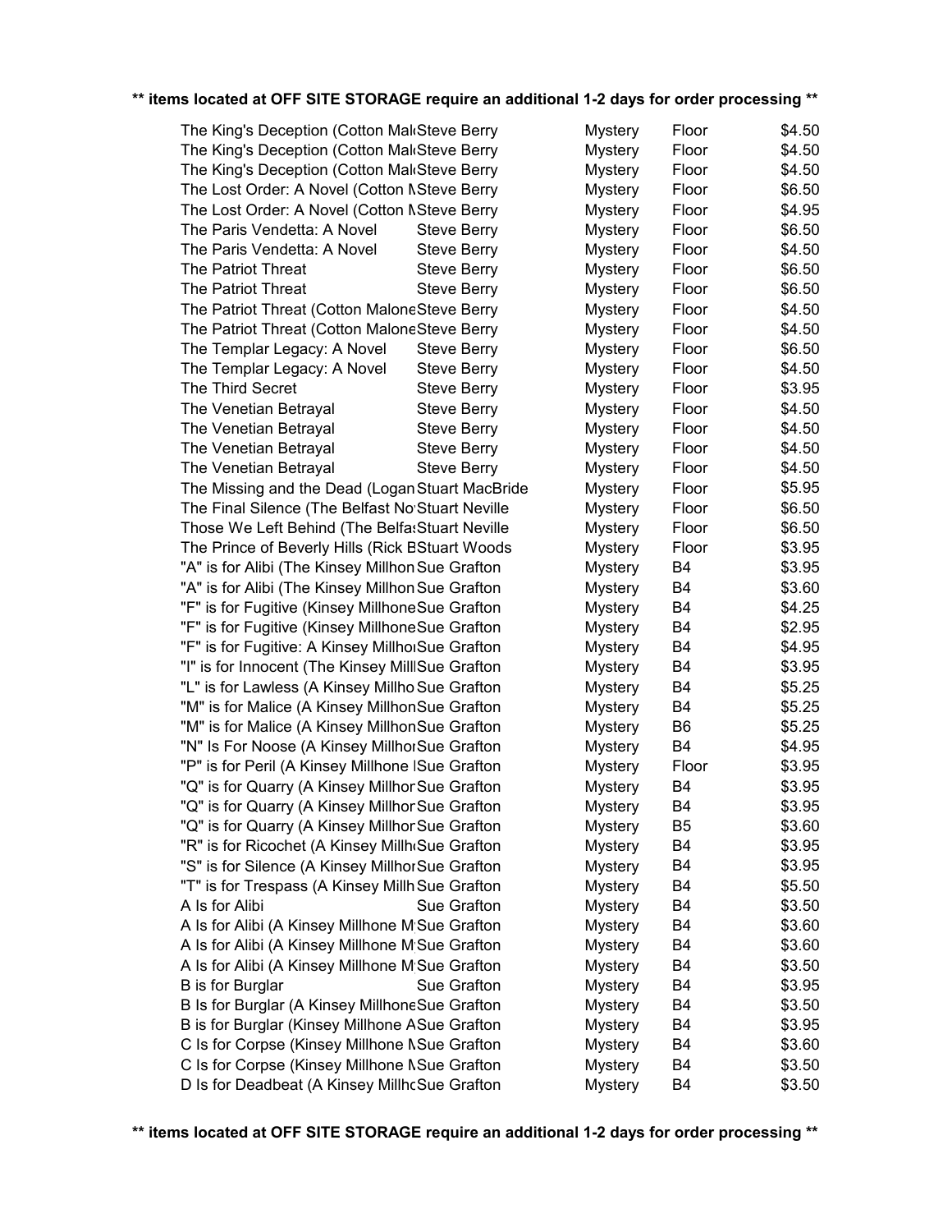** items located at OFF SITE STORAGE require an additional 1-2 days for order processing **

| | | | | |
|---|---|---|---|---|
| The King's Deception (Cotton Mal | Steve Berry | Mystery | Floor | $4.50 |
| The King's Deception (Cotton Mal | Steve Berry | Mystery | Floor | $4.50 |
| The King's Deception (Cotton Mal | Steve Berry | Mystery | Floor | $4.50 |
| The Lost Order: A Novel (Cotton M | Steve Berry | Mystery | Floor | $6.50 |
| The Lost Order: A Novel (Cotton M | Steve Berry | Mystery | Floor | $4.95 |
| The Paris Vendetta: A Novel | Steve Berry | Mystery | Floor | $6.50 |
| The Paris Vendetta: A Novel | Steve Berry | Mystery | Floor | $4.50 |
| The Patriot Threat | Steve Berry | Mystery | Floor | $6.50 |
| The Patriot Threat | Steve Berry | Mystery | Floor | $6.50 |
| The Patriot Threat (Cotton Malone | Steve Berry | Mystery | Floor | $4.50 |
| The Patriot Threat (Cotton Malone | Steve Berry | Mystery | Floor | $4.50 |
| The Templar Legacy: A Novel | Steve Berry | Mystery | Floor | $6.50 |
| The Templar Legacy: A Novel | Steve Berry | Mystery | Floor | $4.50 |
| The Third Secret | Steve Berry | Mystery | Floor | $3.95 |
| The Venetian Betrayal | Steve Berry | Mystery | Floor | $4.50 |
| The Venetian Betrayal | Steve Berry | Mystery | Floor | $4.50 |
| The Venetian Betrayal | Steve Berry | Mystery | Floor | $4.50 |
| The Venetian Betrayal | Steve Berry | Mystery | Floor | $4.50 |
| The Missing and the Dead (Logan | Stuart MacBride | Mystery | Floor | $5.95 |
| The Final Silence (The Belfast No | Stuart Neville | Mystery | Floor | $6.50 |
| Those We Left Behind (The Belfa | Stuart Neville | Mystery | Floor | $6.50 |
| The Prince of Beverly Hills (Rick B | Stuart Woods | Mystery | Floor | $3.95 |
| "A" is for Alibi (The Kinsey Millhon | Sue Grafton | Mystery | B4 | $3.95 |
| "A" is for Alibi (The Kinsey Millhon | Sue Grafton | Mystery | B4 | $3.60 |
| "F" is for Fugitive (Kinsey Millhone | Sue Grafton | Mystery | B4 | $4.25 |
| "F" is for Fugitive (Kinsey Millhone | Sue Grafton | Mystery | B4 | $2.95 |
| "F" is for Fugitive: A Kinsey Millho | Sue Grafton | Mystery | B4 | $4.95 |
| "I" is for Innocent (The Kinsey Mill | Sue Grafton | Mystery | B4 | $3.95 |
| "L" is for Lawless (A Kinsey Millho | Sue Grafton | Mystery | B4 | $5.25 |
| "M" is for Malice (A Kinsey Millhon | Sue Grafton | Mystery | B4 | $5.25 |
| "M" is for Malice (A Kinsey Millhon | Sue Grafton | Mystery | B6 | $5.25 |
| "N" Is For Noose (A Kinsey Millho | Sue Grafton | Mystery | B4 | $4.95 |
| "P" is for Peril (A Kinsey Millhone | Sue Grafton | Mystery | Floor | $3.95 |
| "Q" is for Quarry (A Kinsey Millhor | Sue Grafton | Mystery | B4 | $3.95 |
| "Q" is for Quarry (A Kinsey Millhor | Sue Grafton | Mystery | B4 | $3.95 |
| "Q" is for Quarry (A Kinsey Millhor | Sue Grafton | Mystery | B5 | $3.60 |
| "R" is for Ricochet (A Kinsey Millh | Sue Grafton | Mystery | B4 | $3.95 |
| "S" is for Silence (A Kinsey Millhor | Sue Grafton | Mystery | B4 | $3.95 |
| "T" is for Trespass (A Kinsey Millh | Sue Grafton | Mystery | B4 | $5.50 |
| A Is for Alibi | Sue Grafton | Mystery | B4 | $3.50 |
| A Is for Alibi (A Kinsey Millhone M | Sue Grafton | Mystery | B4 | $3.60 |
| A Is for Alibi (A Kinsey Millhone M | Sue Grafton | Mystery | B4 | $3.60 |
| A Is for Alibi (A Kinsey Millhone M | Sue Grafton | Mystery | B4 | $3.50 |
| B is for Burglar | Sue Grafton | Mystery | B4 | $3.95 |
| B Is for Burglar (A Kinsey Millhone | Sue Grafton | Mystery | B4 | $3.50 |
| B is for Burglar (Kinsey Millhone A | Sue Grafton | Mystery | B4 | $3.95 |
| C Is for Corpse (Kinsey Millhone M | Sue Grafton | Mystery | B4 | $3.60 |
| C Is for Corpse (Kinsey Millhone M | Sue Grafton | Mystery | B4 | $3.50 |
| D Is for Deadbeat (A Kinsey Millho | Sue Grafton | Mystery | B4 | $3.50 |

** items located at OFF SITE STORAGE require an additional 1-2 days for order processing **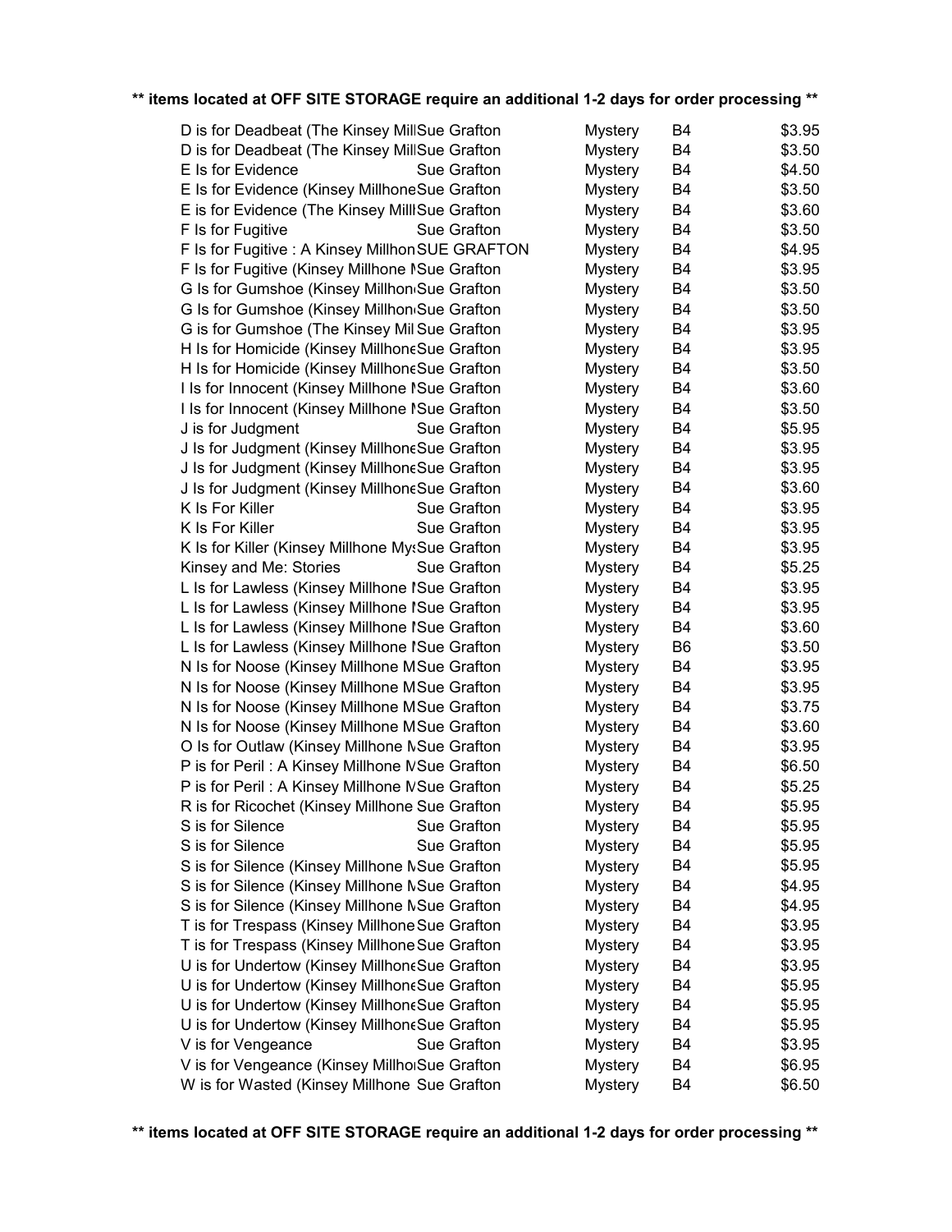** items located at OFF SITE STORAGE require an additional 1-2 days for order processing **

| | | | | |
|---|---|---|---|---|
| D is for Deadbeat (The Kinsey Mill | Sue Grafton | Mystery | B4 | $3.95 |
| D is for Deadbeat (The Kinsey Mill | Sue Grafton | Mystery | B4 | $3.50 |
| E Is for Evidence | Sue Grafton | Mystery | B4 | $4.50 |
| E Is for Evidence (Kinsey Millhone | Sue Grafton | Mystery | B4 | $3.50 |
| E is for Evidence (The Kinsey Mill | Sue Grafton | Mystery | B4 | $3.60 |
| F Is for Fugitive | Sue Grafton | Mystery | B4 | $3.50 |
| F Is for Fugitive : A Kinsey Millhon | SUE GRAFTON | Mystery | B4 | $4.95 |
| F Is for Fugitive (Kinsey Millhone M | Sue Grafton | Mystery | B4 | $3.95 |
| G Is for Gumshoe (Kinsey Millhon | Sue Grafton | Mystery | B4 | $3.50 |
| G Is for Gumshoe (Kinsey Millhon | Sue Grafton | Mystery | B4 | $3.50 |
| G is for Gumshoe (The Kinsey Mil | Sue Grafton | Mystery | B4 | $3.95 |
| H Is for Homicide (Kinsey Millhone | Sue Grafton | Mystery | B4 | $3.95 |
| H Is for Homicide (Kinsey Millhone | Sue Grafton | Mystery | B4 | $3.50 |
| I Is for Innocent (Kinsey Millhone M | Sue Grafton | Mystery | B4 | $3.60 |
| I Is for Innocent (Kinsey Millhone M | Sue Grafton | Mystery | B4 | $3.50 |
| J is for Judgment | Sue Grafton | Mystery | B4 | $5.95 |
| J Is for Judgment (Kinsey Millhone | Sue Grafton | Mystery | B4 | $3.95 |
| J Is for Judgment (Kinsey Millhone | Sue Grafton | Mystery | B4 | $3.95 |
| J Is for Judgment (Kinsey Millhone | Sue Grafton | Mystery | B4 | $3.60 |
| K Is For Killer | Sue Grafton | Mystery | B4 | $3.95 |
| K Is For Killer | Sue Grafton | Mystery | B4 | $3.95 |
| K Is for Killer (Kinsey Millhone My | Sue Grafton | Mystery | B4 | $3.95 |
| Kinsey and Me: Stories | Sue Grafton | Mystery | B4 | $5.25 |
| L Is for Lawless (Kinsey Millhone M | Sue Grafton | Mystery | B4 | $3.95 |
| L Is for Lawless (Kinsey Millhone M | Sue Grafton | Mystery | B4 | $3.95 |
| L Is for Lawless (Kinsey Millhone M | Sue Grafton | Mystery | B4 | $3.60 |
| L Is for Lawless (Kinsey Millhone M | Sue Grafton | Mystery | B6 | $3.50 |
| N Is for Noose (Kinsey Millhone M | Sue Grafton | Mystery | B4 | $3.95 |
| N Is for Noose (Kinsey Millhone M | Sue Grafton | Mystery | B4 | $3.95 |
| N Is for Noose (Kinsey Millhone M | Sue Grafton | Mystery | B4 | $3.75 |
| N Is for Noose (Kinsey Millhone M | Sue Grafton | Mystery | B4 | $3.60 |
| O Is for Outlaw (Kinsey Millhone M | Sue Grafton | Mystery | B4 | $3.95 |
| P is for Peril : A Kinsey Millhone M | Sue Grafton | Mystery | B4 | $6.50 |
| P is for Peril : A Kinsey Millhone M | Sue Grafton | Mystery | B4 | $5.25 |
| R is for Ricochet (Kinsey Millhone | Sue Grafton | Mystery | B4 | $5.95 |
| S is for Silence | Sue Grafton | Mystery | B4 | $5.95 |
| S is for Silence | Sue Grafton | Mystery | B4 | $5.95 |
| S is for Silence (Kinsey Millhone M | Sue Grafton | Mystery | B4 | $5.95 |
| S is for Silence (Kinsey Millhone M | Sue Grafton | Mystery | B4 | $4.95 |
| S is for Silence (Kinsey Millhone M | Sue Grafton | Mystery | B4 | $4.95 |
| T is for Trespass (Kinsey Millhone | Sue Grafton | Mystery | B4 | $3.95 |
| T is for Trespass (Kinsey Millhone | Sue Grafton | Mystery | B4 | $3.95 |
| U is for Undertow (Kinsey Millhone | Sue Grafton | Mystery | B4 | $3.95 |
| U is for Undertow (Kinsey Millhone | Sue Grafton | Mystery | B4 | $5.95 |
| U is for Undertow (Kinsey Millhone | Sue Grafton | Mystery | B4 | $5.95 |
| U is for Undertow (Kinsey Millhone | Sue Grafton | Mystery | B4 | $5.95 |
| V is for Vengeance | Sue Grafton | Mystery | B4 | $3.95 |
| V is for Vengeance (Kinsey Millho | Sue Grafton | Mystery | B4 | $6.95 |
| W is for Wasted (Kinsey Millhone | Sue Grafton | Mystery | B4 | $6.50 |

** items located at OFF SITE STORAGE require an additional 1-2 days for order processing **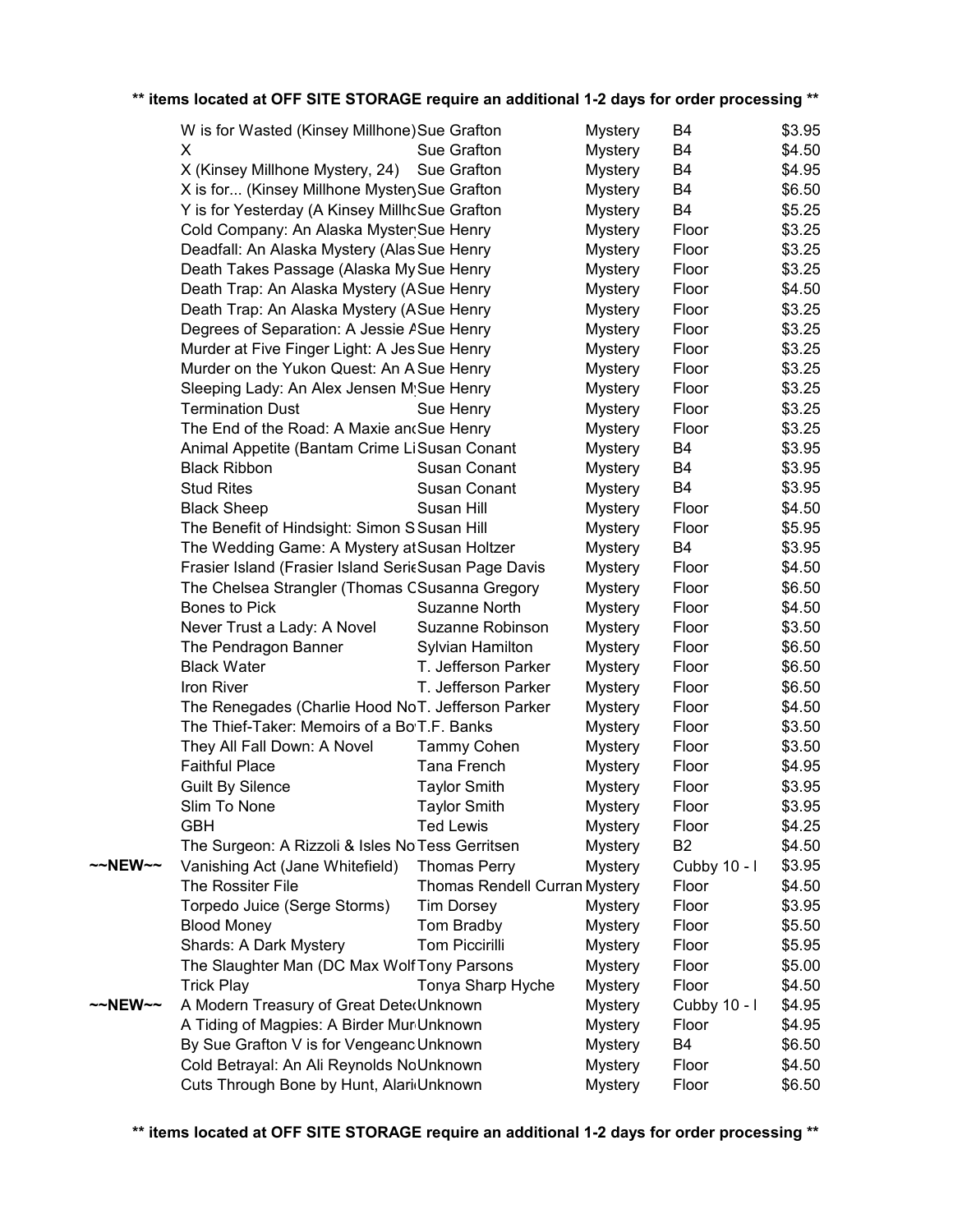**\*\* items located at OFF SITE STORAGE require an additional 1-2 days for order processing \*\***

| | Title | Author | Category | Location | Price |
|---|---|---|---|---|---|
| | W is for Wasted (Kinsey Millhone) | Sue Grafton | Mystery | B4 | $3.95 |
| | X | Sue Grafton | Mystery | B4 | $4.50 |
| | X (Kinsey Millhone Mystery, 24) | Sue Grafton | Mystery | B4 | $4.95 |
| | X is for... (Kinsey Millhone Mystery | Sue Grafton | Mystery | B4 | $6.50 |
| | Y is for Yesterday (A Kinsey Millho | Sue Grafton | Mystery | B4 | $5.25 |
| | Cold Company: An Alaska Mystery | Sue Henry | Mystery | Floor | $3.25 |
| | Deadfall: An Alaska Mystery (Alas | Sue Henry | Mystery | Floor | $3.25 |
| | Death Takes Passage (Alaska My | Sue Henry | Mystery | Floor | $3.25 |
| | Death Trap: An Alaska Mystery (A | Sue Henry | Mystery | Floor | $4.50 |
| | Death Trap: An Alaska Mystery (A | Sue Henry | Mystery | Floor | $3.25 |
| | Degrees of Separation: A Jessie A | Sue Henry | Mystery | Floor | $3.25 |
| | Murder at Five Finger Light: A Jes | Sue Henry | Mystery | Floor | $3.25 |
| | Murder on the Yukon Quest: An A | Sue Henry | Mystery | Floor | $3.25 |
| | Sleeping Lady: An Alex Jensen M | Sue Henry | Mystery | Floor | $3.25 |
| | Termination Dust | Sue Henry | Mystery | Floor | $3.25 |
| | The End of the Road: A Maxie and | Sue Henry | Mystery | Floor | $3.25 |
| | Animal Appetite (Bantam Crime Li | Susan Conant | Mystery | B4 | $3.95 |
| | Black Ribbon | Susan Conant | Mystery | B4 | $3.95 |
| | Stud Rites | Susan Conant | Mystery | B4 | $3.95 |
| | Black Sheep | Susan Hill | Mystery | Floor | $4.50 |
| | The Benefit of Hindsight: Simon S | Susan Hill | Mystery | Floor | $5.95 |
| | The Wedding Game: A Mystery at | Susan Holtzer | Mystery | B4 | $3.95 |
| | Frasier Island (Frasier Island Serie | Susan Page Davis | Mystery | Floor | $4.50 |
| | The Chelsea Strangler (Thomas C | Susanna Gregory | Mystery | Floor | $6.50 |
| | Bones to Pick | Suzanne North | Mystery | Floor | $4.50 |
| | Never Trust a Lady: A Novel | Suzanne Robinson | Mystery | Floor | $3.50 |
| | The Pendragon Banner | Sylvian Hamilton | Mystery | Floor | $6.50 |
| | Black Water | T. Jefferson Parker | Mystery | Floor | $6.50 |
| | Iron River | T. Jefferson Parker | Mystery | Floor | $6.50 |
| | The Renegades (Charlie Hood No | T. Jefferson Parker | Mystery | Floor | $4.50 |
| | The Thief-Taker: Memoirs of a Bo | T.F. Banks | Mystery | Floor | $3.50 |
| | They All Fall Down: A Novel | Tammy Cohen | Mystery | Floor | $3.50 |
| | Faithful Place | Tana French | Mystery | Floor | $4.95 |
| | Guilt By Silence | Taylor Smith | Mystery | Floor | $3.95 |
| | Slim To None | Taylor Smith | Mystery | Floor | $3.95 |
| | GBH | Ted Lewis | Mystery | Floor | $4.25 |
| | The Surgeon: A Rizzoli & Isles No | Tess Gerritsen | Mystery | B2 | $4.50 |
| ~~NEW~~ | Vanishing Act (Jane Whitefield) | Thomas Perry | Mystery | Cubby 10 - I | $3.95 |
| | The Rossiter File | Thomas Rendell Curran | Mystery | Floor | $4.50 |
| | Torpedo Juice (Serge Storms) | Tim Dorsey | Mystery | Floor | $3.95 |
| | Blood Money | Tom Bradby | Mystery | Floor | $5.50 |
| | Shards: A Dark Mystery | Tom Piccirilli | Mystery | Floor | $5.95 |
| | The Slaughter Man (DC Max Wolf | Tony Parsons | Mystery | Floor | $5.00 |
| | Trick Play | Tonya Sharp Hyche | Mystery | Floor | $4.50 |
| ~~NEW~~ | A Modern Treasury of Great Dete | Unknown | Mystery | Cubby 10 - I | $4.95 |
| | A Tiding of Magpies: A Birder Mur | Unknown | Mystery | Floor | $4.95 |
| | By Sue Grafton V is for Vengeanc | Unknown | Mystery | B4 | $6.50 |
| | Cold Betrayal: An Ali Reynolds No | Unknown | Mystery | Floor | $4.50 |
| | Cuts Through Bone by Hunt, Alari | Unknown | Mystery | Floor | $6.50 |

**\*\* items located at OFF SITE STORAGE require an additional 1-2 days for order processing \*\***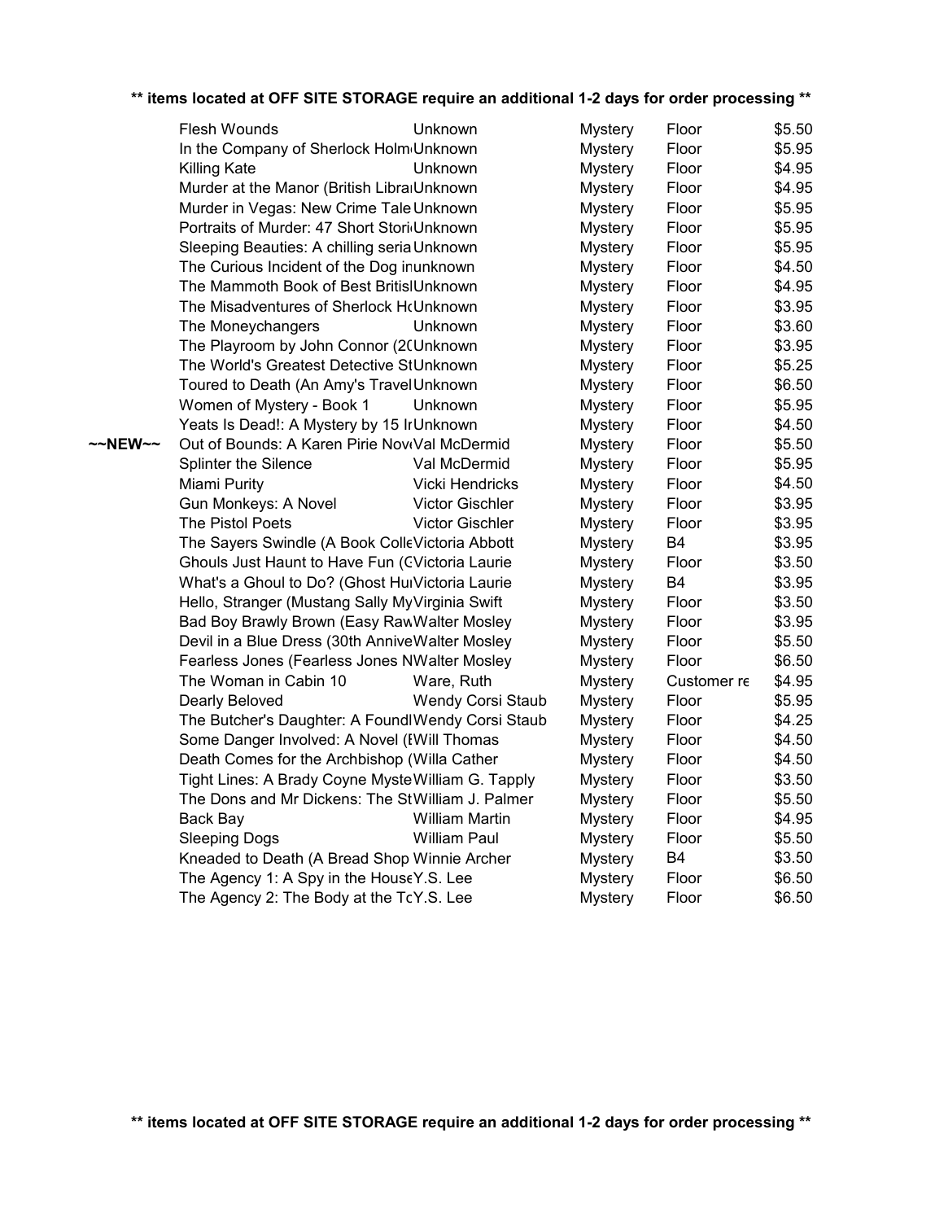**** items located at OFF SITE STORAGE require an additional 1-2 days for order processing ****

| | | | | | |
|---|---|---|---|---|---|
| | Flesh Wounds | Unknown | Mystery | Floor | $5.50 |
| | In the Company of Sherlock Holm | Unknown | Mystery | Floor | $5.95 |
| | Killing Kate | Unknown | Mystery | Floor | $4.95 |
| | Murder at the Manor (British Librar | Unknown | Mystery | Floor | $4.95 |
| | Murder in Vegas: New Crime Tale | Unknown | Mystery | Floor | $5.95 |
| | Portraits of Murder: 47 Short Stori | Unknown | Mystery | Floor | $5.95 |
| | Sleeping Beauties: A chilling seria | Unknown | Mystery | Floor | $5.95 |
| | The Curious Incident of the Dog in | unknown | Mystery | Floor | $4.50 |
| | The Mammoth Book of Best Britis | Unknown | Mystery | Floor | $4.95 |
| | The Misadventures of Sherlock H | Unknown | Mystery | Floor | $3.95 |
| | The Moneychangers | Unknown | Mystery | Floor | $3.60 |
| | The Playroom by John Connor (2 | Unknown | Mystery | Floor | $3.95 |
| | The World's Greatest Detective St | Unknown | Mystery | Floor | $5.25 |
| | Toured to Death (An Amy's Travel | Unknown | Mystery | Floor | $6.50 |
| | Women of Mystery - Book 1 | Unknown | Mystery | Floor | $5.95 |
| | Yeats Is Dead!: A Mystery by 15 Ir | Unknown | Mystery | Floor | $4.50 |
| ~~NEW~~ | Out of Bounds: A Karen Pirie Nov | Val McDermid | Mystery | Floor | $5.50 |
| | Splinter the Silence | Val McDermid | Mystery | Floor | $5.95 |
| | Miami Purity | Vicki Hendricks | Mystery | Floor | $4.50 |
| | Gun Monkeys: A Novel | Victor Gischler | Mystery | Floor | $3.95 |
| | The Pistol Poets | Victor Gischler | Mystery | Floor | $3.95 |
| | The Sayers Swindle (A Book Colle | Victoria Abbott | Mystery | B4 | $3.95 |
| | Ghouls Just Haunt to Have Fun (G | Victoria Laurie | Mystery | Floor | $3.50 |
| | What's a Ghoul to Do? (Ghost Hu | Victoria Laurie | Mystery | B4 | $3.95 |
| | Hello, Stranger (Mustang Sally My | Virginia Swift | Mystery | Floor | $3.50 |
| | Bad Boy Brawly Brown (Easy Raw | Walter Mosley | Mystery | Floor | $3.95 |
| | Devil in a Blue Dress (30th Annive | Walter Mosley | Mystery | Floor | $5.50 |
| | Fearless Jones (Fearless Jones N | Walter Mosley | Mystery | Floor | $6.50 |
| | The Woman in Cabin 10 | Ware, Ruth | Mystery | Customer re | $4.95 |
| | Dearly Beloved | Wendy Corsi Staub | Mystery | Floor | $5.95 |
| | The Butcher's Daughter: A Found | Wendy Corsi Staub | Mystery | Floor | $4.25 |
| | Some Danger Involved: A Novel ( | Will Thomas | Mystery | Floor | $4.50 |
| | Death Comes for the Archbishop ( | Willa Cather | Mystery | Floor | $4.50 |
| | Tight Lines: A Brady Coyne Myste | William G. Tapply | Mystery | Floor | $3.50 |
| | The Dons and Mr Dickens: The St | William J. Palmer | Mystery | Floor | $5.50 |
| | Back Bay | William Martin | Mystery | Floor | $4.95 |
| | Sleeping Dogs | William Paul | Mystery | Floor | $5.50 |
| | Kneaded to Death (A Bread Shop | Winnie Archer | Mystery | B4 | $3.50 |
| | The Agency 1: A Spy in the House | Y.S. Lee | Mystery | Floor | $6.50 |
| | The Agency 2: The Body at the T | Y.S. Lee | Mystery | Floor | $6.50 |

**** items located at OFF SITE STORAGE require an additional 1-2 days for order processing ****